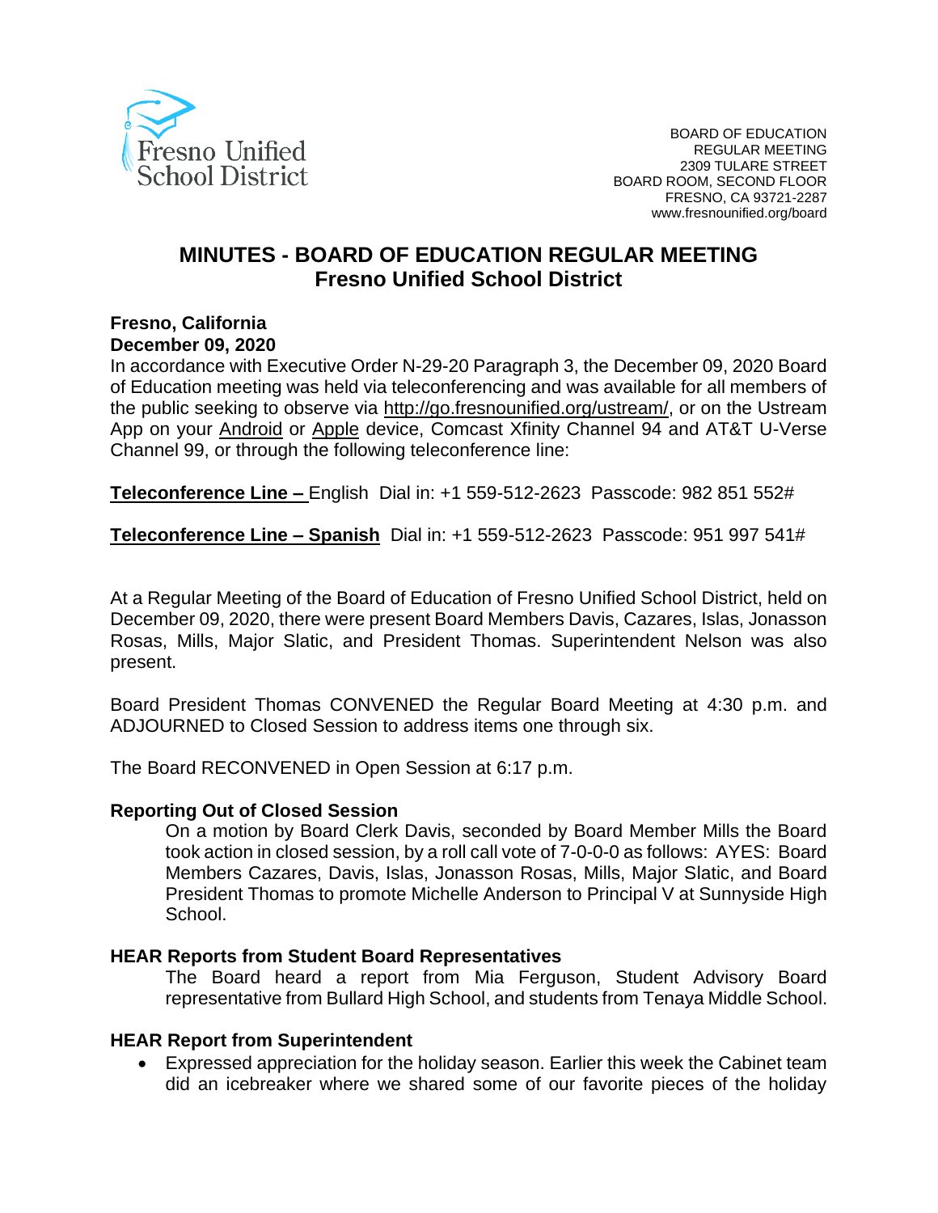Fresno Unified School District

BOARD OF EDUCATION
REGULAR MEETING
2309 TULARE STREET
BOARD ROOM, SECOND FLOOR
FRESNO, CA 93721-2287
www.fresnounified.org/board

# MINUTES - BOARD OF EDUCATION REGULAR MEETING
## Fresno Unified School District

**Fresno, California**
**December 09, 2020**

In accordance with Executive Order N-29-20 Paragraph 3, the December 09, 2020 Board of Education meeting was held via teleconferencing and was available for all members of the public seeking to observe via http://go.fresnounified.org/ustream/, or on the Ustream App on your Android or Apple device, Comcast Xfinity Channel 94 and AT&T U-Verse Channel 99, or through the following teleconference line:

**Teleconference Line –** English Dial in: +1 559-512-2623 Passcode: 982 851 552#

**Teleconference Line – Spanish** Dial in: +1 559-512-2623 Passcode: 951 997 541#

At a Regular Meeting of the Board of Education of Fresno Unified School District, held on December 09, 2020, there were present Board Members Davis, Cazares, Islas, Jonasson Rosas, Mills, Major Slatic, and President Thomas. Superintendent Nelson was also present.

Board President Thomas CONVENED the Regular Board Meeting at 4:30 p.m. and ADJOURNED to Closed Session to address items one through six.

The Board RECONVENED in Open Session at 6:17 p.m.

**Reporting Out of Closed Session**

On a motion by Board Clerk Davis, seconded by Board Member Mills the Board took action in closed session, by a roll call vote of 7-0-0-0 as follows: AYES: Board Members Cazares, Davis, Islas, Jonasson Rosas, Mills, Major Slatic, and Board President Thomas to promote Michelle Anderson to Principal V at Sunnyside High School.

**HEAR Reports from Student Board Representatives**

The Board heard a report from Mia Ferguson, Student Advisory Board representative from Bullard High School, and students from Tenaya Middle School.

**HEAR Report from Superintendent**

- Expressed appreciation for the holiday season. Earlier this week the Cabinet team did an icebreaker where we shared some of our favorite pieces of the holiday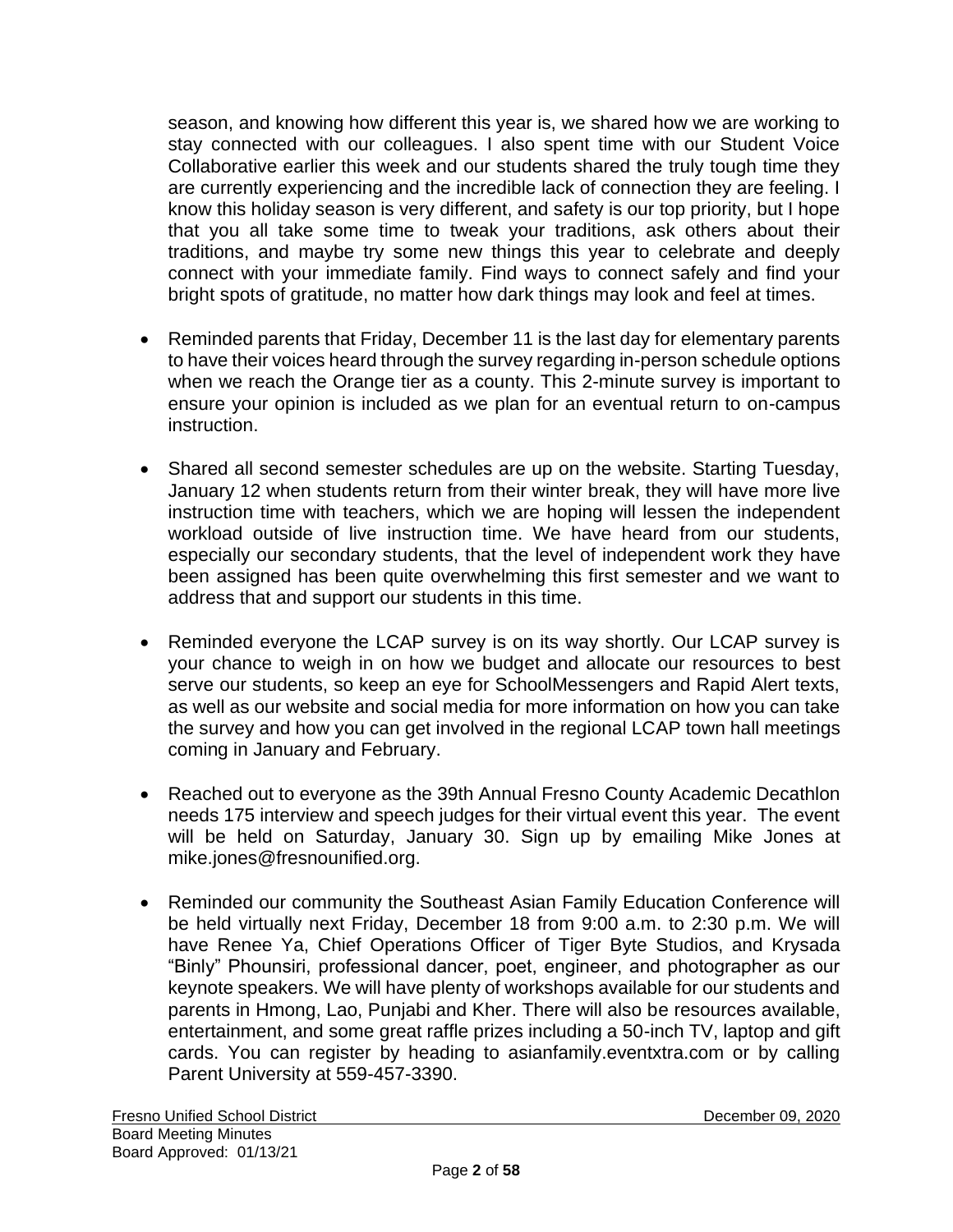season, and knowing how different this year is, we shared how we are working to stay connected with our colleagues. I also spent time with our Student Voice Collaborative earlier this week and our students shared the truly tough time they are currently experiencing and the incredible lack of connection they are feeling. I know this holiday season is very different, and safety is our top priority, but I hope that you all take some time to tweak your traditions, ask others about their traditions, and maybe try some new things this year to celebrate and deeply connect with your immediate family. Find ways to connect safely and find your bright spots of gratitude, no matter how dark things may look and feel at times.

- Reminded parents that Friday, December 11 is the last day for elementary parents to have their voices heard through the survey regarding in-person schedule options when we reach the Orange tier as a county. This 2-minute survey is important to ensure your opinion is included as we plan for an eventual return to on-campus instruction.

- Shared all second semester schedules are up on the website. Starting Tuesday, January 12 when students return from their winter break, they will have more live instruction time with teachers, which we are hoping will lessen the independent workload outside of live instruction time. We have heard from our students, especially our secondary students, that the level of independent work they have been assigned has been quite overwhelming this first semester and we want to address that and support our students in this time.

- Reminded everyone the LCAP survey is on its way shortly. Our LCAP survey is your chance to weigh in on how we budget and allocate our resources to best serve our students, so keep an eye for SchoolMessengers and Rapid Alert texts, as well as our website and social media for more information on how you can take the survey and how you can get involved in the regional LCAP town hall meetings coming in January and February.

- Reached out to everyone as the 39th Annual Fresno County Academic Decathlon needs 175 interview and speech judges for their virtual event this year. The event will be held on Saturday, January 30. Sign up by emailing Mike Jones at mike.jones@fresnounified.org.

- Reminded our community the Southeast Asian Family Education Conference will be held virtually next Friday, December 18 from 9:00 a.m. to 2:30 p.m. We will have Renee Ya, Chief Operations Officer of Tiger Byte Studios, and Krysada "Binly" Phounsiri, professional dancer, poet, engineer, and photographer as our keynote speakers. We will have plenty of workshops available for our students and parents in Hmong, Lao, Punjabi and Kher. There will also be resources available, entertainment, and some great raffle prizes including a 50-inch TV, laptop and gift cards. You can register by heading to asianfamily.eventxtra.com or by calling Parent University at 559-457-3390.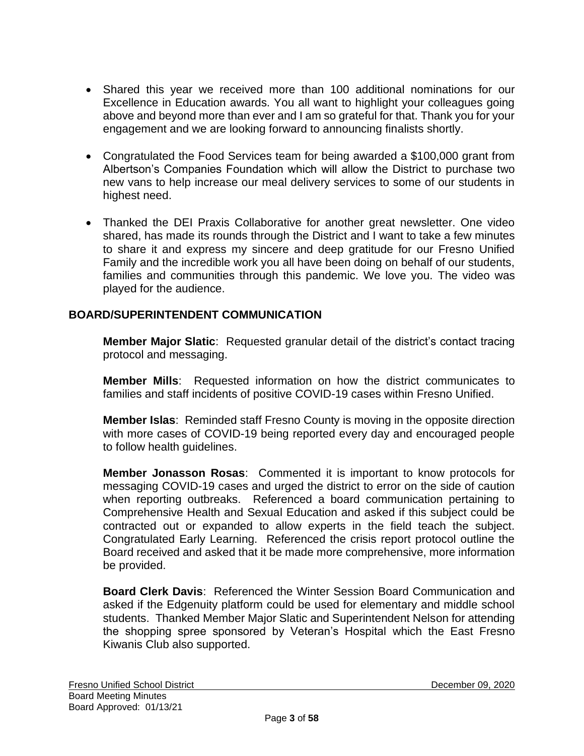- Shared this year we received more than 100 additional nominations for our Excellence in Education awards. You all want to highlight your colleagues going above and beyond more than ever and I am so grateful for that. Thank you for your engagement and we are looking forward to announcing finalists shortly.

- Congratulated the Food Services team for being awarded a $100,000 grant from Albertson's Companies Foundation which will allow the District to purchase two new vans to help increase our meal delivery services to some of our students in highest need.

- Thanked the DEI Praxis Collaborative for another great newsletter. One video shared, has made its rounds through the District and I want to take a few minutes to share it and express my sincere and deep gratitude for our Fresno Unified Family and the incredible work you all have been doing on behalf of our students, families and communities through this pandemic. We love you. The video was played for the audience.

## BOARD/SUPERINTENDENT COMMUNICATION

**Member Major Slatic**: Requested granular detail of the district's contact tracing protocol and messaging.

**Member Mills**: Requested information on how the district communicates to families and staff incidents of positive COVID-19 cases within Fresno Unified.

**Member Islas**: Reminded staff Fresno County is moving in the opposite direction with more cases of COVID-19 being reported every day and encouraged people to follow health guidelines.

**Member Jonasson Rosas**: Commented it is important to know protocols for messaging COVID-19 cases and urged the district to error on the side of caution when reporting outbreaks. Referenced a board communication pertaining to Comprehensive Health and Sexual Education and asked if this subject could be contracted out or expanded to allow experts in the field teach the subject. Congratulated Early Learning. Referenced the crisis report protocol outline the Board received and asked that it be made more comprehensive, more information be provided.

**Board Clerk Davis**: Referenced the Winter Session Board Communication and asked if the Edgenuity platform could be used for elementary and middle school students. Thanked Member Major Slatic and Superintendent Nelson for attending the shopping spree sponsored by Veteran's Hospital which the East Fresno Kiwanis Club also supported.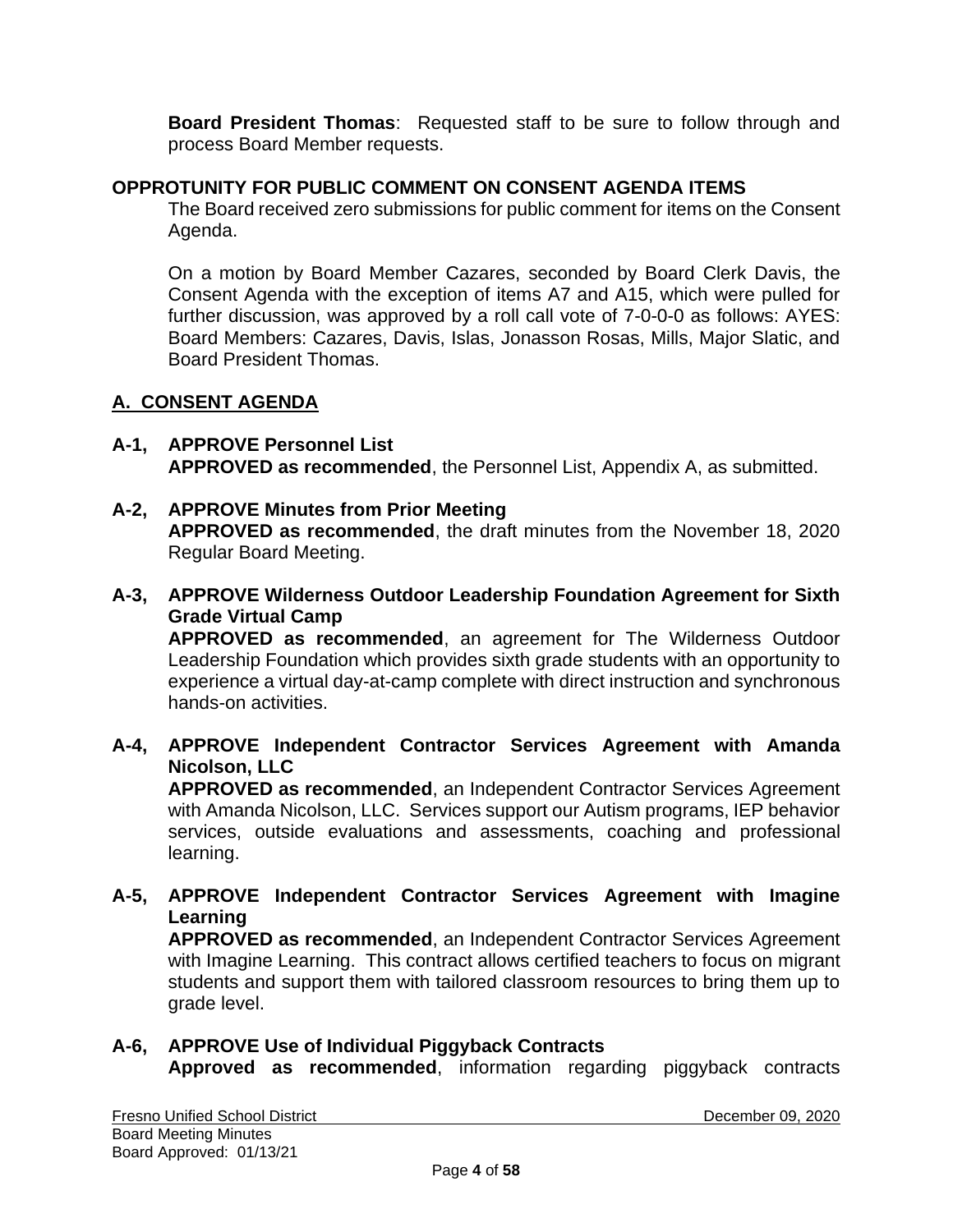**Board President Thomas**: Requested staff to be sure to follow through and process Board Member requests.

## OPPROTUNITY FOR PUBLIC COMMENT ON CONSENT AGENDA ITEMS

The Board received zero submissions for public comment for items on the Consent Agenda.

On a motion by Board Member Cazares, seconded by Board Clerk Davis, the Consent Agenda with the exception of items A7 and A15, which were pulled for further discussion, was approved by a roll call vote of 7-0-0-0 as follows: AYES: Board Members: Cazares, Davis, Islas, Jonasson Rosas, Mills, Major Slatic, and Board President Thomas.

## A. CONSENT AGENDA

**A-1, APPROVE Personnel List**
**APPROVED as recommended**, the Personnel List, Appendix A, as submitted.

**A-2, APPROVE Minutes from Prior Meeting**
**APPROVED as recommended**, the draft minutes from the November 18, 2020 Regular Board Meeting.

**A-3, APPROVE Wilderness Outdoor Leadership Foundation Agreement for Sixth Grade Virtual Camp**
**APPROVED as recommended**, an agreement for The Wilderness Outdoor Leadership Foundation which provides sixth grade students with an opportunity to experience a virtual day-at-camp complete with direct instruction and synchronous hands-on activities.

**A-4, APPROVE Independent Contractor Services Agreement with Amanda Nicolson, LLC**
**APPROVED as recommended**, an Independent Contractor Services Agreement with Amanda Nicolson, LLC. Services support our Autism programs, IEP behavior services, outside evaluations and assessments, coaching and professional learning.

**A-5, APPROVE Independent Contractor Services Agreement with Imagine Learning**
**APPROVED as recommended**, an Independent Contractor Services Agreement with Imagine Learning. This contract allows certified teachers to focus on migrant students and support them with tailored classroom resources to bring them up to grade level.

**A-6, APPROVE Use of Individual Piggyback Contracts**
**Approved as recommended**, information regarding piggyback contracts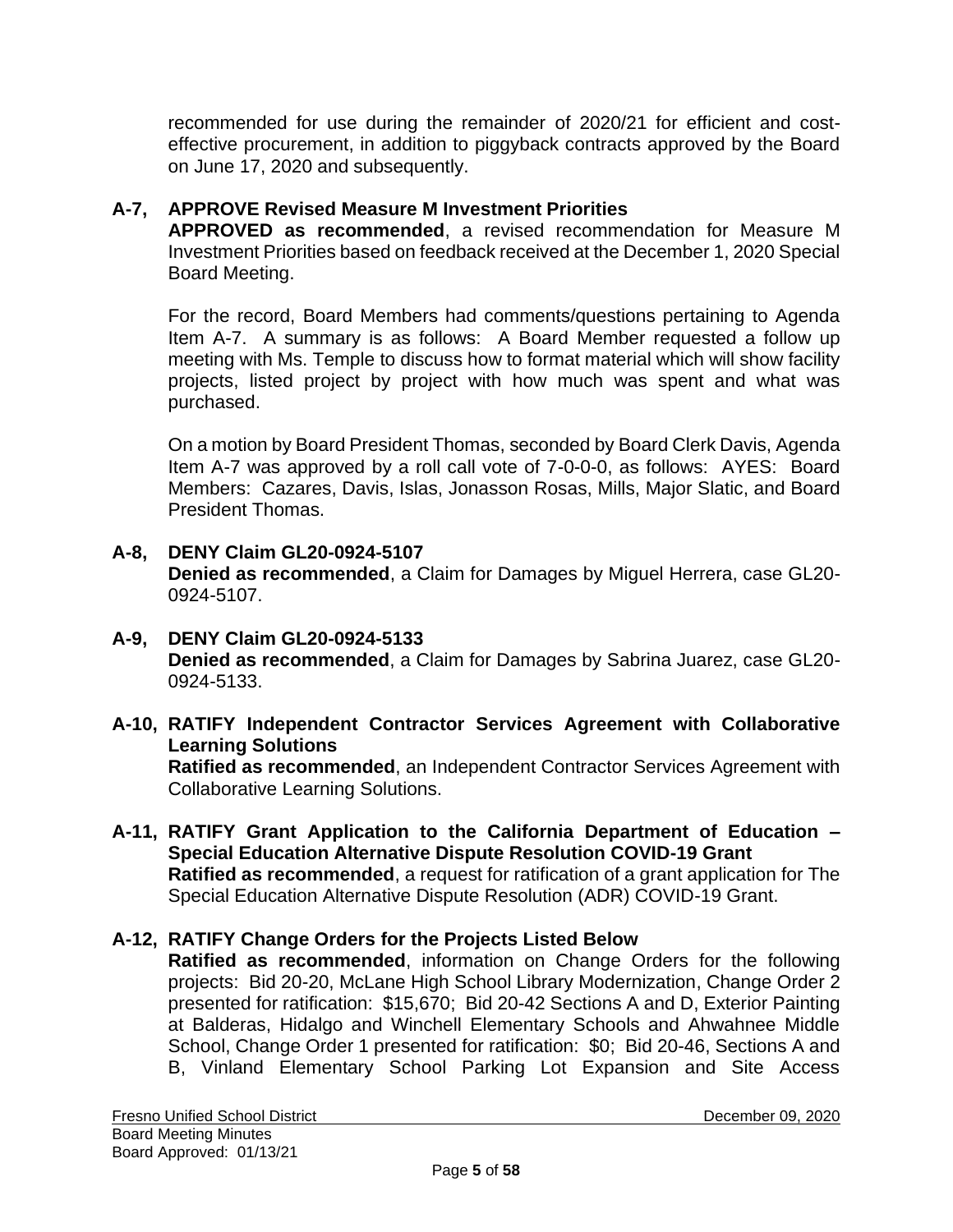recommended for use during the remainder of 2020/21 for efficient and cost-effective procurement, in addition to piggyback contracts approved by the Board on June 17, 2020 and subsequently.

**A-7, APPROVE Revised Measure M Investment Priorities**
**APPROVED as recommended**, a revised recommendation for Measure M Investment Priorities based on feedback received at the December 1, 2020 Special Board Meeting.

For the record, Board Members had comments/questions pertaining to Agenda Item A-7. A summary is as follows: A Board Member requested a follow up meeting with Ms. Temple to discuss how to format material which will show facility projects, listed project by project with how much was spent and what was purchased.

On a motion by Board President Thomas, seconded by Board Clerk Davis, Agenda Item A-7 was approved by a roll call vote of 7-0-0-0, as follows: AYES: Board Members: Cazares, Davis, Islas, Jonasson Rosas, Mills, Major Slatic, and Board President Thomas.

**A-8, DENY Claim GL20-0924-5107**
**Denied as recommended**, a Claim for Damages by Miguel Herrera, case GL20-0924-5107.

**A-9, DENY Claim GL20-0924-5133**
**Denied as recommended**, a Claim for Damages by Sabrina Juarez, case GL20-0924-5133.

**A-10, RATIFY Independent Contractor Services Agreement with Collaborative Learning Solutions**
**Ratified as recommended**, an Independent Contractor Services Agreement with Collaborative Learning Solutions.

**A-11, RATIFY Grant Application to the California Department of Education – Special Education Alternative Dispute Resolution COVID-19 Grant**
**Ratified as recommended**, a request for ratification of a grant application for The Special Education Alternative Dispute Resolution (ADR) COVID-19 Grant.

**A-12, RATIFY Change Orders for the Projects Listed Below**
**Ratified as recommended**, information on Change Orders for the following projects: Bid 20-20, McLane High School Library Modernization, Change Order 2 presented for ratification: $15,670; Bid 20-42 Sections A and D, Exterior Painting at Balderas, Hidalgo and Winchell Elementary Schools and Ahwahnee Middle School, Change Order 1 presented for ratification: $0; Bid 20-46, Sections A and B, Vinland Elementary School Parking Lot Expansion and Site Access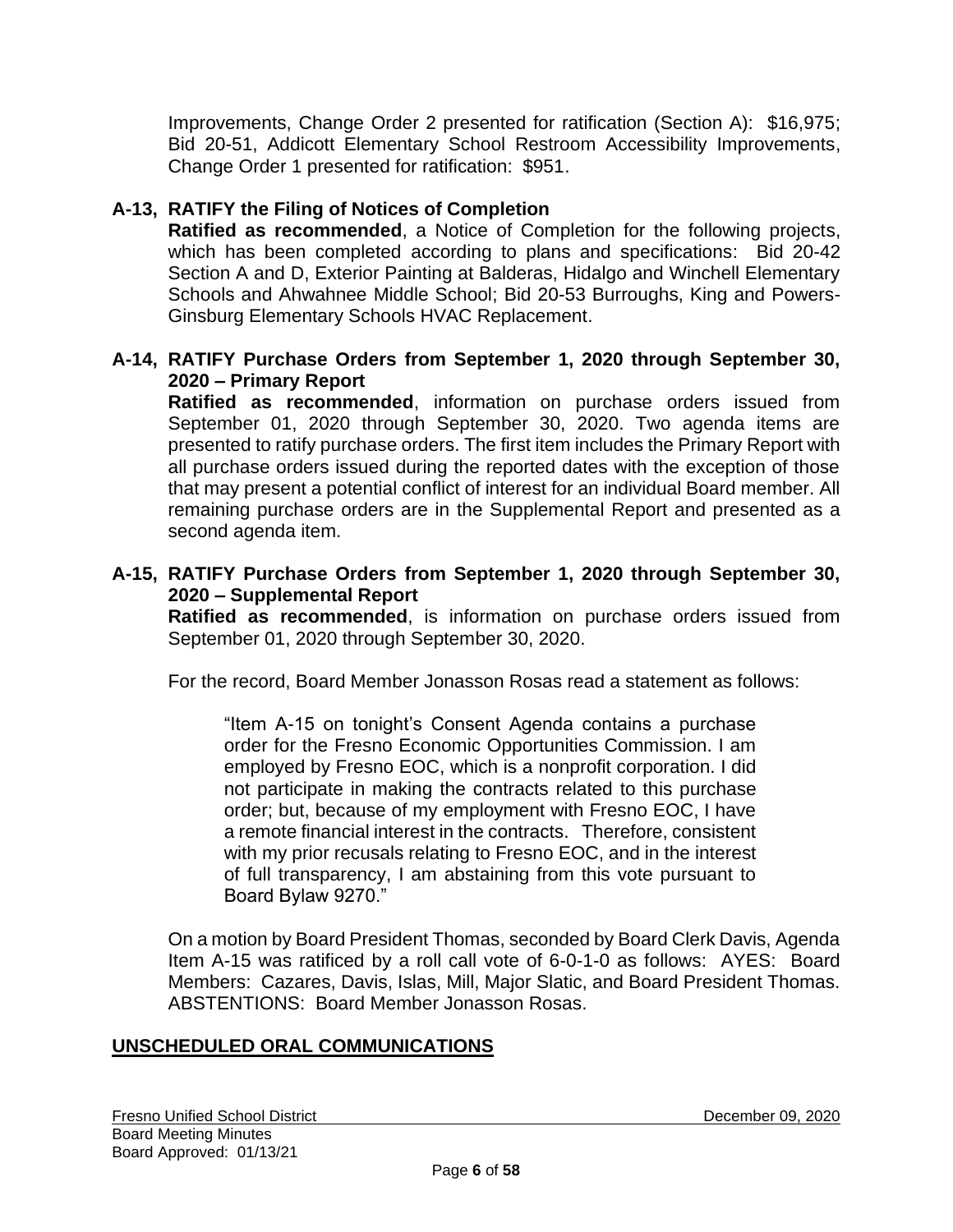Improvements, Change Order 2 presented for ratification (Section A): $16,975; Bid 20-51, Addicott Elementary School Restroom Accessibility Improvements, Change Order 1 presented for ratification: $951.

**A-13, RATIFY the Filing of Notices of Completion**

**Ratified as recommended**, a Notice of Completion for the following projects, which has been completed according to plans and specifications: Bid 20-42 Section A and D, Exterior Painting at Balderas, Hidalgo and Winchell Elementary Schools and Ahwahnee Middle School; Bid 20-53 Burroughs, King and Powers-Ginsburg Elementary Schools HVAC Replacement.

**A-14, RATIFY Purchase Orders from September 1, 2020 through September 30, 2020 – Primary Report**

**Ratified as recommended**, information on purchase orders issued from September 01, 2020 through September 30, 2020. Two agenda items are presented to ratify purchase orders. The first item includes the Primary Report with all purchase orders issued during the reported dates with the exception of those that may present a potential conflict of interest for an individual Board member. All remaining purchase orders are in the Supplemental Report and presented as a second agenda item.

**A-15, RATIFY Purchase Orders from September 1, 2020 through September 30, 2020 – Supplemental Report**

**Ratified as recommended**, is information on purchase orders issued from September 01, 2020 through September 30, 2020.

For the record, Board Member Jonasson Rosas read a statement as follows:

> "Item A-15 on tonight's Consent Agenda contains a purchase order for the Fresno Economic Opportunities Commission. I am employed by Fresno EOC, which is a nonprofit corporation. I did not participate in making the contracts related to this purchase order; but, because of my employment with Fresno EOC, I have a remote financial interest in the contracts. Therefore, consistent with my prior recusals relating to Fresno EOC, and in the interest of full transparency, I am abstaining from this vote pursuant to Board Bylaw 9270."

On a motion by Board President Thomas, seconded by Board Clerk Davis, Agenda Item A-15 was ratificed by a roll call vote of 6-0-1-0 as follows: AYES: Board Members: Cazares, Davis, Islas, Mill, Major Slatic, and Board President Thomas. ABSTENTIONS: Board Member Jonasson Rosas.

## UNSCHEDULED ORAL COMMUNICATIONS

Fresno Unified School District December 09, 2020
Board Meeting Minutes
Board Approved: 01/13/21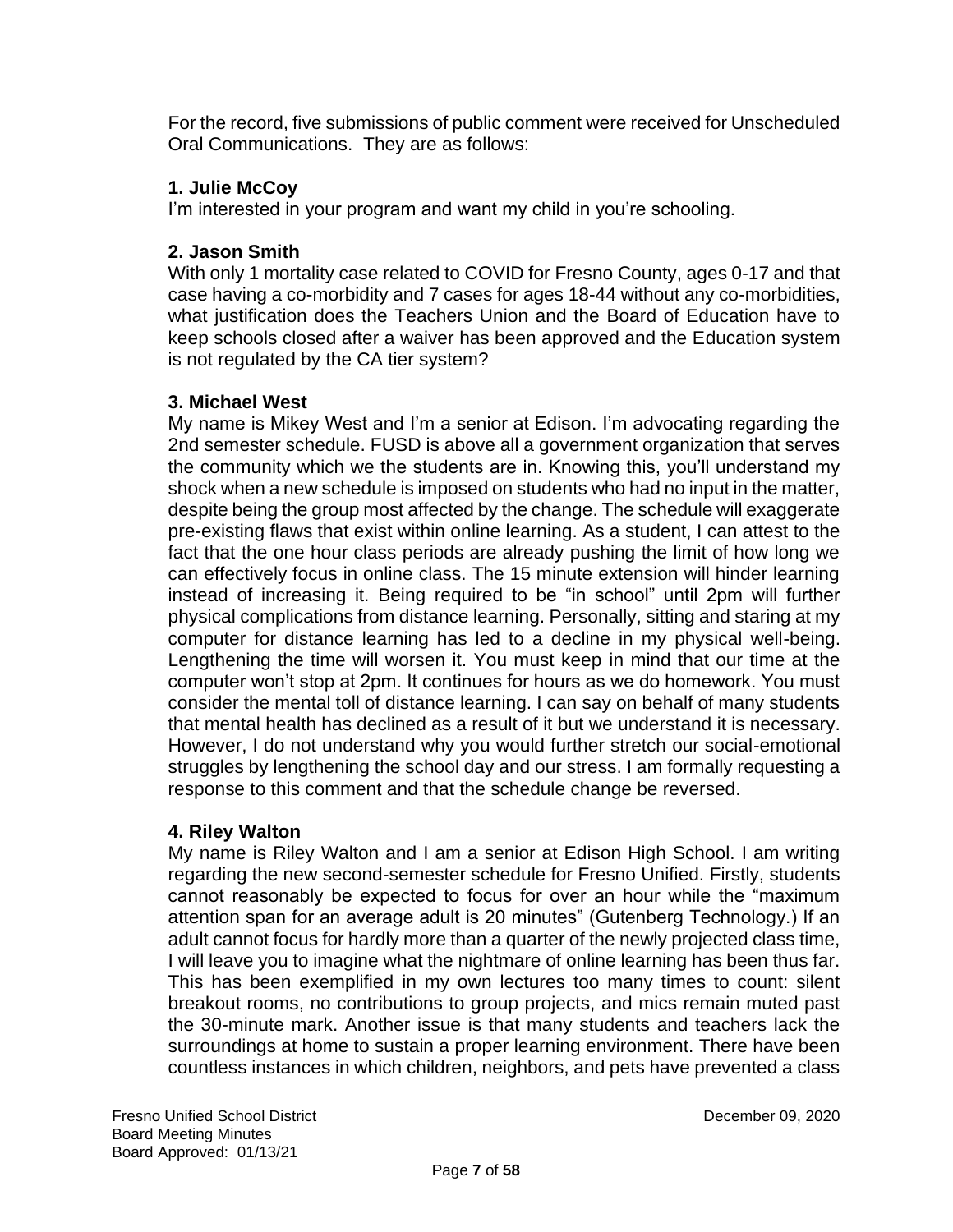For the record, five submissions of public comment were received for Unscheduled Oral Communications. They are as follows:

**1. Julie McCoy**

I'm interested in your program and want my child in you're schooling.

**2. Jason Smith**

With only 1 mortality case related to COVID for Fresno County, ages 0-17 and that case having a co-morbidity and 7 cases for ages 18-44 without any co-morbidities, what justification does the Teachers Union and the Board of Education have to keep schools closed after a waiver has been approved and the Education system is not regulated by the CA tier system?

**3. Michael West**

My name is Mikey West and I'm a senior at Edison. I'm advocating regarding the 2nd semester schedule. FUSD is above all a government organization that serves the community which we the students are in. Knowing this, you'll understand my shock when a new schedule is imposed on students who had no input in the matter, despite being the group most affected by the change. The schedule will exaggerate pre-existing flaws that exist within online learning. As a student, I can attest to the fact that the one hour class periods are already pushing the limit of how long we can effectively focus in online class. The 15 minute extension will hinder learning instead of increasing it. Being required to be "in school" until 2pm will further physical complications from distance learning. Personally, sitting and staring at my computer for distance learning has led to a decline in my physical well-being. Lengthening the time will worsen it. You must keep in mind that our time at the computer won't stop at 2pm. It continues for hours as we do homework. You must consider the mental toll of distance learning. I can say on behalf of many students that mental health has declined as a result of it but we understand it is necessary. However, I do not understand why you would further stretch our social-emotional struggles by lengthening the school day and our stress. I am formally requesting a response to this comment and that the schedule change be reversed.

**4. Riley Walton**

My name is Riley Walton and I am a senior at Edison High School. I am writing regarding the new second-semester schedule for Fresno Unified. Firstly, students cannot reasonably be expected to focus for over an hour while the "maximum attention span for an average adult is 20 minutes" (Gutenberg Technology.) If an adult cannot focus for hardly more than a quarter of the newly projected class time, I will leave you to imagine what the nightmare of online learning has been thus far. This has been exemplified in my own lectures too many times to count: silent breakout rooms, no contributions to group projects, and mics remain muted past the 30-minute mark. Another issue is that many students and teachers lack the surroundings at home to sustain a proper learning environment. There have been countless instances in which children, neighbors, and pets have prevented a class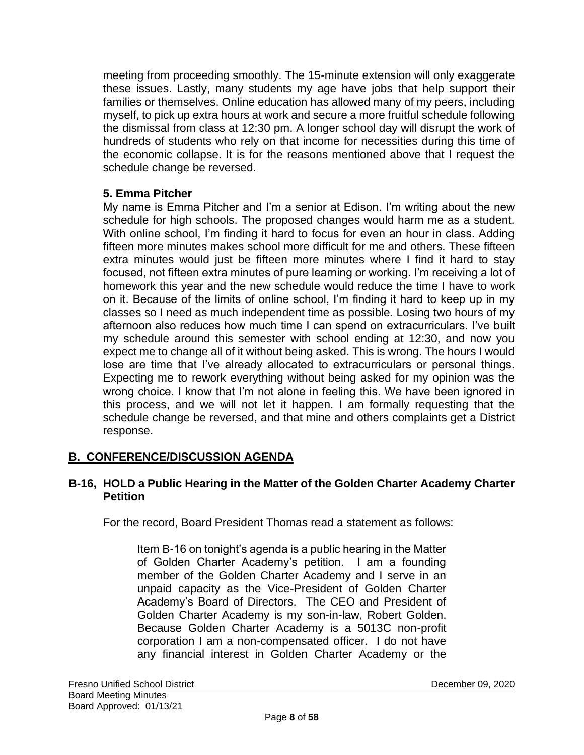meeting from proceeding smoothly. The 15-minute extension will only exaggerate these issues. Lastly, many students my age have jobs that help support their families or themselves. Online education has allowed many of my peers, including myself, to pick up extra hours at work and secure a more fruitful schedule following the dismissal from class at 12:30 pm. A longer school day will disrupt the work of hundreds of students who rely on that income for necessities during this time of the economic collapse. It is for the reasons mentioned above that I request the schedule change be reversed.

**5. Emma Pitcher**

My name is Emma Pitcher and I'm a senior at Edison. I'm writing about the new schedule for high schools. The proposed changes would harm me as a student. With online school, I'm finding it hard to focus for even an hour in class. Adding fifteen more minutes makes school more difficult for me and others. These fifteen extra minutes would just be fifteen more minutes where I find it hard to stay focused, not fifteen extra minutes of pure learning or working. I'm receiving a lot of homework this year and the new schedule would reduce the time I have to work on it. Because of the limits of online school, I'm finding it hard to keep up in my classes so I need as much independent time as possible. Losing two hours of my afternoon also reduces how much time I can spend on extracurriculars. I've built my schedule around this semester with school ending at 12:30, and now you expect me to change all of it without being asked. This is wrong. The hours I would lose are time that I've already allocated to extracurriculars or personal things. Expecting me to rework everything without being asked for my opinion was the wrong choice. I know that I'm not alone in feeling this. We have been ignored in this process, and we will not let it happen. I am formally requesting that the schedule change be reversed, and that mine and others complaints get a District response.

## B. CONFERENCE/DISCUSSION AGENDA

### B-16, HOLD a Public Hearing in the Matter of the Golden Charter Academy Charter Petition

For the record, Board President Thomas read a statement as follows:

> Item B-16 on tonight's agenda is a public hearing in the Matter of Golden Charter Academy's petition. I am a founding member of the Golden Charter Academy and I serve in an unpaid capacity as the Vice-President of Golden Charter Academy's Board of Directors. The CEO and President of Golden Charter Academy is my son-in-law, Robert Golden. Because Golden Charter Academy is a 5013C non-profit corporation I am a non-compensated officer. I do not have any financial interest in Golden Charter Academy or the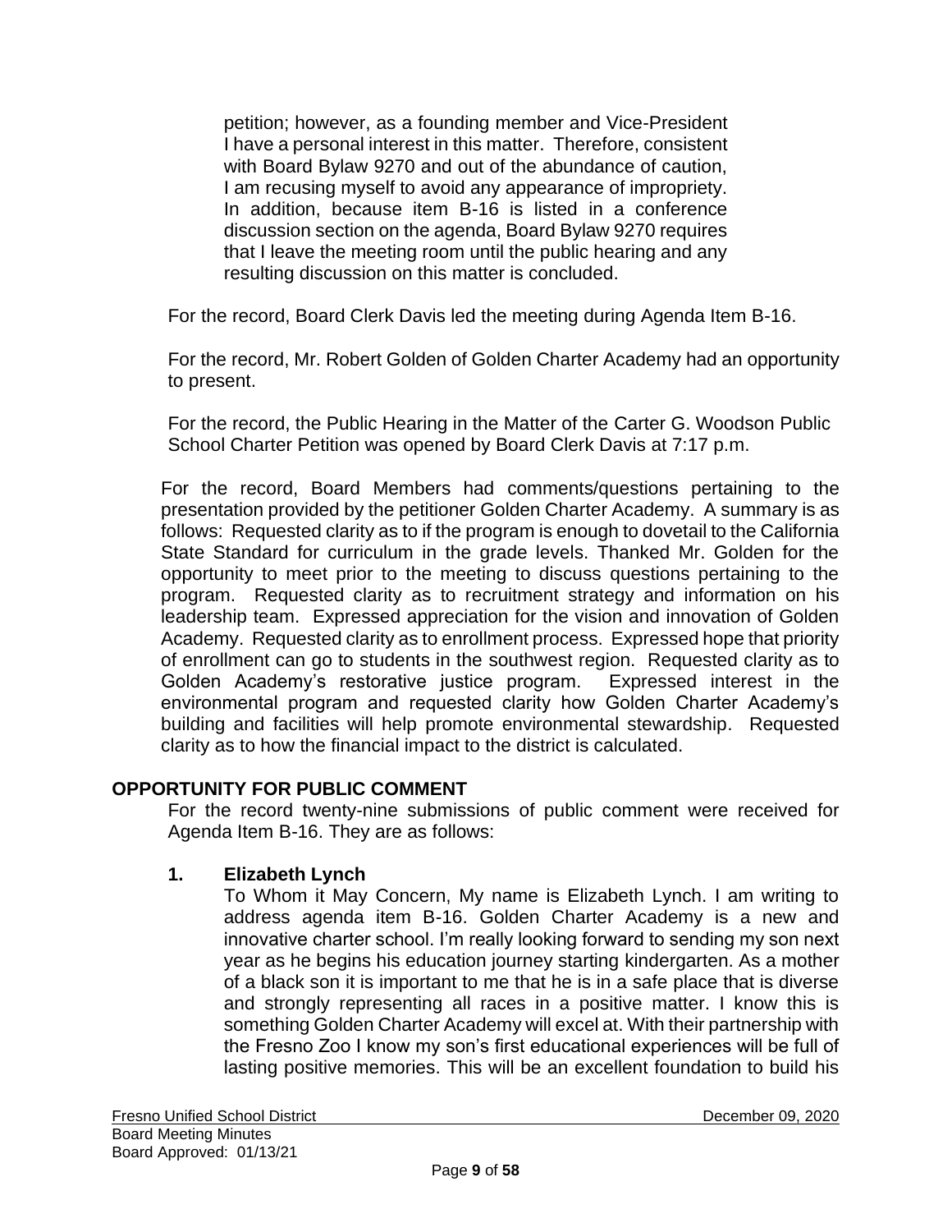petition; however, as a founding member and Vice-President I have a personal interest in this matter. Therefore, consistent with Board Bylaw 9270 and out of the abundance of caution, I am recusing myself to avoid any appearance of impropriety. In addition, because item B-16 is listed in a conference discussion section on the agenda, Board Bylaw 9270 requires that I leave the meeting room until the public hearing and any resulting discussion on this matter is concluded.

For the record, Board Clerk Davis led the meeting during Agenda Item B-16.

For the record, Mr. Robert Golden of Golden Charter Academy had an opportunity to present.

For the record, the Public Hearing in the Matter of the Carter G. Woodson Public School Charter Petition was opened by Board Clerk Davis at 7:17 p.m.

For the record, Board Members had comments/questions pertaining to the presentation provided by the petitioner Golden Charter Academy. A summary is as follows: Requested clarity as to if the program is enough to dovetail to the California State Standard for curriculum in the grade levels. Thanked Mr. Golden for the opportunity to meet prior to the meeting to discuss questions pertaining to the program. Requested clarity as to recruitment strategy and information on his leadership team. Expressed appreciation for the vision and innovation of Golden Academy. Requested clarity as to enrollment process. Expressed hope that priority of enrollment can go to students in the southwest region. Requested clarity as to Golden Academy's restorative justice program. Expressed interest in the environmental program and requested clarity how Golden Charter Academy's building and facilities will help promote environmental stewardship. Requested clarity as to how the financial impact to the district is calculated.

## OPPORTUNITY FOR PUBLIC COMMENT

For the record twenty-nine submissions of public comment were received for Agenda Item B-16. They are as follows:

**1. Elizabeth Lynch**

To Whom it May Concern, My name is Elizabeth Lynch. I am writing to address agenda item B-16. Golden Charter Academy is a new and innovative charter school. I'm really looking forward to sending my son next year as he begins his education journey starting kindergarten. As a mother of a black son it is important to me that he is in a safe place that is diverse and strongly representing all races in a positive matter. I know this is something Golden Charter Academy will excel at. With their partnership with the Fresno Zoo I know my son's first educational experiences will be full of lasting positive memories. This will be an excellent foundation to build his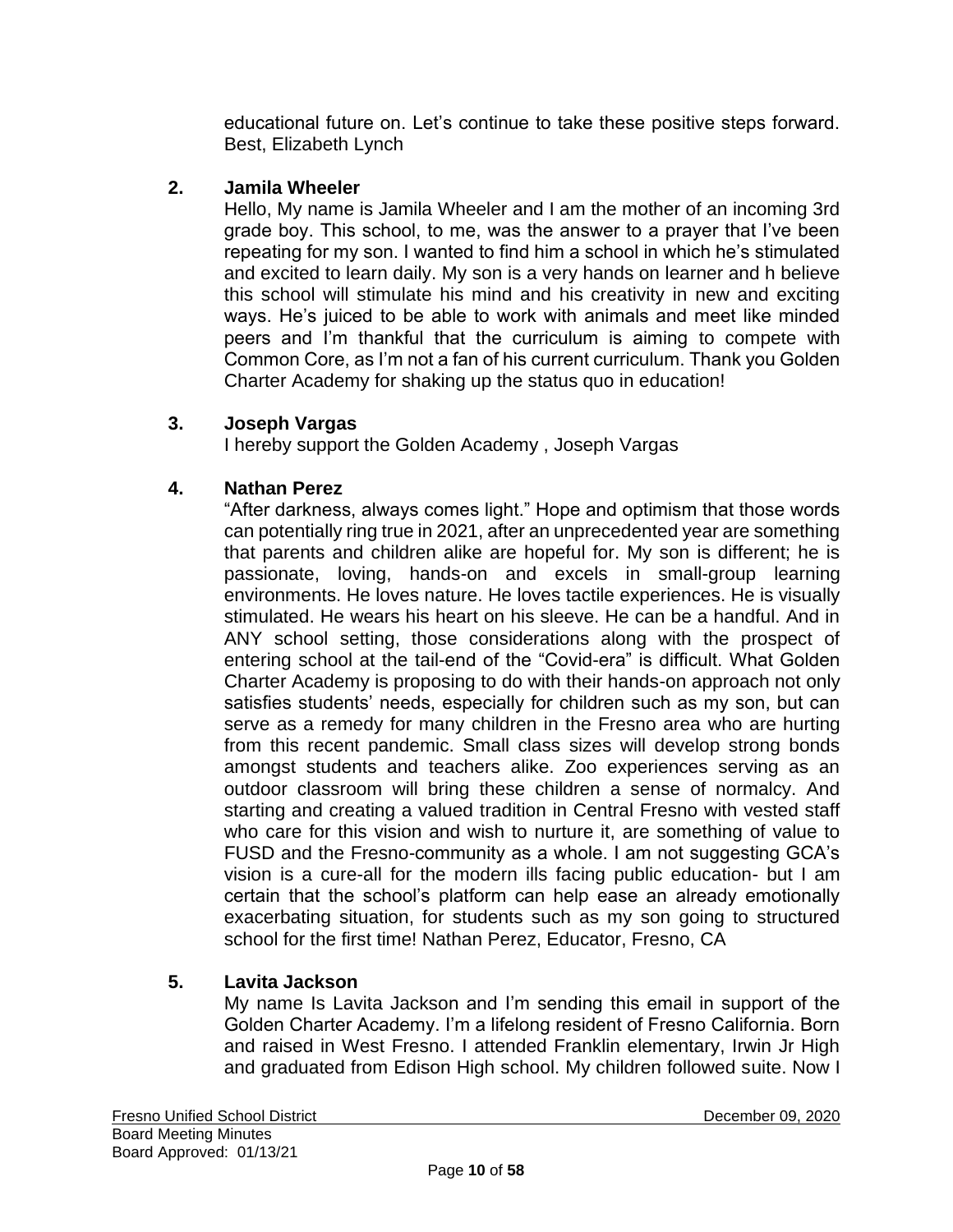educational future on. Let’s continue to take these positive steps forward. Best, Elizabeth Lynch

2. **Jamila Wheeler**

   Hello, My name is Jamila Wheeler and I am the mother of an incoming 3rd grade boy. This school, to me, was the answer to a prayer that I’ve been repeating for my son. I wanted to find him a school in which he’s stimulated and excited to learn daily. My son is a very hands on learner and h believe this school will stimulate his mind and his creativity in new and exciting ways. He’s juiced to be able to work with animals and meet like minded peers and I’m thankful that the curriculum is aiming to compete with Common Core, as I’m not a fan of his current curriculum. Thank you Golden Charter Academy for shaking up the status quo in education!

3. **Joseph Vargas**

   I hereby support the Golden Academy , Joseph Vargas

4. **Nathan Perez**

   “After darkness, always comes light.” Hope and optimism that those words can potentially ring true in 2021, after an unprecedented year are something that parents and children alike are hopeful for. My son is different; he is passionate, loving, hands-on and excels in small-group learning environments. He loves nature. He loves tactile experiences. He is visually stimulated. He wears his heart on his sleeve. He can be a handful. And in ANY school setting, those considerations along with the prospect of entering school at the tail-end of the “Covid-era” is difficult. What Golden Charter Academy is proposing to do with their hands-on approach not only satisfies students’ needs, especially for children such as my son, but can serve as a remedy for many children in the Fresno area who are hurting from this recent pandemic. Small class sizes will develop strong bonds amongst students and teachers alike. Zoo experiences serving as an outdoor classroom will bring these children a sense of normalcy. And starting and creating a valued tradition in Central Fresno with vested staff who care for this vision and wish to nurture it, are something of value to FUSD and the Fresno-community as a whole. I am not suggesting GCA’s vision is a cure-all for the modern ills facing public education- but I am certain that the school’s platform can help ease an already emotionally exacerbating situation, for students such as my son going to structured school for the first time! Nathan Perez, Educator, Fresno, CA

5. **Lavita Jackson**

   My name Is Lavita Jackson and I’m sending this email in support of the Golden Charter Academy. I’m a lifelong resident of Fresno California. Born and raised in West Fresno. I attended Franklin elementary, Irwin Jr High and graduated from Edison High school. My children followed suite. Now I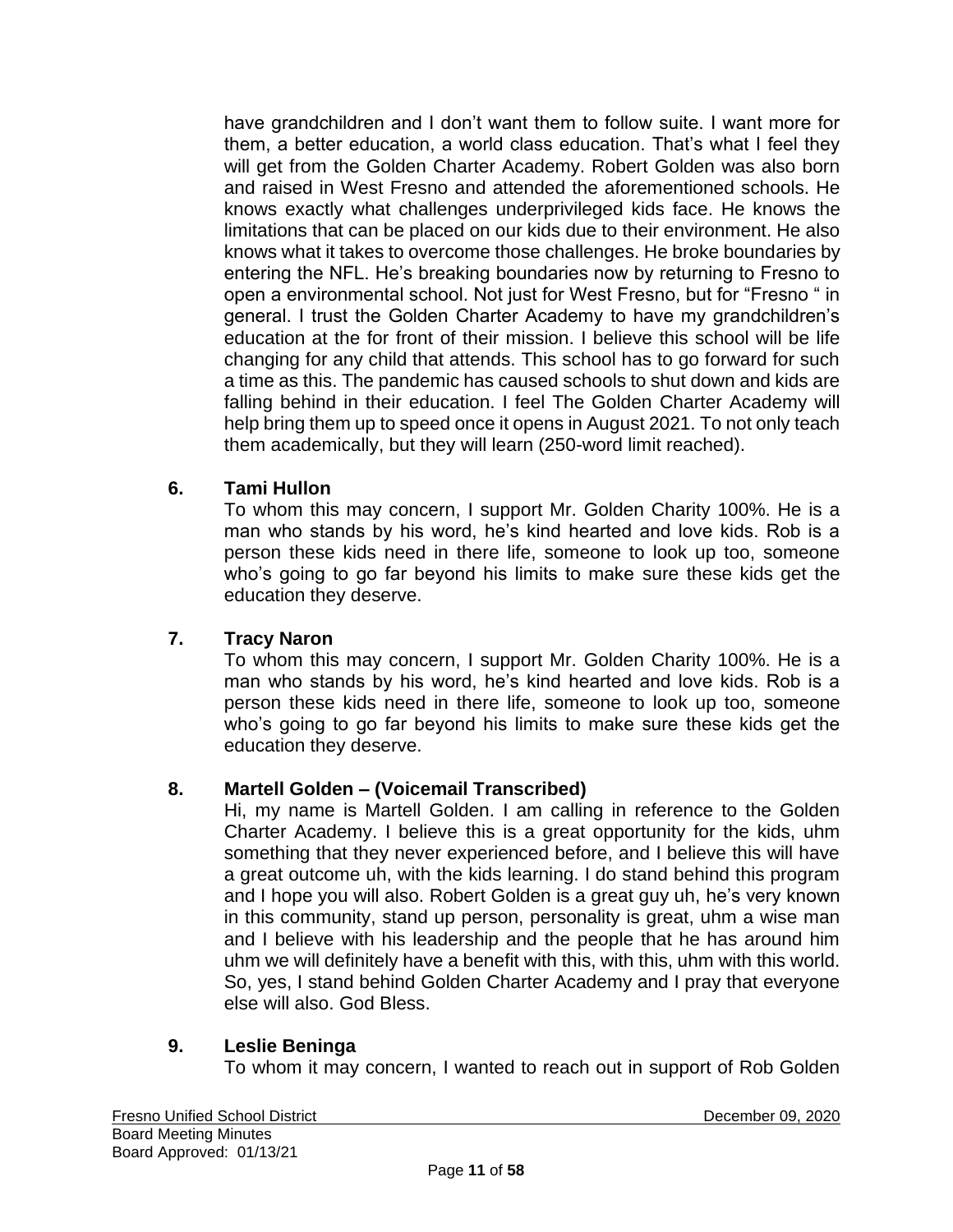have grandchildren and I don’t want them to follow suite. I want more for them, a better education, a world class education. That’s what I feel they will get from the Golden Charter Academy. Robert Golden was also born and raised in West Fresno and attended the aforementioned schools. He knows exactly what challenges underprivileged kids face. He knows the limitations that can be placed on our kids due to their environment. He also knows what it takes to overcome those challenges. He broke boundaries by entering the NFL. He’s breaking boundaries now by returning to Fresno to open a environmental school. Not just for West Fresno, but for “Fresno “ in general. I trust the Golden Charter Academy to have my grandchildren’s education at the for front of their mission. I believe this school will be life changing for any child that attends. This school has to go forward for such a time as this. The pandemic has caused schools to shut down and kids are falling behind in their education. I feel The Golden Charter Academy will help bring them up to speed once it opens in August 2021. To not only teach them academically, but they will learn (250-word limit reached).

**6. Tami Hullon**

To whom this may concern, I support Mr. Golden Charity 100%. He is a man who stands by his word, he’s kind hearted and love kids. Rob is a person these kids need in there life, someone to look up too, someone who’s going to go far beyond his limits to make sure these kids get the education they deserve.

**7. Tracy Naron**

To whom this may concern, I support Mr. Golden Charity 100%. He is a man who stands by his word, he’s kind hearted and love kids. Rob is a person these kids need in there life, someone to look up too, someone who’s going to go far beyond his limits to make sure these kids get the education they deserve.

**8. Martell Golden – (Voicemail Transcribed)**

Hi, my name is Martell Golden. I am calling in reference to the Golden Charter Academy. I believe this is a great opportunity for the kids, uhm something that they never experienced before, and I believe this will have a great outcome uh, with the kids learning. I do stand behind this program and I hope you will also. Robert Golden is a great guy uh, he’s very known in this community, stand up person, personality is great, uhm a wise man and I believe with his leadership and the people that he has around him uhm we will definitely have a benefit with this, with this, uhm with this world. So, yes, I stand behind Golden Charter Academy and I pray that everyone else will also. God Bless.

**9. Leslie Beninga**

To whom it may concern, I wanted to reach out in support of Rob Golden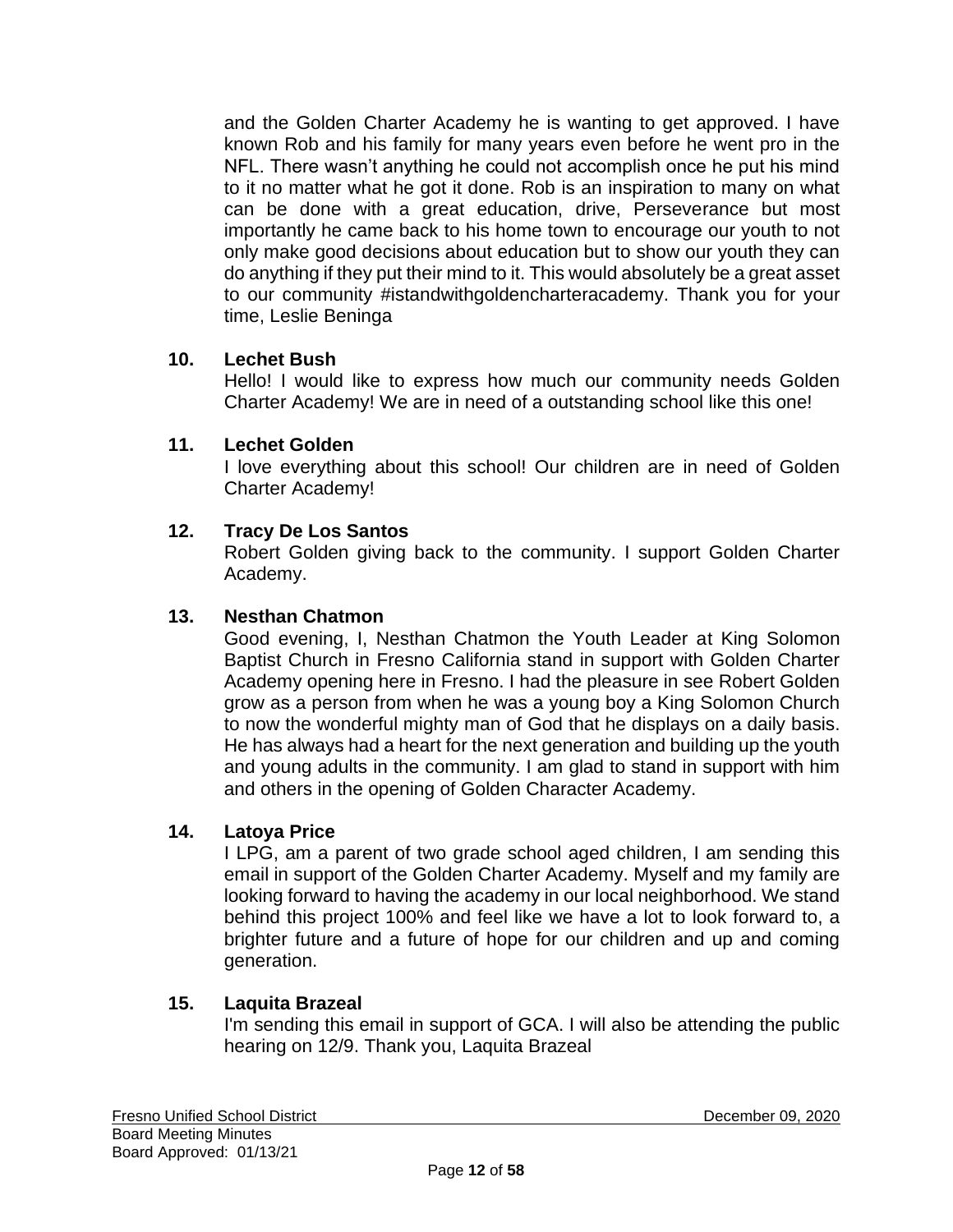and the Golden Charter Academy he is wanting to get approved. I have known Rob and his family for many years even before he went pro in the NFL. There wasn't anything he could not accomplish once he put his mind to it no matter what he got it done. Rob is an inspiration to many on what can be done with a great education, drive, Perseverance but most importantly he came back to his home town to encourage our youth to not only make good decisions about education but to show our youth they can do anything if they put their mind to it. This would absolutely be a great asset to our community #istandwithgoldencharteracademy. Thank you for your time, Leslie Beninga

**10. Lechet Bush**

Hello! I would like to express how much our community needs Golden Charter Academy! We are in need of a outstanding school like this one!

**11. Lechet Golden**

I love everything about this school! Our children are in need of Golden Charter Academy!

**12. Tracy De Los Santos**

Robert Golden giving back to the community. I support Golden Charter Academy.

**13. Nesthan Chatmon**

Good evening, I, Nesthan Chatmon the Youth Leader at King Solomon Baptist Church in Fresno California stand in support with Golden Charter Academy opening here in Fresno. I had the pleasure in see Robert Golden grow as a person from when he was a young boy a King Solomon Church to now the wonderful mighty man of God that he displays on a daily basis. He has always had a heart for the next generation and building up the youth and young adults in the community. I am glad to stand in support with him and others in the opening of Golden Character Academy.

**14. Latoya Price**

I LPG, am a parent of two grade school aged children, I am sending this email in support of the Golden Charter Academy. Myself and my family are looking forward to having the academy in our local neighborhood. We stand behind this project 100% and feel like we have a lot to look forward to, a brighter future and a future of hope for our children and up and coming generation.

**15. Laquita Brazeal**

I'm sending this email in support of GCA. I will also be attending the public hearing on 12/9. Thank you, Laquita Brazeal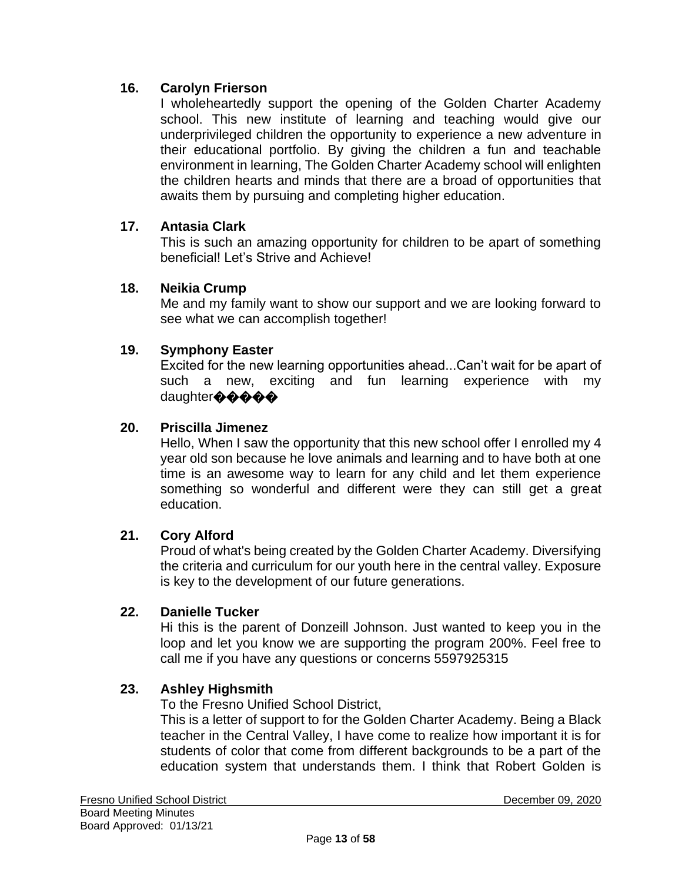**16. Carolyn Frierson**

I wholeheartedly support the opening of the Golden Charter Academy school. This new institute of learning and teaching would give our underprivileged children the opportunity to experience a new adventure in their educational portfolio. By giving the children a fun and teachable environment in learning, The Golden Charter Academy school will enlighten the children hearts and minds that there are a broad of opportunities that awaits them by pursuing and completing higher education.

**17. Antasia Clark**

This is such an amazing opportunity for children to be apart of something beneficial! Let's Strive and Achieve!

**18. Neikia Crump**

Me and my family want to show our support and we are looking forward to see what we can accomplish together!

**19. Symphony Easter**

Excited for the new learning opportunities ahead...Can't wait for be apart of such a new, exciting and fun learning experience with my daughter�����

**20. Priscilla Jimenez**

Hello, When I saw the opportunity that this new school offer I enrolled my 4 year old son because he love animals and learning and to have both at one time is an awesome way to learn for any child and let them experience something so wonderful and different were they can still get a great education.

**21. Cory Alford**

Proud of what's being created by the Golden Charter Academy. Diversifying the criteria and curriculum for our youth here in the central valley. Exposure is key to the development of our future generations.

**22. Danielle Tucker**

Hi this is the parent of Donzeill Johnson. Just wanted to keep you in the loop and let you know we are supporting the program 200%. Feel free to call me if you have any questions or concerns 5597925315

**23. Ashley Highsmith**

To the Fresno Unified School District,

This is a letter of support to for the Golden Charter Academy. Being a Black teacher in the Central Valley, I have come to realize how important it is for students of color that come from different backgrounds to be a part of the education system that understands them. I think that Robert Golden is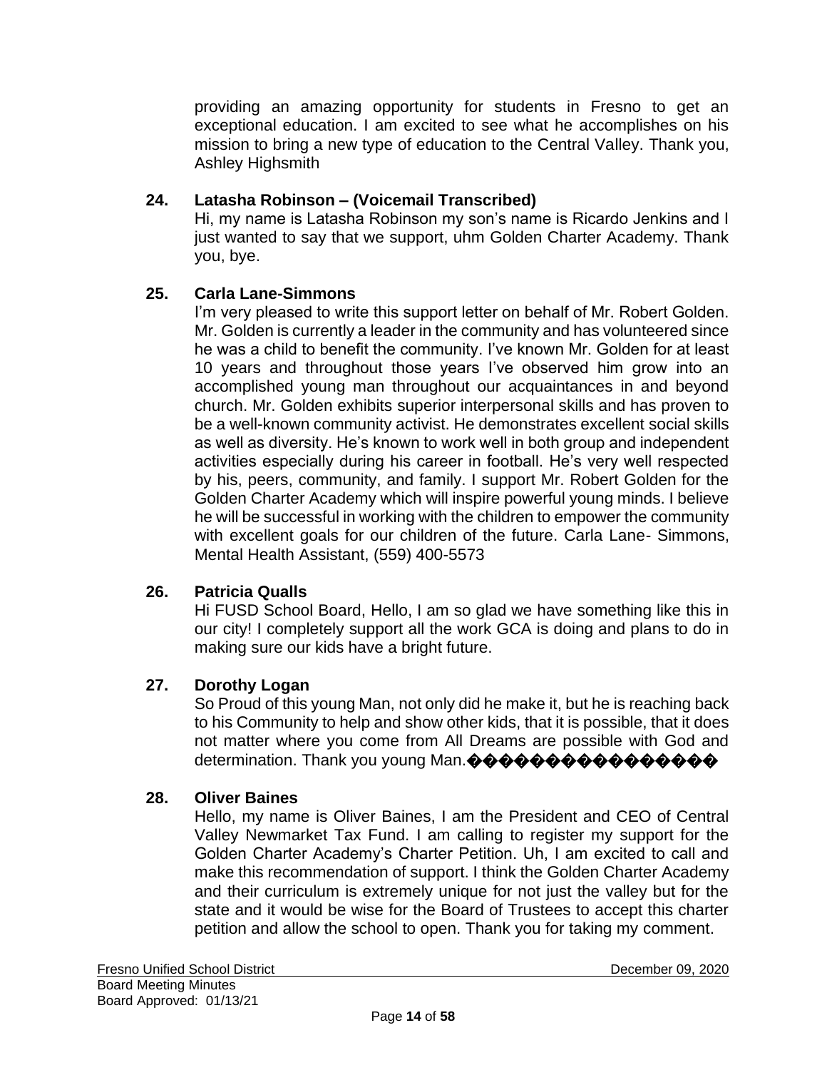providing an amazing opportunity for students in Fresno to get an exceptional education. I am excited to see what he accomplishes on his mission to bring a new type of education to the Central Valley. Thank you, Ashley Highsmith

**24. Latasha Robinson – (Voicemail Transcribed)**

Hi, my name is Latasha Robinson my son's name is Ricardo Jenkins and I just wanted to say that we support, uhm Golden Charter Academy. Thank you, bye.

**25. Carla Lane-Simmons**

I'm very pleased to write this support letter on behalf of Mr. Robert Golden. Mr. Golden is currently a leader in the community and has volunteered since he was a child to benefit the community. I've known Mr. Golden for at least 10 years and throughout those years I've observed him grow into an accomplished young man throughout our acquaintances in and beyond church. Mr. Golden exhibits superior interpersonal skills and has proven to be a well-known community activist. He demonstrates excellent social skills as well as diversity. He's known to work well in both group and independent activities especially during his career in football. He's very well respected by his, peers, community, and family. I support Mr. Robert Golden for the Golden Charter Academy which will inspire powerful young minds. I believe he will be successful in working with the children to empower the community with excellent goals for our children of the future. Carla Lane- Simmons, Mental Health Assistant, (559) 400-5573

**26. Patricia Qualls**

Hi FUSD School Board, Hello, I am so glad we have something like this in our city! I completely support all the work GCA is doing and plans to do in making sure our kids have a bright future.

**27. Dorothy Logan**

So Proud of this young Man, not only did he make it, but he is reaching back to his Community to help and show other kids, that it is possible, that it does not matter where you come from All Dreams are possible with God and determination. Thank you young Man.����������������

**28. Oliver Baines**

Hello, my name is Oliver Baines, I am the President and CEO of Central Valley Newmarket Tax Fund. I am calling to register my support for the Golden Charter Academy's Charter Petition. Uh, I am excited to call and make this recommendation of support. I think the Golden Charter Academy and their curriculum is extremely unique for not just the valley but for the state and it would be wise for the Board of Trustees to accept this charter petition and allow the school to open. Thank you for taking my comment.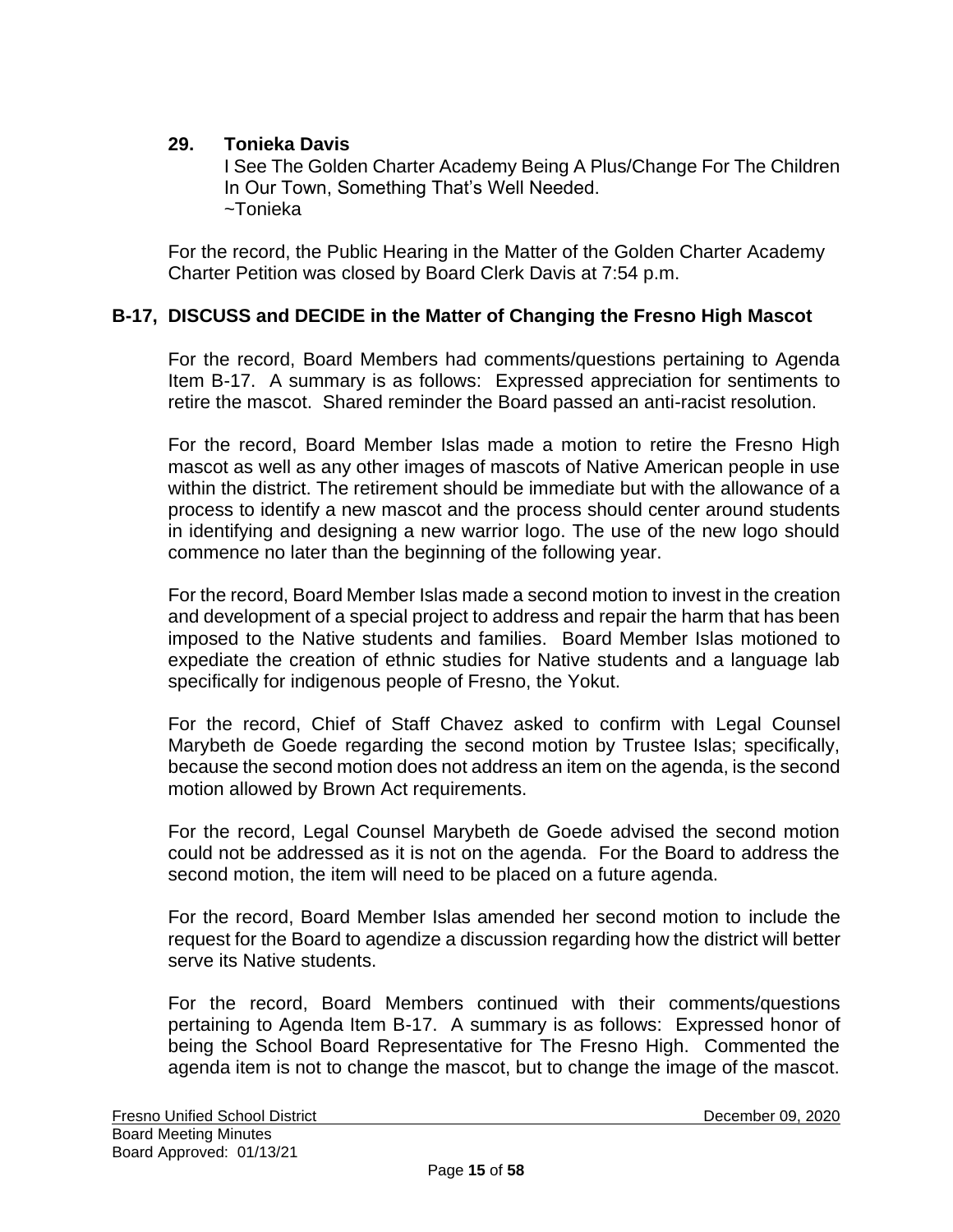**29. Tonieka Davis**

I See The Golden Charter Academy Being A Plus/Change For The Children In Our Town, Something That's Well Needed.
~Tonieka

For the record, the Public Hearing in the Matter of the Golden Charter Academy Charter Petition was closed by Board Clerk Davis at 7:54 p.m.

### B-17, DISCUSS and DECIDE in the Matter of Changing the Fresno High Mascot

For the record, Board Members had comments/questions pertaining to Agenda Item B-17. A summary is as follows: Expressed appreciation for sentiments to retire the mascot. Shared reminder the Board passed an anti-racist resolution.

For the record, Board Member Islas made a motion to retire the Fresno High mascot as well as any other images of mascots of Native American people in use within the district. The retirement should be immediate but with the allowance of a process to identify a new mascot and the process should center around students in identifying and designing a new warrior logo. The use of the new logo should commence no later than the beginning of the following year.

For the record, Board Member Islas made a second motion to invest in the creation and development of a special project to address and repair the harm that has been imposed to the Native students and families. Board Member Islas motioned to expediate the creation of ethnic studies for Native students and a language lab specifically for indigenous people of Fresno, the Yokut.

For the record, Chief of Staff Chavez asked to confirm with Legal Counsel Marybeth de Goede regarding the second motion by Trustee Islas; specifically, because the second motion does not address an item on the agenda, is the second motion allowed by Brown Act requirements.

For the record, Legal Counsel Marybeth de Goede advised the second motion could not be addressed as it is not on the agenda. For the Board to address the second motion, the item will need to be placed on a future agenda.

For the record, Board Member Islas amended her second motion to include the request for the Board to agendize a discussion regarding how the district will better serve its Native students.

For the record, Board Members continued with their comments/questions pertaining to Agenda Item B-17. A summary is as follows: Expressed honor of being the School Board Representative for The Fresno High. Commented the agenda item is not to change the mascot, but to change the image of the mascot.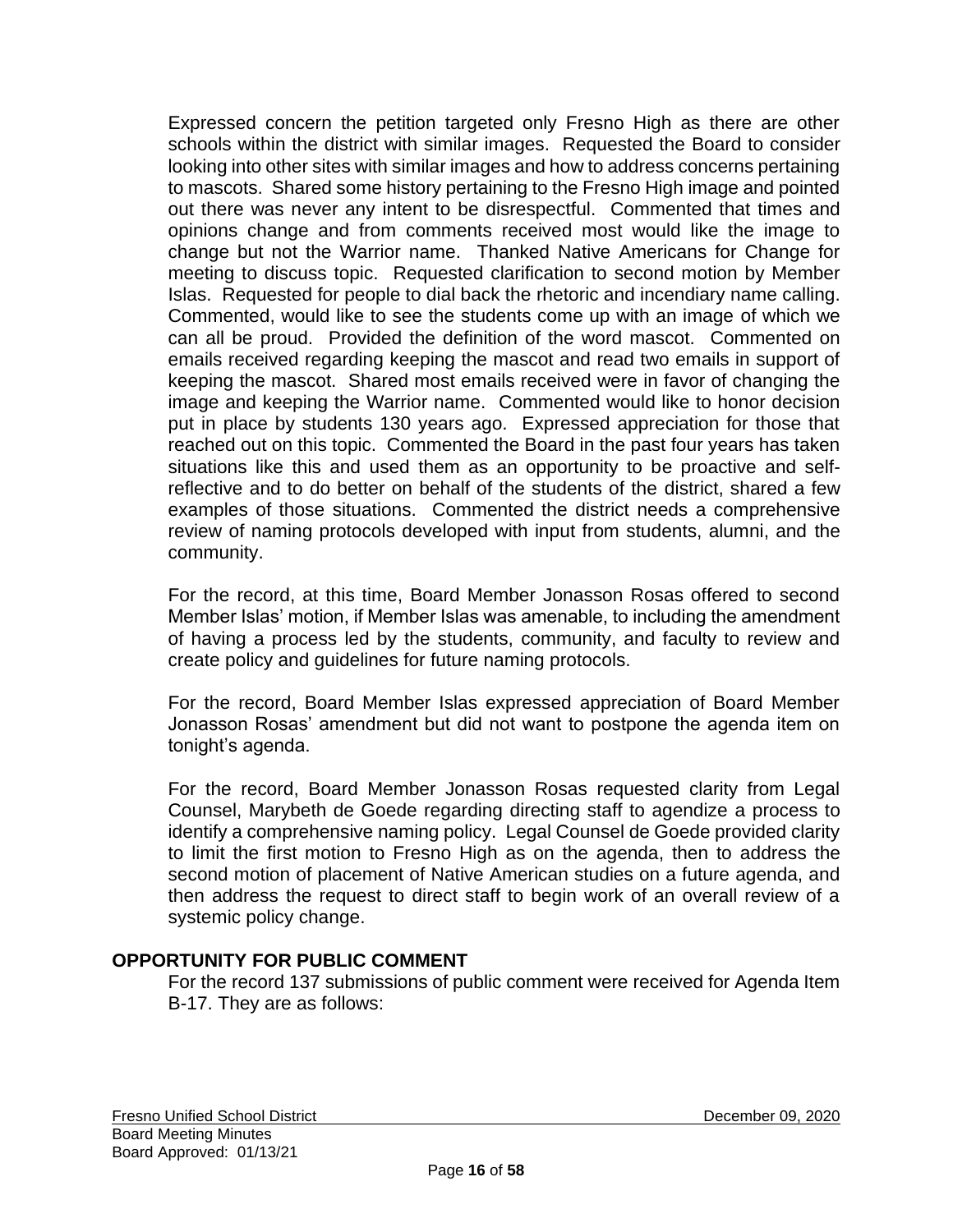Expressed concern the petition targeted only Fresno High as there are other schools within the district with similar images. Requested the Board to consider looking into other sites with similar images and how to address concerns pertaining to mascots. Shared some history pertaining to the Fresno High image and pointed out there was never any intent to be disrespectful. Commented that times and opinions change and from comments received most would like the image to change but not the Warrior name. Thanked Native Americans for Change for meeting to discuss topic. Requested clarification to second motion by Member Islas. Requested for people to dial back the rhetoric and incendiary name calling. Commented, would like to see the students come up with an image of which we can all be proud. Provided the definition of the word mascot. Commented on emails received regarding keeping the mascot and read two emails in support of keeping the mascot. Shared most emails received were in favor of changing the image and keeping the Warrior name. Commented would like to honor decision put in place by students 130 years ago. Expressed appreciation for those that reached out on this topic. Commented the Board in the past four years has taken situations like this and used them as an opportunity to be proactive and self-reflective and to do better on behalf of the students of the district, shared a few examples of those situations. Commented the district needs a comprehensive review of naming protocols developed with input from students, alumni, and the community.

For the record, at this time, Board Member Jonasson Rosas offered to second Member Islas' motion, if Member Islas was amenable, to including the amendment of having a process led by the students, community, and faculty to review and create policy and guidelines for future naming protocols.

For the record, Board Member Islas expressed appreciation of Board Member Jonasson Rosas' amendment but did not want to postpone the agenda item on tonight's agenda.

For the record, Board Member Jonasson Rosas requested clarity from Legal Counsel, Marybeth de Goede regarding directing staff to agendize a process to identify a comprehensive naming policy. Legal Counsel de Goede provided clarity to limit the first motion to Fresno High as on the agenda, then to address the second motion of placement of Native American studies on a future agenda, and then address the request to direct staff to begin work of an overall review of a systemic policy change.

## OPPORTUNITY FOR PUBLIC COMMENT

For the record 137 submissions of public comment were received for Agenda Item B-17. They are as follows: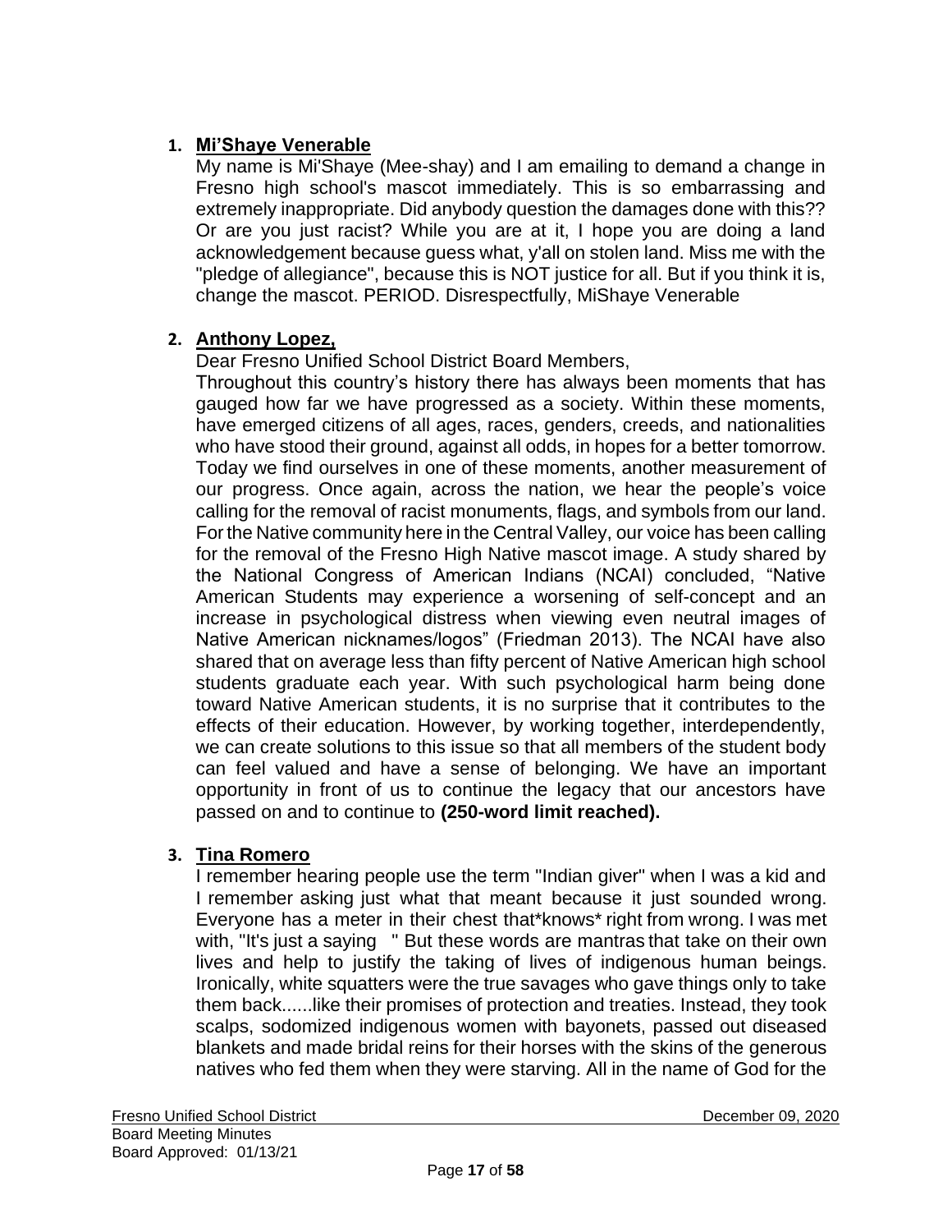1. **Mi'Shaye Venerable**

   My name is Mi'Shaye (Mee-shay) and I am emailing to demand a change in Fresno high school's mascot immediately. This is so embarrassing and extremely inappropriate. Did anybody question the damages done with this?? Or are you just racist? While you are at it, I hope you are doing a land acknowledgement because guess what, y'all on stolen land. Miss me with the "pledge of allegiance", because this is NOT justice for all. But if you think it is, change the mascot. PERIOD. Disrespectfully, MiShaye Venerable

2. **Anthony Lopez,**

   Dear Fresno Unified School District Board Members,

   Throughout this country's history there has always been moments that has gauged how far we have progressed as a society. Within these moments, have emerged citizens of all ages, races, genders, creeds, and nationalities who have stood their ground, against all odds, in hopes for a better tomorrow. Today we find ourselves in one of these moments, another measurement of our progress. Once again, across the nation, we hear the people's voice calling for the removal of racist monuments, flags, and symbols from our land. For the Native community here in the Central Valley, our voice has been calling for the removal of the Fresno High Native mascot image. A study shared by the National Congress of American Indians (NCAI) concluded, "Native American Students may experience a worsening of self-concept and an increase in psychological distress when viewing even neutral images of Native American nicknames/logos" (Friedman 2013). The NCAI have also shared that on average less than fifty percent of Native American high school students graduate each year. With such psychological harm being done toward Native American students, it is no surprise that it contributes to the effects of their education. However, by working together, interdependently, we can create solutions to this issue so that all members of the student body can feel valued and have a sense of belonging. We have an important opportunity in front of us to continue the legacy that our ancestors have passed on and to continue to **(250-word limit reached).**

3. **Tina Romero**

   I remember hearing people use the term "Indian giver" when I was a kid and I remember asking just what that meant because it just sounded wrong. Everyone has a meter in their chest that*knows* right from wrong. I was met with, "It's just a saying " But these words are mantras that take on their own lives and help to justify the taking of lives of indigenous human beings. Ironically, white squatters were the true savages who gave things only to take them back......like their promises of protection and treaties. Instead, they took scalps, sodomized indigenous women with bayonets, passed out diseased blankets and made bridal reins for their horses with the skins of the generous natives who fed them when they were starving. All in the name of God for the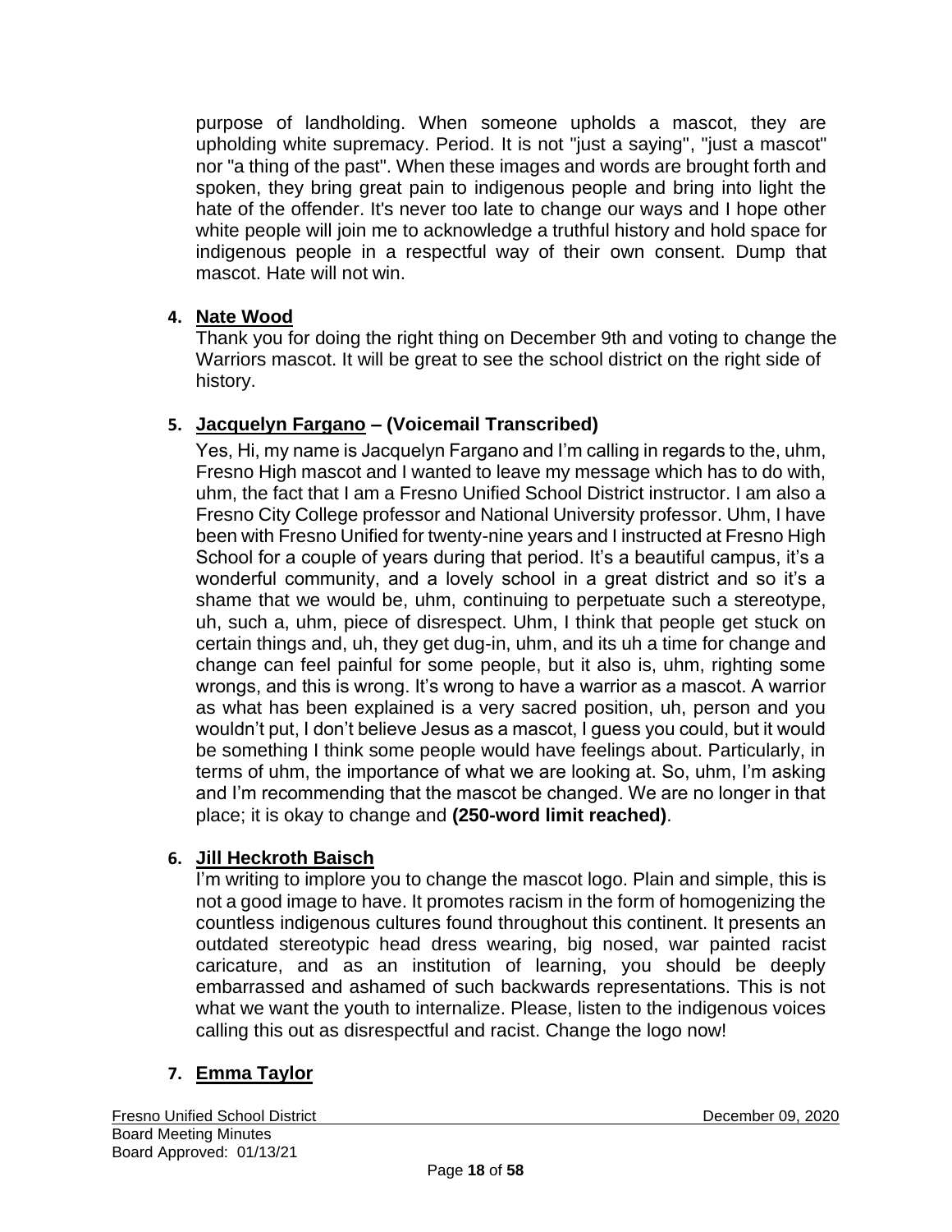purpose of landholding. When someone upholds a mascot, they are upholding white supremacy. Period. It is not "just a saying", "just a mascot" nor "a thing of the past". When these images and words are brought forth and spoken, they bring great pain to indigenous people and bring into light the hate of the offender. It's never too late to change our ways and I hope other white people will join me to acknowledge a truthful history and hold space for indigenous people in a respectful way of their own consent. Dump that mascot. Hate will not win.

4. **Nate Wood**

   Thank you for doing the right thing on December 9th and voting to change the Warriors mascot. It will be great to see the school district on the right side of history.

5. **Jacquelyn Fargano – (Voicemail Transcribed)**

   Yes, Hi, my name is Jacquelyn Fargano and I'm calling in regards to the, uhm, Fresno High mascot and I wanted to leave my message which has to do with, uhm, the fact that I am a Fresno Unified School District instructor. I am also a Fresno City College professor and National University professor. Uhm, I have been with Fresno Unified for twenty-nine years and I instructed at Fresno High School for a couple of years during that period. It's a beautiful campus, it's a wonderful community, and a lovely school in a great district and so it's a shame that we would be, uhm, continuing to perpetuate such a stereotype, uh, such a, uhm, piece of disrespect. Uhm, I think that people get stuck on certain things and, uh, they get dug-in, uhm, and its uh a time for change and change can feel painful for some people, but it also is, uhm, righting some wrongs, and this is wrong. It's wrong to have a warrior as a mascot. A warrior as what has been explained is a very sacred position, uh, person and you wouldn't put, I don't believe Jesus as a mascot, I guess you could, but it would be something I think some people would have feelings about. Particularly, in terms of uhm, the importance of what we are looking at. So, uhm, I'm asking and I'm recommending that the mascot be changed. We are no longer in that place; it is okay to change and **(250-word limit reached)**.

6. **Jill Heckroth Baisch**

   I'm writing to implore you to change the mascot logo. Plain and simple, this is not a good image to have. It promotes racism in the form of homogenizing the countless indigenous cultures found throughout this continent. It presents an outdated stereotypic head dress wearing, big nosed, war painted racist caricature, and as an institution of learning, you should be deeply embarrassed and ashamed of such backwards representations. This is not what we want the youth to internalize. Please, listen to the indigenous voices calling this out as disrespectful and racist. Change the logo now!

7. **Emma Taylor**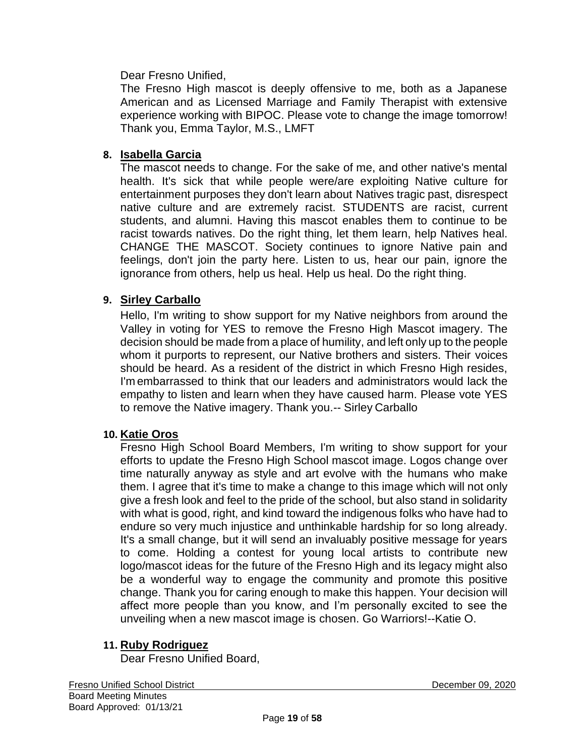Dear Fresno Unified,

The Fresno High mascot is deeply offensive to me, both as a Japanese American and as Licensed Marriage and Family Therapist with extensive experience working with BIPOC. Please vote to change the image tomorrow! Thank you, Emma Taylor, M.S., LMFT

8. **Isabella Garcia**

The mascot needs to change. For the sake of me, and other native's mental health. It's sick that while people were/are exploiting Native culture for entertainment purposes they don't learn about Natives tragic past, disrespect native culture and are extremely racist. STUDENTS are racist, current students, and alumni. Having this mascot enables them to continue to be racist towards natives. Do the right thing, let them learn, help Natives heal. CHANGE THE MASCOT. Society continues to ignore Native pain and feelings, don't join the party here. Listen to us, hear our pain, ignore the ignorance from others, help us heal. Help us heal. Do the right thing.

9. **Sirley Carballo**

Hello, I'm writing to show support for my Native neighbors from around the Valley in voting for YES to remove the Fresno High Mascot imagery. The decision should be made from a place of humility, and left only up to the people whom it purports to represent, our Native brothers and sisters. Their voices should be heard. As a resident of the district in which Fresno High resides, I'm embarrassed to think that our leaders and administrators would lack the empathy to listen and learn when they have caused harm. Please vote YES to remove the Native imagery. Thank you.-- Sirley Carballo

10. **Katie Oros**

Fresno High School Board Members, I'm writing to show support for your efforts to update the Fresno High School mascot image. Logos change over time naturally anyway as style and art evolve with the humans who make them. I agree that it's time to make a change to this image which will not only give a fresh look and feel to the pride of the school, but also stand in solidarity with what is good, right, and kind toward the indigenous folks who have had to endure so very much injustice and unthinkable hardship for so long already. It's a small change, but it will send an invaluably positive message for years to come. Holding a contest for young local artists to contribute new logo/mascot ideas for the future of the Fresno High and its legacy might also be a wonderful way to engage the community and promote this positive change. Thank you for caring enough to make this happen. Your decision will affect more people than you know, and I'm personally excited to see the unveiling when a new mascot image is chosen. Go Warriors!--Katie O.

11. **Ruby Rodriguez**

Dear Fresno Unified Board,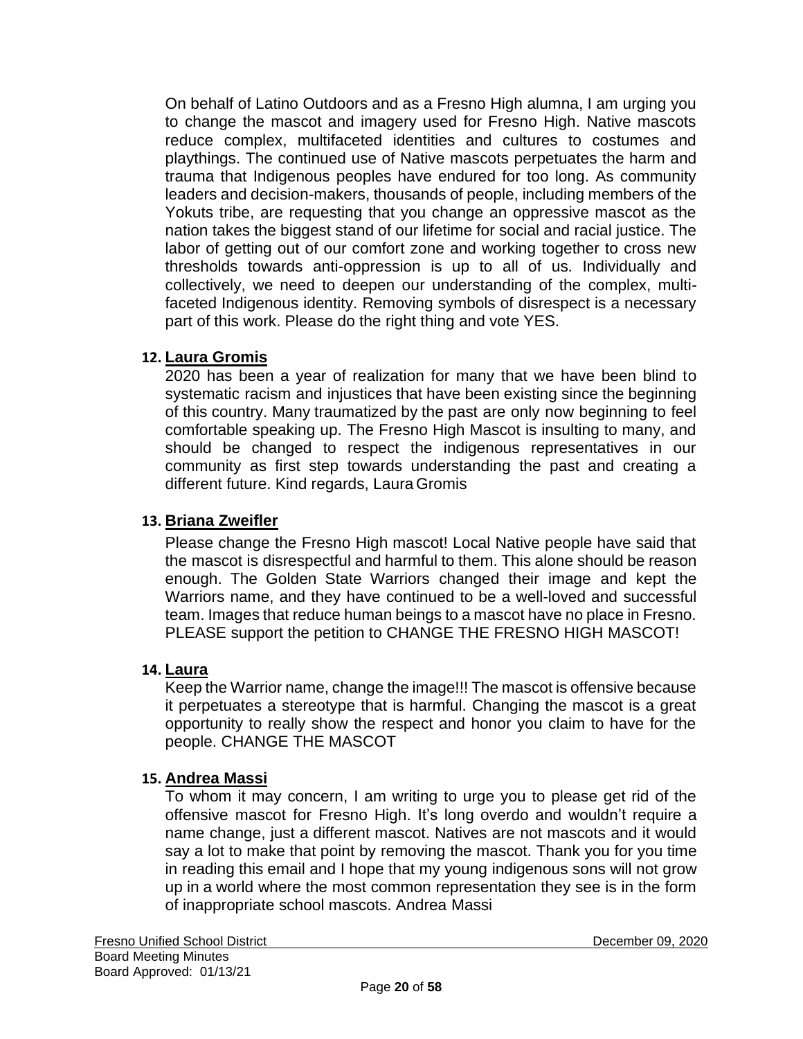On behalf of Latino Outdoors and as a Fresno High alumna, I am urging you to change the mascot and imagery used for Fresno High. Native mascots reduce complex, multifaceted identities and cultures to costumes and playthings. The continued use of Native mascots perpetuates the harm and trauma that Indigenous peoples have endured for too long. As community leaders and decision-makers, thousands of people, including members of the Yokuts tribe, are requesting that you change an oppressive mascot as the nation takes the biggest stand of our lifetime for social and racial justice. The labor of getting out of our comfort zone and working together to cross new thresholds towards anti-oppression is up to all of us. Individually and collectively, we need to deepen our understanding of the complex, multi-faceted Indigenous identity. Removing symbols of disrespect is a necessary part of this work. Please do the right thing and vote YES.

**12. Laura Gromis**

2020 has been a year of realization for many that we have been blind to systematic racism and injustices that have been existing since the beginning of this country. Many traumatized by the past are only now beginning to feel comfortable speaking up. The Fresno High Mascot is insulting to many, and should be changed to respect the indigenous representatives in our community as first step towards understanding the past and creating a different future. Kind regards, Laura Gromis

**13. Briana Zweifler**

Please change the Fresno High mascot! Local Native people have said that the mascot is disrespectful and harmful to them. This alone should be reason enough. The Golden State Warriors changed their image and kept the Warriors name, and they have continued to be a well-loved and successful team. Images that reduce human beings to a mascot have no place in Fresno. PLEASE support the petition to CHANGE THE FRESNO HIGH MASCOT!

**14. Laura**

Keep the Warrior name, change the image!!! The mascot is offensive because it perpetuates a stereotype that is harmful. Changing the mascot is a great opportunity to really show the respect and honor you claim to have for the people. CHANGE THE MASCOT

**15. Andrea Massi**

To whom it may concern, I am writing to urge you to please get rid of the offensive mascot for Fresno High. It's long overdo and wouldn't require a name change, just a different mascot. Natives are not mascots and it would say a lot to make that point by removing the mascot. Thank you for you time in reading this email and I hope that my young indigenous sons will not grow up in a world where the most common representation they see is in the form of inappropriate school mascots. Andrea Massi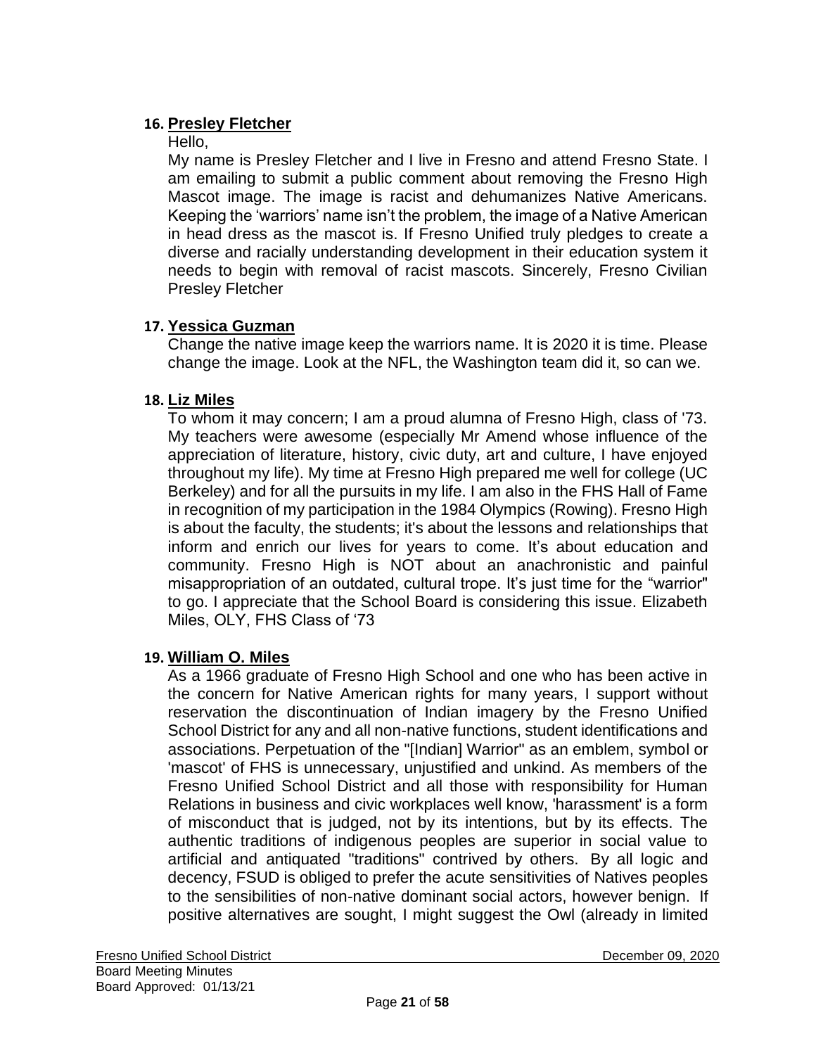16. **Presley Fletcher**

Hello,

My name is Presley Fletcher and I live in Fresno and attend Fresno State. I am emailing to submit a public comment about removing the Fresno High Mascot image. The image is racist and dehumanizes Native Americans. Keeping the 'warriors' name isn't the problem, the image of a Native American in head dress as the mascot is. If Fresno Unified truly pledges to create a diverse and racially understanding development in their education system it needs to begin with removal of racist mascots. Sincerely, Fresno Civilian Presley Fletcher

17. **Yessica Guzman**

Change the native image keep the warriors name. It is 2020 it is time. Please change the image. Look at the NFL, the Washington team did it, so can we.

18. **Liz Miles**

To whom it may concern; I am a proud alumna of Fresno High, class of '73. My teachers were awesome (especially Mr Amend whose influence of the appreciation of literature, history, civic duty, art and culture, I have enjoyed throughout my life). My time at Fresno High prepared me well for college (UC Berkeley) and for all the pursuits in my life. I am also in the FHS Hall of Fame in recognition of my participation in the 1984 Olympics (Rowing). Fresno High is about the faculty, the students; it's about the lessons and relationships that inform and enrich our lives for years to come. It's about education and community. Fresno High is NOT about an anachronistic and painful misappropriation of an outdated, cultural trope. It's just time for the "warrior" to go. I appreciate that the School Board is considering this issue. Elizabeth Miles, OLY, FHS Class of '73

19. **William O. Miles**

As a 1966 graduate of Fresno High School and one who has been active in the concern for Native American rights for many years, I support without reservation the discontinuation of Indian imagery by the Fresno Unified School District for any and all non-native functions, student identifications and associations. Perpetuation of the "[Indian] Warrior" as an emblem, symbol or 'mascot' of FHS is unnecessary, unjustified and unkind. As members of the Fresno Unified School District and all those with responsibility for Human Relations in business and civic workplaces well know, 'harassment' is a form of misconduct that is judged, not by its intentions, but by its effects. The authentic traditions of indigenous peoples are superior in social value to artificial and antiquated "traditions" contrived by others. By all logic and decency, FSUD is obliged to prefer the acute sensitivities of Natives peoples to the sensibilities of non-native dominant social actors, however benign. If positive alternatives are sought, I might suggest the Owl (already in limited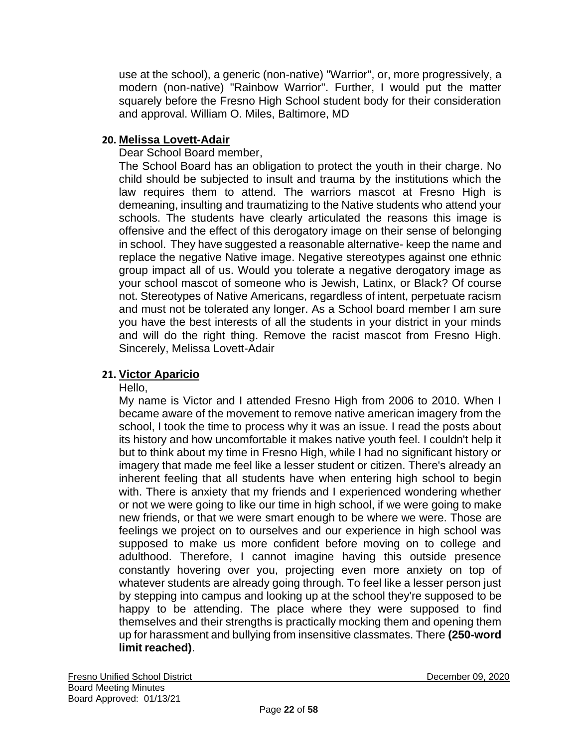use at the school), a generic (non-native) "Warrior", or, more progressively, a modern (non-native) "Rainbow Warrior". Further, I would put the matter squarely before the Fresno High School student body for their consideration and approval. William O. Miles, Baltimore, MD

20. **Melissa Lovett-Adair**

Dear School Board member,

The School Board has an obligation to protect the youth in their charge. No child should be subjected to insult and trauma by the institutions which the law requires them to attend. The warriors mascot at Fresno High is demeaning, insulting and traumatizing to the Native students who attend your schools. The students have clearly articulated the reasons this image is offensive and the effect of this derogatory image on their sense of belonging in school. They have suggested a reasonable alternative- keep the name and replace the negative Native image. Negative stereotypes against one ethnic group impact all of us. Would you tolerate a negative derogatory image as your school mascot of someone who is Jewish, Latinx, or Black? Of course not. Stereotypes of Native Americans, regardless of intent, perpetuate racism and must not be tolerated any longer. As a School board member I am sure you have the best interests of all the students in your district in your minds and will do the right thing. Remove the racist mascot from Fresno High. Sincerely, Melissa Lovett-Adair

21. **Victor Aparicio**

Hello,

My name is Victor and I attended Fresno High from 2006 to 2010. When I became aware of the movement to remove native american imagery from the school, I took the time to process why it was an issue. I read the posts about its history and how uncomfortable it makes native youth feel. I couldn't help it but to think about my time in Fresno High, while I had no significant history or imagery that made me feel like a lesser student or citizen. There's already an inherent feeling that all students have when entering high school to begin with. There is anxiety that my friends and I experienced wondering whether or not we were going to like our time in high school, if we were going to make new friends, or that we were smart enough to be where we were. Those are feelings we project on to ourselves and our experience in high school was supposed to make us more confident before moving on to college and adulthood. Therefore, I cannot imagine having this outside presence constantly hovering over you, projecting even more anxiety on top of whatever students are already going through. To feel like a lesser person just by stepping into campus and looking up at the school they're supposed to be happy to be attending. The place where they were supposed to find themselves and their strengths is practically mocking them and opening them up for harassment and bullying from insensitive classmates. There **(250-word limit reached)**.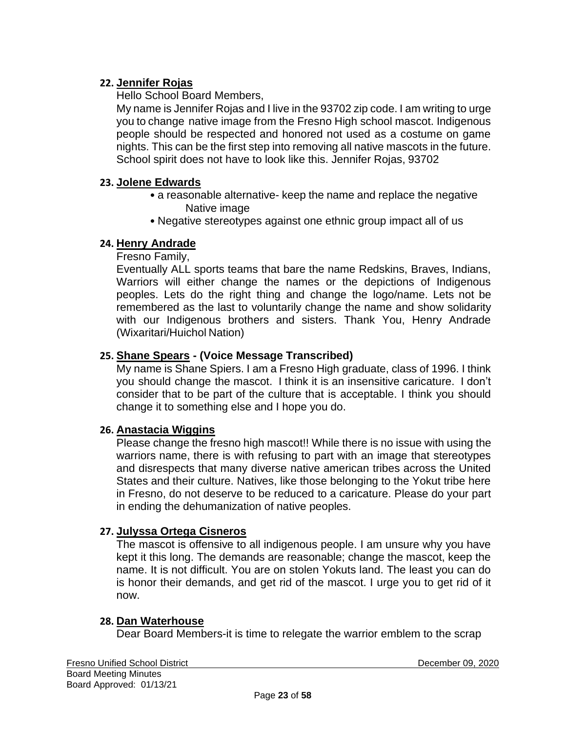**22. Jennifer Rojas**

Hello School Board Members,

My name is Jennifer Rojas and I live in the 93702 zip code. I am writing to urge you to change native image from the Fresno High school mascot. Indigenous people should be respected and honored not used as a costume on game nights. This can be the first step into removing all native mascots in the future. School spirit does not have to look like this. Jennifer Rojas, 93702

**23. Jolene Edwards**

- a reasonable alternative- keep the name and replace the negative Native image
- Negative stereotypes against one ethnic group impact all of us

**24. Henry Andrade**

Fresno Family,

Eventually ALL sports teams that bare the name Redskins, Braves, Indians, Warriors will either change the names or the depictions of Indigenous peoples. Lets do the right thing and change the logo/name. Lets not be remembered as the last to voluntarily change the name and show solidarity with our Indigenous brothers and sisters. Thank You, Henry Andrade (Wixaritari/Huichol Nation)

**25. Shane Spears - (Voice Message Transcribed)**

My name is Shane Spiers. I am a Fresno High graduate, class of 1996. I think you should change the mascot. I think it is an insensitive caricature. I don't consider that to be part of the culture that is acceptable. I think you should change it to something else and I hope you do.

**26. Anastacia Wiggins**

Please change the fresno high mascot!! While there is no issue with using the warriors name, there is with refusing to part with an image that stereotypes and disrespects that many diverse native american tribes across the United States and their culture. Natives, like those belonging to the Yokut tribe here in Fresno, do not deserve to be reduced to a caricature. Please do your part in ending the dehumanization of native peoples.

**27. Julyssa Ortega Cisneros**

The mascot is offensive to all indigenous people. I am unsure why you have kept it this long. The demands are reasonable; change the mascot, keep the name. It is not difficult. You are on stolen Yokuts land. The least you can do is honor their demands, and get rid of the mascot. I urge you to get rid of it now.

**28. Dan Waterhouse**

Dear Board Members-it is time to relegate the warrior emblem to the scrap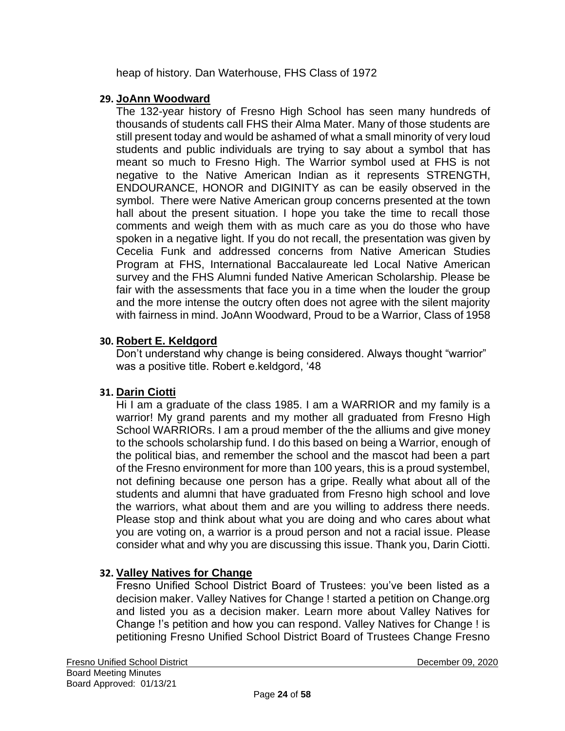heap of history. Dan Waterhouse, FHS Class of 1972

**29. JoAnn Woodward**

The 132-year history of Fresno High School has seen many hundreds of thousands of students call FHS their Alma Mater. Many of those students are still present today and would be ashamed of what a small minority of very loud students and public individuals are trying to say about a symbol that has meant so much to Fresno High. The Warrior symbol used at FHS is not negative to the Native American Indian as it represents STRENGTH, ENDOURANCE, HONOR and DIGINITY as can be easily observed in the symbol. There were Native American group concerns presented at the town hall about the present situation. I hope you take the time to recall those comments and weigh them with as much care as you do those who have spoken in a negative light. If you do not recall, the presentation was given by Cecelia Funk and addressed concerns from Native American Studies Program at FHS, International Baccalaureate led Local Native American survey and the FHS Alumni funded Native American Scholarship. Please be fair with the assessments that face you in a time when the louder the group and the more intense the outcry often does not agree with the silent majority with fairness in mind. JoAnn Woodward, Proud to be a Warrior, Class of 1958

**30. Robert E. Keldgord**

Don't understand why change is being considered. Always thought "warrior" was a positive title. Robert e.keldgord, '48

**31. Darin Ciotti**

Hi I am a graduate of the class 1985. I am a WARRIOR and my family is a warrior! My grand parents and my mother all graduated from Fresno High School WARRIORs. I am a proud member of the the alliums and give money to the schools scholarship fund. I do this based on being a Warrior, enough of the political bias, and remember the school and the mascot had been a part of the Fresno environment for more than 100 years, this is a proud systembel, not defining because one person has a gripe. Really what about all of the students and alumni that have graduated from Fresno high school and love the warriors, what about them and are you willing to address there needs. Please stop and think about what you are doing and who cares about what you are voting on, a warrior is a proud person and not a racial issue. Please consider what and why you are discussing this issue. Thank you, Darin Ciotti.

**32. Valley Natives for Change**

Fresno Unified School District Board of Trustees: you've been listed as a decision maker. Valley Natives for Change ! started a petition on Change.org and listed you as a decision maker. Learn more about Valley Natives for Change !'s petition and how you can respond. Valley Natives for Change ! is petitioning Fresno Unified School District Board of Trustees Change Fresno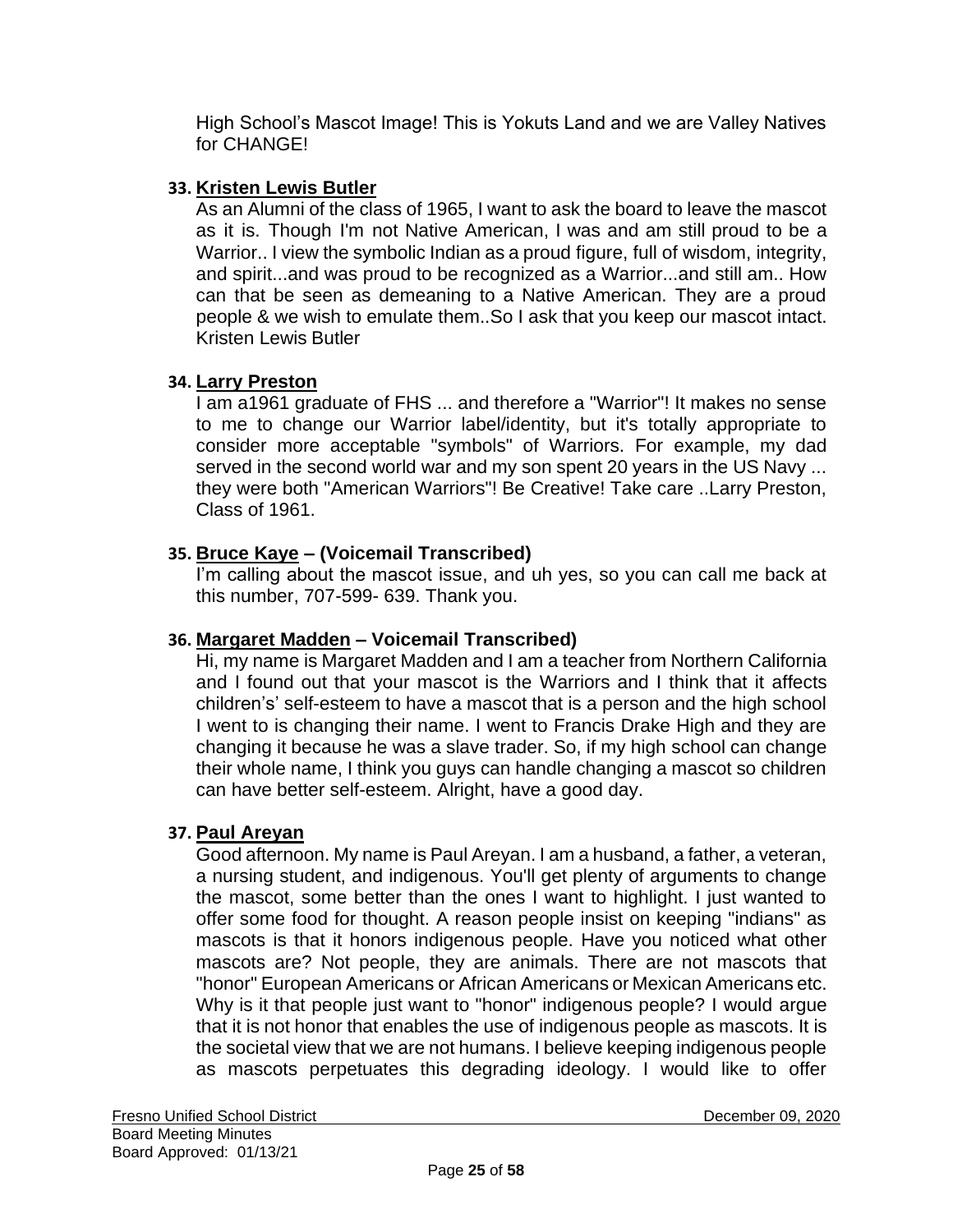High School's Mascot Image! This is Yokuts Land and we are Valley Natives for CHANGE!

**33. Kristen Lewis Butler**

As an Alumni of the class of 1965, I want to ask the board to leave the mascot as it is. Though I'm not Native American, I was and am still proud to be a Warrior.. I view the symbolic Indian as a proud figure, full of wisdom, integrity, and spirit...and was proud to be recognized as a Warrior...and still am.. How can that be seen as demeaning to a Native American. They are a proud people & we wish to emulate them..So I ask that you keep our mascot intact. Kristen Lewis Butler

**34. Larry Preston**

I am a1961 graduate of FHS ... and therefore a "Warrior"! It makes no sense to me to change our Warrior label/identity, but it's totally appropriate to consider more acceptable "symbols" of Warriors. For example, my dad served in the second world war and my son spent 20 years in the US Navy ... they were both "American Warriors"! Be Creative! Take care ..Larry Preston, Class of 1961.

**35. Bruce Kaye – (Voicemail Transcribed)**

I'm calling about the mascot issue, and uh yes, so you can call me back at this number, 707-599- 639. Thank you.

**36. Margaret Madden – Voicemail Transcribed)**

Hi, my name is Margaret Madden and I am a teacher from Northern California and I found out that your mascot is the Warriors and I think that it affects children's' self-esteem to have a mascot that is a person and the high school I went to is changing their name. I went to Francis Drake High and they are changing it because he was a slave trader. So, if my high school can change their whole name, I think you guys can handle changing a mascot so children can have better self-esteem. Alright, have a good day.

**37. Paul Areyan**

Good afternoon. My name is Paul Areyan. I am a husband, a father, a veteran, a nursing student, and indigenous. You'll get plenty of arguments to change the mascot, some better than the ones I want to highlight. I just wanted to offer some food for thought. A reason people insist on keeping "indians" as mascots is that it honors indigenous people. Have you noticed what other mascots are? Not people, they are animals. There are not mascots that "honor" European Americans or African Americans or Mexican Americans etc. Why is it that people just want to "honor" indigenous people? I would argue that it is not honor that enables the use of indigenous people as mascots. It is the societal view that we are not humans. I believe keeping indigenous people as mascots perpetuates this degrading ideology. I would like to offer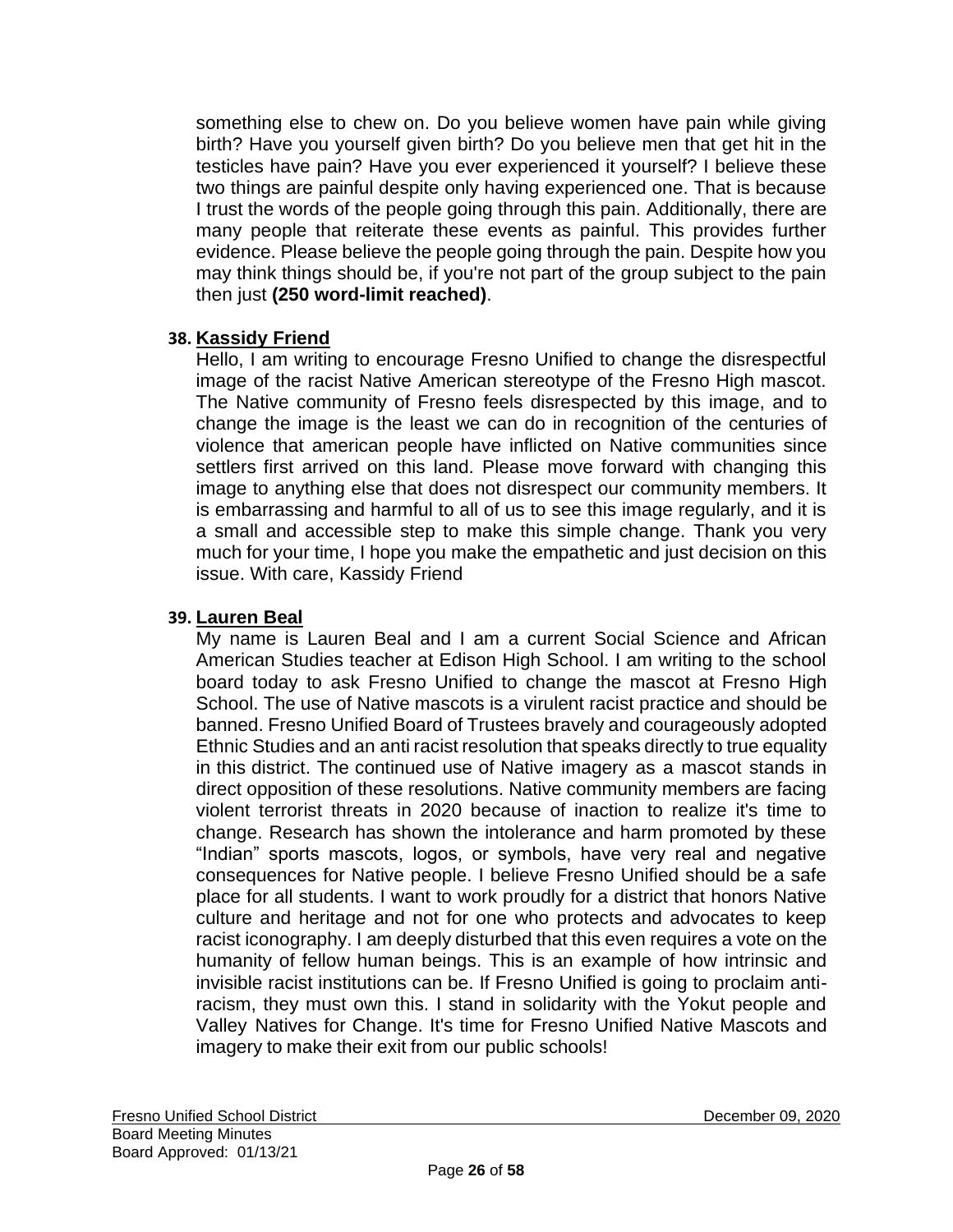something else to chew on. Do you believe women have pain while giving birth? Have you yourself given birth? Do you believe men that get hit in the testicles have pain? Have you ever experienced it yourself? I believe these two things are painful despite only having experienced one. That is because I trust the words of the people going through this pain. Additionally, there are many people that reiterate these events as painful. This provides further evidence. Please believe the people going through the pain. Despite how you may think things should be, if you're not part of the group subject to the pain then just **(250 word-limit reached)**.

**38. Kassidy Friend**

Hello, I am writing to encourage Fresno Unified to change the disrespectful image of the racist Native American stereotype of the Fresno High mascot. The Native community of Fresno feels disrespected by this image, and to change the image is the least we can do in recognition of the centuries of violence that american people have inflicted on Native communities since settlers first arrived on this land. Please move forward with changing this image to anything else that does not disrespect our community members. It is embarrassing and harmful to all of us to see this image regularly, and it is a small and accessible step to make this simple change. Thank you very much for your time, I hope you make the empathetic and just decision on this issue. With care, Kassidy Friend

**39. Lauren Beal**

My name is Lauren Beal and I am a current Social Science and African American Studies teacher at Edison High School. I am writing to the school board today to ask Fresno Unified to change the mascot at Fresno High School. The use of Native mascots is a virulent racist practice and should be banned. Fresno Unified Board of Trustees bravely and courageously adopted Ethnic Studies and an anti racist resolution that speaks directly to true equality in this district. The continued use of Native imagery as a mascot stands in direct opposition of these resolutions. Native community members are facing violent terrorist threats in 2020 because of inaction to realize it's time to change. Research has shown the intolerance and harm promoted by these "Indian" sports mascots, logos, or symbols, have very real and negative consequences for Native people. I believe Fresno Unified should be a safe place for all students. I want to work proudly for a district that honors Native culture and heritage and not for one who protects and advocates to keep racist iconography. I am deeply disturbed that this even requires a vote on the humanity of fellow human beings. This is an example of how intrinsic and invisible racist institutions can be. If Fresno Unified is going to proclaim anti-racism, they must own this. I stand in solidarity with the Yokut people and Valley Natives for Change. It's time for Fresno Unified Native Mascots and imagery to make their exit from our public schools!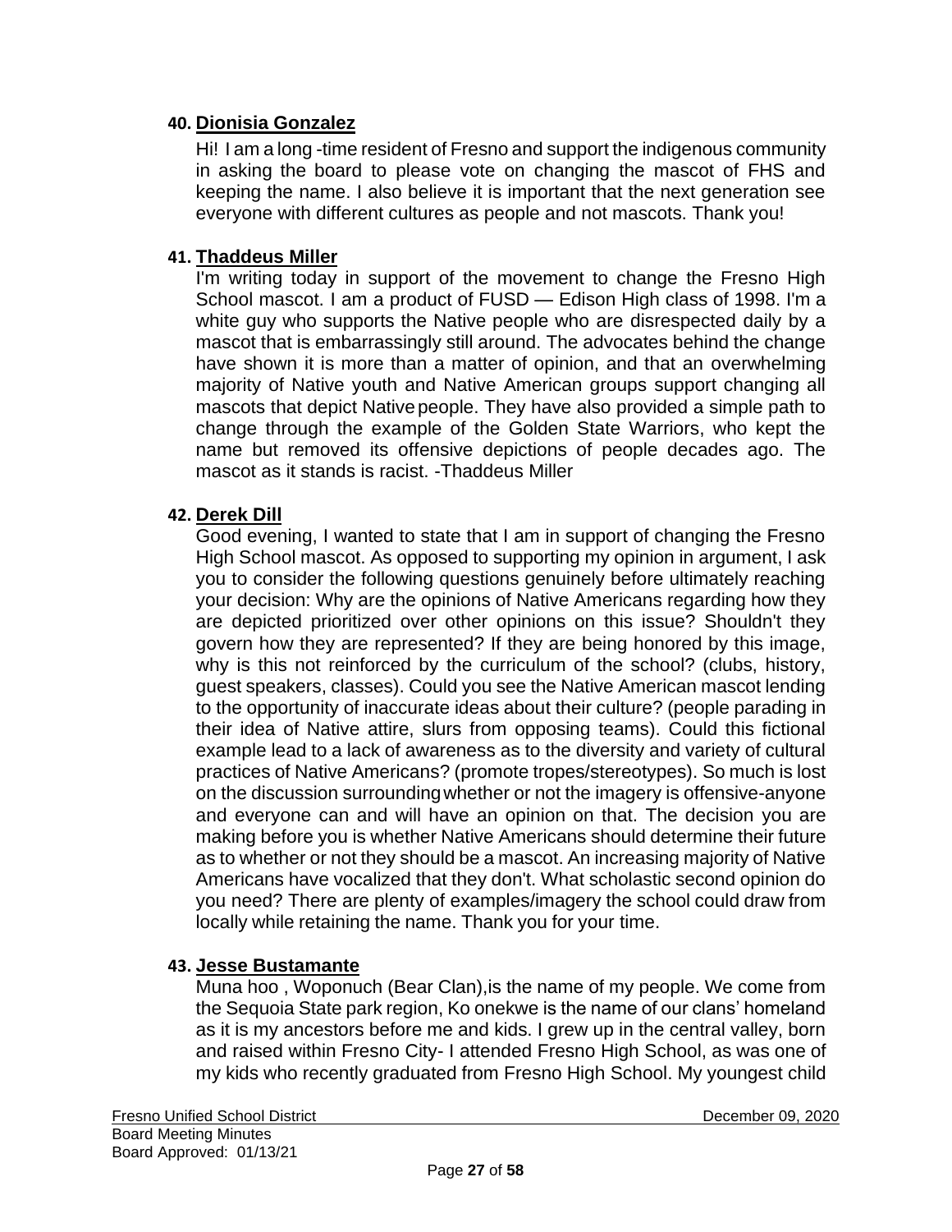40. **Dionisia Gonzalez**

Hi! I am a long -time resident of Fresno and support the indigenous community in asking the board to please vote on changing the mascot of FHS and keeping the name. I also believe it is important that the next generation see everyone with different cultures as people and not mascots. Thank you!

41. **Thaddeus Miller**

I'm writing today in support of the movement to change the Fresno High School mascot. I am a product of FUSD — Edison High class of 1998. I'm a white guy who supports the Native people who are disrespected daily by a mascot that is embarrassingly still around. The advocates behind the change have shown it is more than a matter of opinion, and that an overwhelming majority of Native youth and Native American groups support changing all mascots that depict Native people. They have also provided a simple path to change through the example of the Golden State Warriors, who kept the name but removed its offensive depictions of people decades ago. The mascot as it stands is racist. -Thaddeus Miller

42. **Derek Dill**

Good evening, I wanted to state that I am in support of changing the Fresno High School mascot. As opposed to supporting my opinion in argument, I ask you to consider the following questions genuinely before ultimately reaching your decision: Why are the opinions of Native Americans regarding how they are depicted prioritized over other opinions on this issue? Shouldn't they govern how they are represented? If they are being honored by this image, why is this not reinforced by the curriculum of the school? (clubs, history, guest speakers, classes). Could you see the Native American mascot lending to the opportunity of inaccurate ideas about their culture? (people parading in their idea of Native attire, slurs from opposing teams). Could this fictional example lead to a lack of awareness as to the diversity and variety of cultural practices of Native Americans? (promote tropes/stereotypes). So much is lost on the discussion surrounding whether or not the imagery is offensive-anyone and everyone can and will have an opinion on that. The decision you are making before you is whether Native Americans should determine their future as to whether or not they should be a mascot. An increasing majority of Native Americans have vocalized that they don't. What scholastic second opinion do you need? There are plenty of examples/imagery the school could draw from locally while retaining the name. Thank you for your time.

43. **Jesse Bustamante**

Muna hoo , Woponuch (Bear Clan),is the name of my people. We come from the Sequoia State park region, Ko onekwe is the name of our clans' homeland as it is my ancestors before me and kids. I grew up in the central valley, born and raised within Fresno City- I attended Fresno High School, as was one of my kids who recently graduated from Fresno High School. My youngest child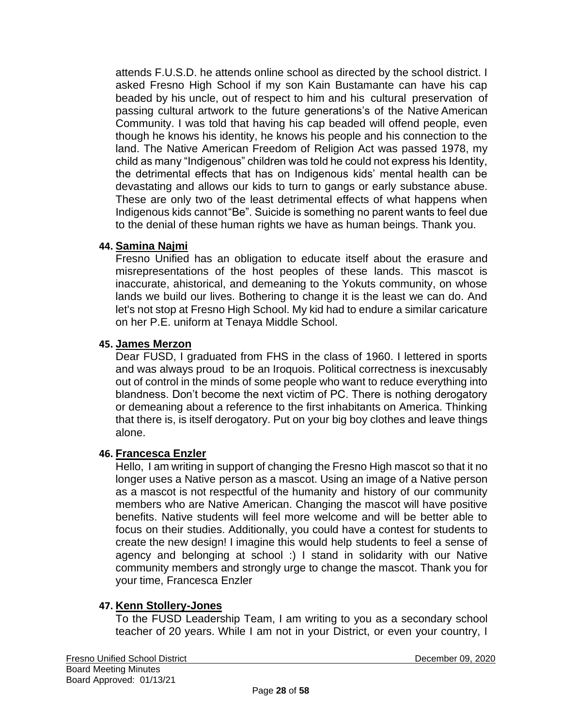attends F.U.S.D. he attends online school as directed by the school district. I asked Fresno High School if my son Kain Bustamante can have his cap beaded by his uncle, out of respect to him and his cultural preservation of passing cultural artwork to the future generations's of the Native American Community. I was told that having his cap beaded will offend people, even though he knows his identity, he knows his people and his connection to the land. The Native American Freedom of Religion Act was passed 1978, my child as many "Indigenous" children was told he could not express his Identity, the detrimental effects that has on Indigenous kids' mental health can be devastating and allows our kids to turn to gangs or early substance abuse. These are only two of the least detrimental effects of what happens when Indigenous kids cannot"Be". Suicide is something no parent wants to feel due to the denial of these human rights we have as human beings. Thank you.

44. **Samina Najmi**
Fresno Unified has an obligation to educate itself about the erasure and misrepresentations of the host peoples of these lands. This mascot is inaccurate, ahistorical, and demeaning to the Yokuts community, on whose lands we build our lives. Bothering to change it is the least we can do. And let's not stop at Fresno High School. My kid had to endure a similar caricature on her P.E. uniform at Tenaya Middle School.

45. **James Merzon**
Dear FUSD, I graduated from FHS in the class of 1960. I lettered in sports and was always proud to be an Iroquois. Political correctness is inexcusably out of control in the minds of some people who want to reduce everything into blandness. Don't become the next victim of PC. There is nothing derogatory or demeaning about a reference to the first inhabitants on America. Thinking that there is, is itself derogatory. Put on your big boy clothes and leave things alone.

46. **Francesca Enzler**
Hello, I am writing in support of changing the Fresno High mascot so that it no longer uses a Native person as a mascot. Using an image of a Native person as a mascot is not respectful of the humanity and history of our community members who are Native American. Changing the mascot will have positive benefits. Native students will feel more welcome and will be better able to focus on their studies. Additionally, you could have a contest for students to create the new design! I imagine this would help students to feel a sense of agency and belonging at school :) I stand in solidarity with our Native community members and strongly urge to change the mascot. Thank you for your time, Francesca Enzler

47. **Kenn Stollery-Jones**
To the FUSD Leadership Team, I am writing to you as a secondary school teacher of 20 years. While I am not in your District, or even your country, I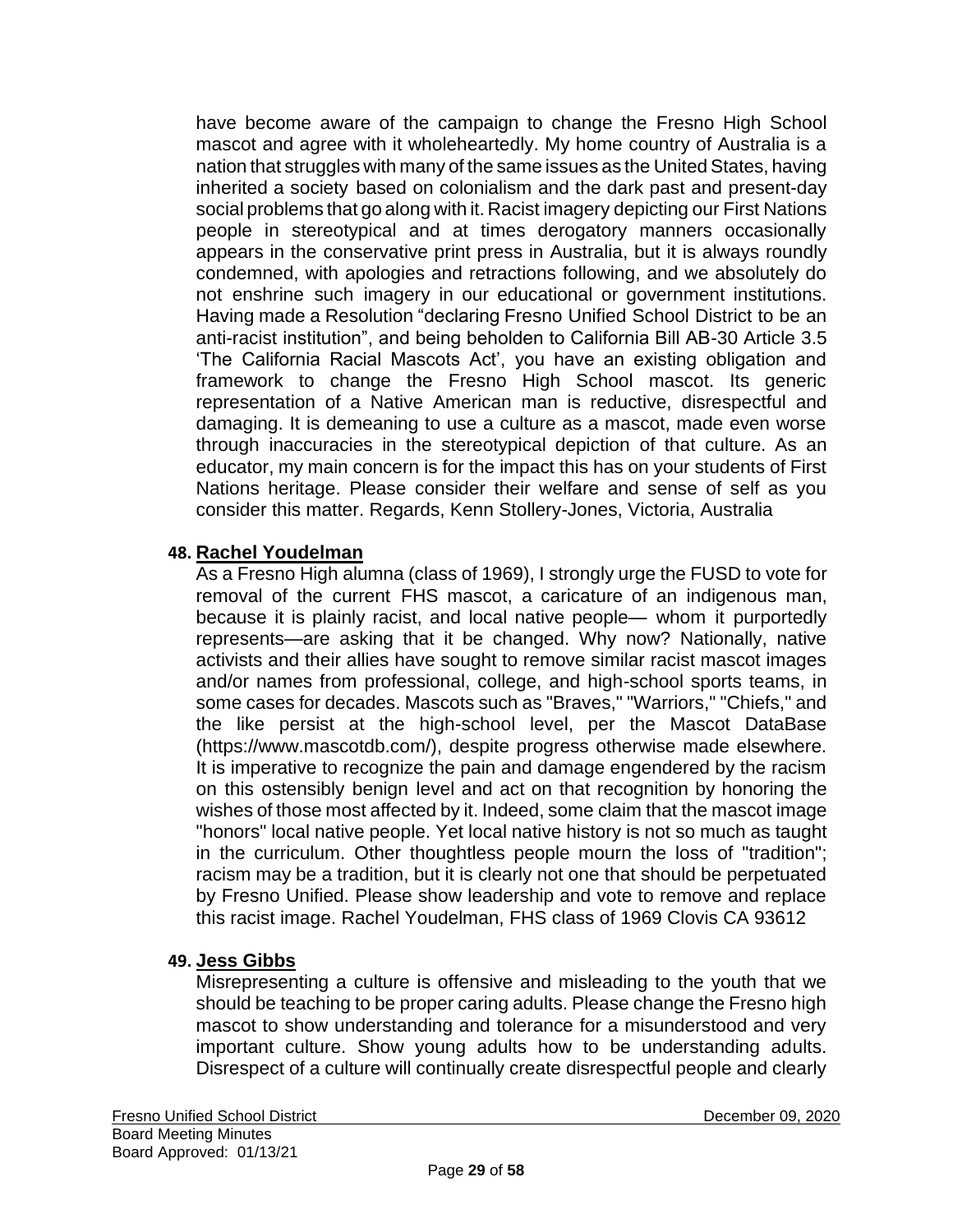have become aware of the campaign to change the Fresno High School mascot and agree with it wholeheartedly. My home country of Australia is a nation that struggles with many of the same issues as the United States, having inherited a society based on colonialism and the dark past and present-day social problems that go along with it. Racist imagery depicting our First Nations people in stereotypical and at times derogatory manners occasionally appears in the conservative print press in Australia, but it is always roundly condemned, with apologies and retractions following, and we absolutely do not enshrine such imagery in our educational or government institutions. Having made a Resolution "declaring Fresno Unified School District to be an anti-racist institution", and being beholden to California Bill AB-30 Article 3.5 'The California Racial Mascots Act', you have an existing obligation and framework to change the Fresno High School mascot. Its generic representation of a Native American man is reductive, disrespectful and damaging. It is demeaning to use a culture as a mascot, made even worse through inaccuracies in the stereotypical depiction of that culture. As an educator, my main concern is for the impact this has on your students of First Nations heritage. Please consider their welfare and sense of self as you consider this matter. Regards, Kenn Stollery-Jones, Victoria, Australia

**48. Rachel Youdelman**

As a Fresno High alumna (class of 1969), I strongly urge the FUSD to vote for removal of the current FHS mascot, a caricature of an indigenous man, because it is plainly racist, and local native people— whom it purportedly represents—are asking that it be changed. Why now? Nationally, native activists and their allies have sought to remove similar racist mascot images and/or names from professional, college, and high-school sports teams, in some cases for decades. Mascots such as "Braves," "Warriors," "Chiefs," and the like persist at the high-school level, per the Mascot DataBase (https://www.mascotdb.com/), despite progress otherwise made elsewhere. It is imperative to recognize the pain and damage engendered by the racism on this ostensibly benign level and act on that recognition by honoring the wishes of those most affected by it. Indeed, some claim that the mascot image "honors" local native people. Yet local native history is not so much as taught in the curriculum. Other thoughtless people mourn the loss of "tradition"; racism may be a tradition, but it is clearly not one that should be perpetuated by Fresno Unified. Please show leadership and vote to remove and replace this racist image. Rachel Youdelman, FHS class of 1969 Clovis CA 93612

**49. Jess Gibbs**

Misrepresenting a culture is offensive and misleading to the youth that we should be teaching to be proper caring adults. Please change the Fresno high mascot to show understanding and tolerance for a misunderstood and very important culture. Show young adults how to be understanding adults. Disrespect of a culture will continually create disrespectful people and clearly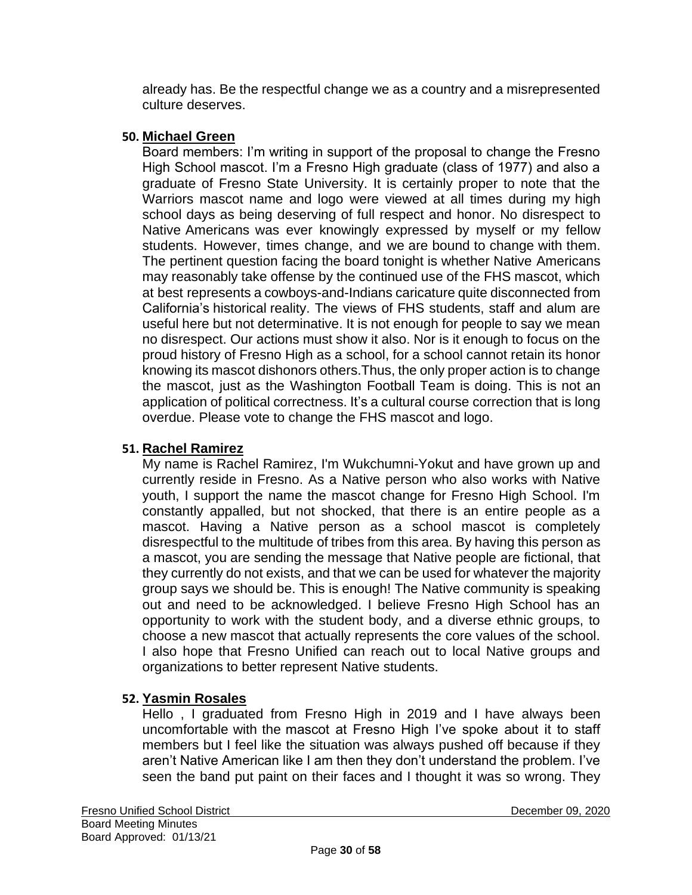already has. Be the respectful change we as a country and a misrepresented culture deserves.

**50. Michael Green**

Board members: I'm writing in support of the proposal to change the Fresno High School mascot. I'm a Fresno High graduate (class of 1977) and also a graduate of Fresno State University. It is certainly proper to note that the Warriors mascot name and logo were viewed at all times during my high school days as being deserving of full respect and honor. No disrespect to Native Americans was ever knowingly expressed by myself or my fellow students. However, times change, and we are bound to change with them. The pertinent question facing the board tonight is whether Native Americans may reasonably take offense by the continued use of the FHS mascot, which at best represents a cowboys-and-Indians caricature quite disconnected from California's historical reality. The views of FHS students, staff and alum are useful here but not determinative. It is not enough for people to say we mean no disrespect. Our actions must show it also. Nor is it enough to focus on the proud history of Fresno High as a school, for a school cannot retain its honor knowing its mascot dishonors others.Thus, the only proper action is to change the mascot, just as the Washington Football Team is doing. This is not an application of political correctness. It's a cultural course correction that is long overdue. Please vote to change the FHS mascot and logo.

**51. Rachel Ramirez**

My name is Rachel Ramirez, I'm Wukchumni-Yokut and have grown up and currently reside in Fresno. As a Native person who also works with Native youth, I support the name the mascot change for Fresno High School. I'm constantly appalled, but not shocked, that there is an entire people as a mascot. Having a Native person as a school mascot is completely disrespectful to the multitude of tribes from this area. By having this person as a mascot, you are sending the message that Native people are fictional, that they currently do not exists, and that we can be used for whatever the majority group says we should be. This is enough! The Native community is speaking out and need to be acknowledged. I believe Fresno High School has an opportunity to work with the student body, and a diverse ethnic groups, to choose a new mascot that actually represents the core values of the school. I also hope that Fresno Unified can reach out to local Native groups and organizations to better represent Native students.

**52. Yasmin Rosales**

Hello , I graduated from Fresno High in 2019 and I have always been uncomfortable with the mascot at Fresno High I've spoke about it to staff members but I feel like the situation was always pushed off because if they aren't Native American like I am then they don't understand the problem. I've seen the band put paint on their faces and I thought it was so wrong. They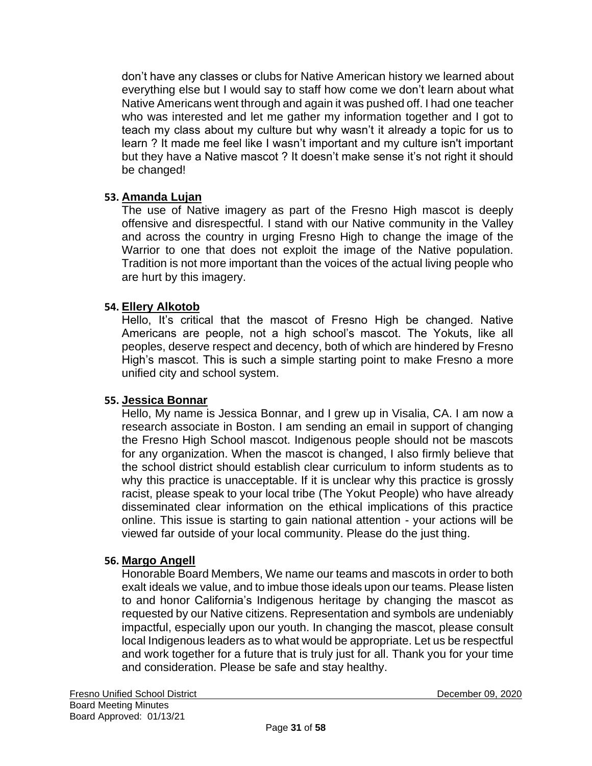don't have any classes or clubs for Native American history we learned about everything else but I would say to staff how come we don't learn about what Native Americans went through and again it was pushed off. I had one teacher who was interested and let me gather my information together and I got to teach my class about my culture but why wasn't it already a topic for us to learn ? It made me feel like I wasn't important and my culture isn't important but they have a Native mascot ? It doesn't make sense it's not right it should be changed!

**53. Amanda Lujan**

The use of Native imagery as part of the Fresno High mascot is deeply offensive and disrespectful. I stand with our Native community in the Valley and across the country in urging Fresno High to change the image of the Warrior to one that does not exploit the image of the Native population. Tradition is not more important than the voices of the actual living people who are hurt by this imagery.

**54. Ellery Alkotob**

Hello, It's critical that the mascot of Fresno High be changed. Native Americans are people, not a high school's mascot. The Yokuts, like all peoples, deserve respect and decency, both of which are hindered by Fresno High's mascot. This is such a simple starting point to make Fresno a more unified city and school system.

**55. Jessica Bonnar**

Hello, My name is Jessica Bonnar, and I grew up in Visalia, CA. I am now a research associate in Boston. I am sending an email in support of changing the Fresno High School mascot. Indigenous people should not be mascots for any organization. When the mascot is changed, I also firmly believe that the school district should establish clear curriculum to inform students as to why this practice is unacceptable. If it is unclear why this practice is grossly racist, please speak to your local tribe (The Yokut People) who have already disseminated clear information on the ethical implications of this practice online. This issue is starting to gain national attention - your actions will be viewed far outside of your local community. Please do the just thing.

**56. Margo Angell**

Honorable Board Members, We name our teams and mascots in order to both exalt ideals we value, and to imbue those ideals upon our teams. Please listen to and honor California's Indigenous heritage by changing the mascot as requested by our Native citizens. Representation and symbols are undeniably impactful, especially upon our youth. In changing the mascot, please consult local Indigenous leaders as to what would be appropriate. Let us be respectful and work together for a future that is truly just for all. Thank you for your time and consideration. Please be safe and stay healthy.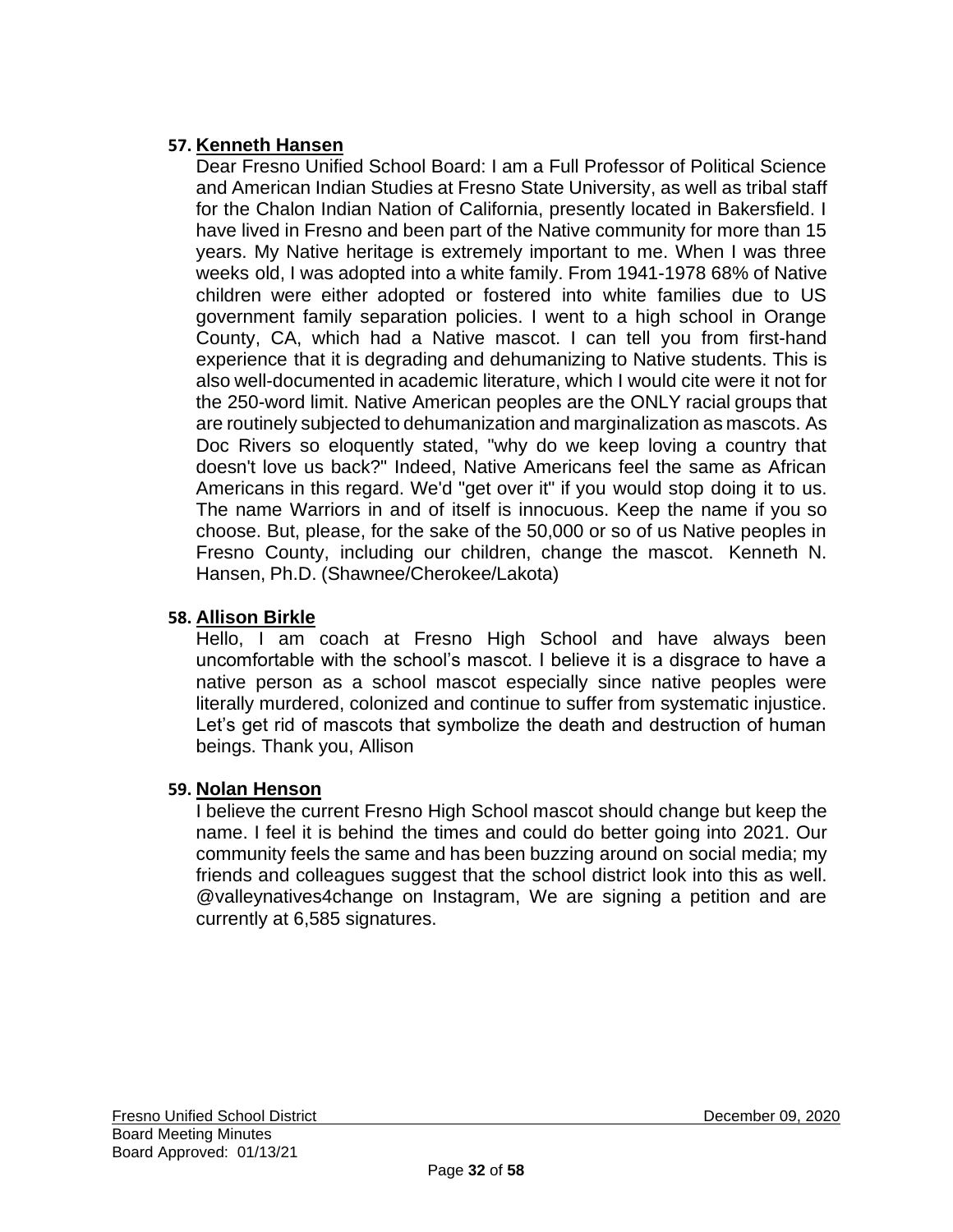**57. Kenneth Hansen**

Dear Fresno Unified School Board: I am a Full Professor of Political Science and American Indian Studies at Fresno State University, as well as tribal staff for the Chalon Indian Nation of California, presently located in Bakersfield. I have lived in Fresno and been part of the Native community for more than 15 years. My Native heritage is extremely important to me. When I was three weeks old, I was adopted into a white family. From 1941-1978 68% of Native children were either adopted or fostered into white families due to US government family separation policies. I went to a high school in Orange County, CA, which had a Native mascot. I can tell you from first-hand experience that it is degrading and dehumanizing to Native students. This is also well-documented in academic literature, which I would cite were it not for the 250-word limit. Native American peoples are the ONLY racial groups that are routinely subjected to dehumanization and marginalization as mascots. As Doc Rivers so eloquently stated, "why do we keep loving a country that doesn't love us back?" Indeed, Native Americans feel the same as African Americans in this regard. We'd "get over it" if you would stop doing it to us. The name Warriors in and of itself is innocuous. Keep the name if you so choose. But, please, for the sake of the 50,000 or so of us Native peoples in Fresno County, including our children, change the mascot. Kenneth N. Hansen, Ph.D. (Shawnee/Cherokee/Lakota)

**58. Allison Birkle**

Hello, I am coach at Fresno High School and have always been uncomfortable with the school's mascot. I believe it is a disgrace to have a native person as a school mascot especially since native peoples were literally murdered, colonized and continue to suffer from systematic injustice. Let's get rid of mascots that symbolize the death and destruction of human beings. Thank you, Allison

**59. Nolan Henson**

I believe the current Fresno High School mascot should change but keep the name. I feel it is behind the times and could do better going into 2021. Our community feels the same and has been buzzing around on social media; my friends and colleagues suggest that the school district look into this as well. @valleynatives4change on Instagram, We are signing a petition and are currently at 6,585 signatures.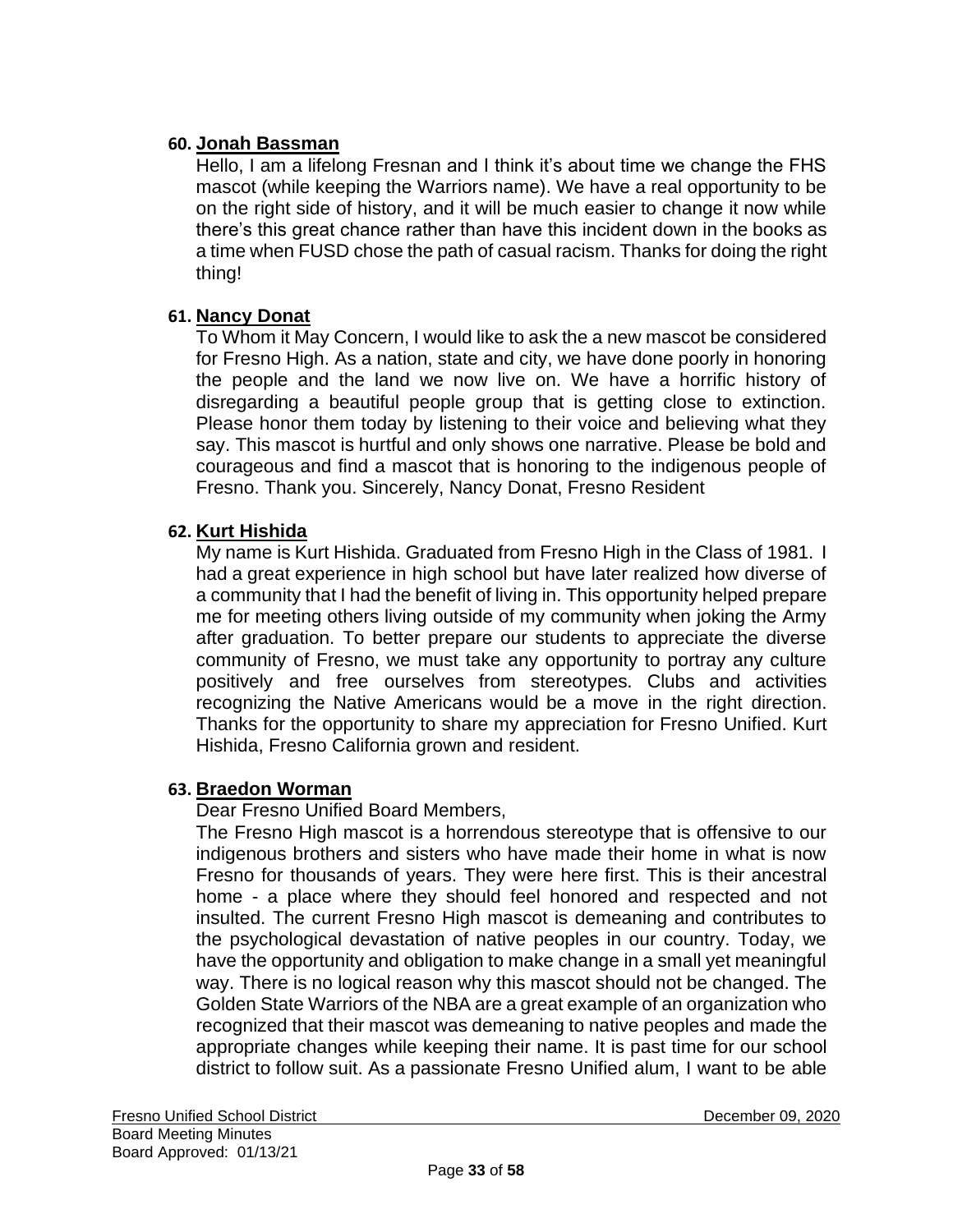**60. Jonah Bassman**

Hello, I am a lifelong Fresnan and I think it's about time we change the FHS mascot (while keeping the Warriors name). We have a real opportunity to be on the right side of history, and it will be much easier to change it now while there's this great chance rather than have this incident down in the books as a time when FUSD chose the path of casual racism. Thanks for doing the right thing!

**61. Nancy Donat**

To Whom it May Concern, I would like to ask the a new mascot be considered for Fresno High. As a nation, state and city, we have done poorly in honoring the people and the land we now live on. We have a horrific history of disregarding a beautiful people group that is getting close to extinction. Please honor them today by listening to their voice and believing what they say. This mascot is hurtful and only shows one narrative. Please be bold and courageous and find a mascot that is honoring to the indigenous people of Fresno. Thank you. Sincerely, Nancy Donat, Fresno Resident

**62. Kurt Hishida**

My name is Kurt Hishida. Graduated from Fresno High in the Class of 1981. I had a great experience in high school but have later realized how diverse of a community that I had the benefit of living in. This opportunity helped prepare me for meeting others living outside of my community when joking the Army after graduation. To better prepare our students to appreciate the diverse community of Fresno, we must take any opportunity to portray any culture positively and free ourselves from stereotypes. Clubs and activities recognizing the Native Americans would be a move in the right direction. Thanks for the opportunity to share my appreciation for Fresno Unified. Kurt Hishida, Fresno California grown and resident.

**63. Braedon Worman**

Dear Fresno Unified Board Members,

The Fresno High mascot is a horrendous stereotype that is offensive to our indigenous brothers and sisters who have made their home in what is now Fresno for thousands of years. They were here first. This is their ancestral home - a place where they should feel honored and respected and not insulted. The current Fresno High mascot is demeaning and contributes to the psychological devastation of native peoples in our country. Today, we have the opportunity and obligation to make change in a small yet meaningful way. There is no logical reason why this mascot should not be changed. The Golden State Warriors of the NBA are a great example of an organization who recognized that their mascot was demeaning to native peoples and made the appropriate changes while keeping their name. It is past time for our school district to follow suit. As a passionate Fresno Unified alum, I want to be able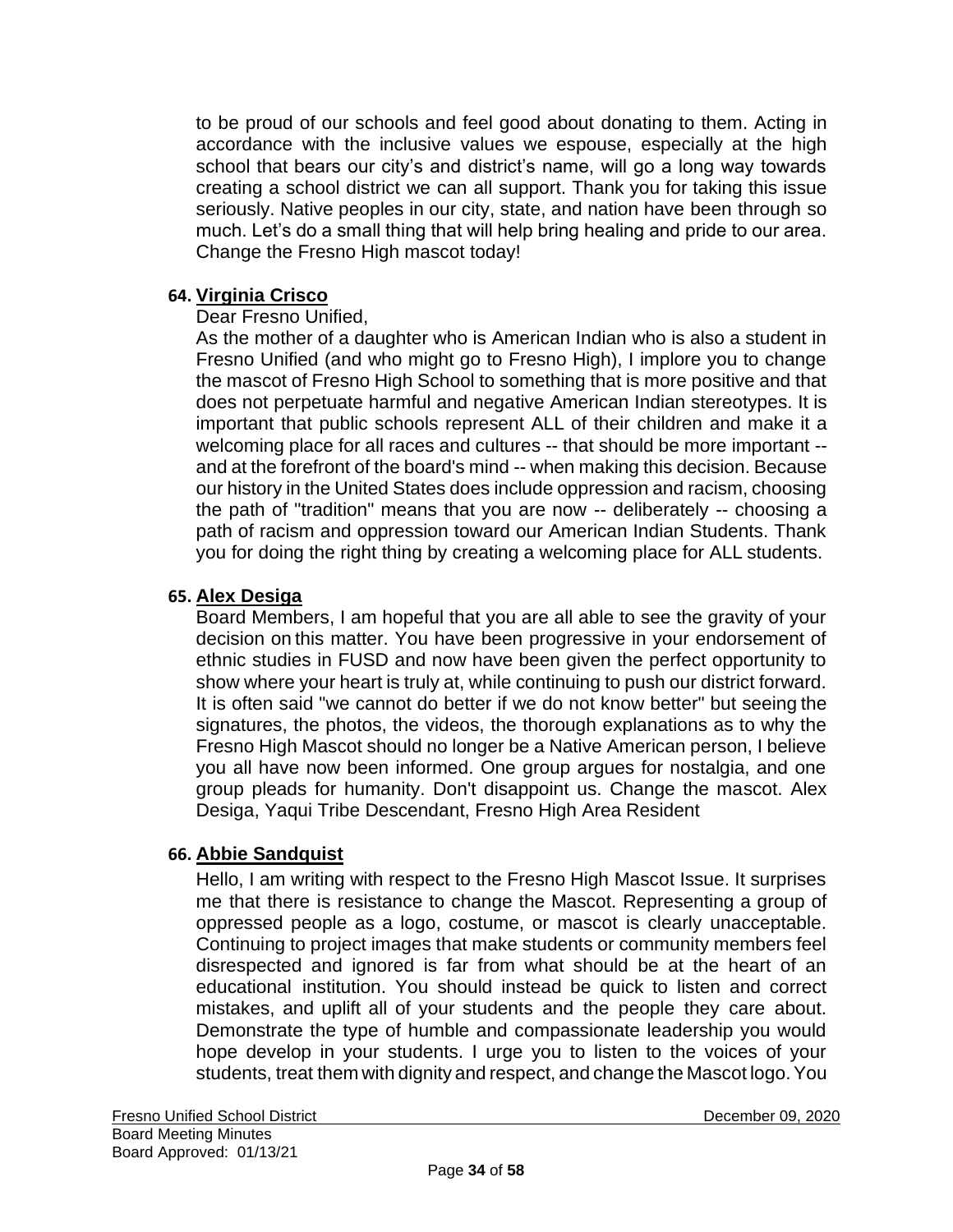to be proud of our schools and feel good about donating to them. Acting in accordance with the inclusive values we espouse, especially at the high school that bears our city's and district's name, will go a long way towards creating a school district we can all support. Thank you for taking this issue seriously. Native peoples in our city, state, and nation have been through so much. Let's do a small thing that will help bring healing and pride to our area. Change the Fresno High mascot today!

**64. Virginia Crisco**

Dear Fresno Unified,

As the mother of a daughter who is American Indian who is also a student in Fresno Unified (and who might go to Fresno High), I implore you to change the mascot of Fresno High School to something that is more positive and that does not perpetuate harmful and negative American Indian stereotypes. It is important that public schools represent ALL of their children and make it a welcoming place for all races and cultures -- that should be more important -- and at the forefront of the board's mind -- when making this decision. Because our history in the United States does include oppression and racism, choosing the path of "tradition" means that you are now -- deliberately -- choosing a path of racism and oppression toward our American Indian Students. Thank you for doing the right thing by creating a welcoming place for ALL students.

**65. Alex Desiga**

Board Members, I am hopeful that you are all able to see the gravity of your decision on this matter. You have been progressive in your endorsement of ethnic studies in FUSD and now have been given the perfect opportunity to show where your heart is truly at, while continuing to push our district forward. It is often said "we cannot do better if we do not know better" but seeing the signatures, the photos, the videos, the thorough explanations as to why the Fresno High Mascot should no longer be a Native American person, I believe you all have now been informed. One group argues for nostalgia, and one group pleads for humanity. Don't disappoint us. Change the mascot. Alex Desiga, Yaqui Tribe Descendant, Fresno High Area Resident

**66. Abbie Sandquist**

Hello, I am writing with respect to the Fresno High Mascot Issue. It surprises me that there is resistance to change the Mascot. Representing a group of oppressed people as a logo, costume, or mascot is clearly unacceptable. Continuing to project images that make students or community members feel disrespected and ignored is far from what should be at the heart of an educational institution. You should instead be quick to listen and correct mistakes, and uplift all of your students and the people they care about. Demonstrate the type of humble and compassionate leadership you would hope develop in your students. I urge you to listen to the voices of your students, treat them with dignity and respect, and change the Mascot logo. You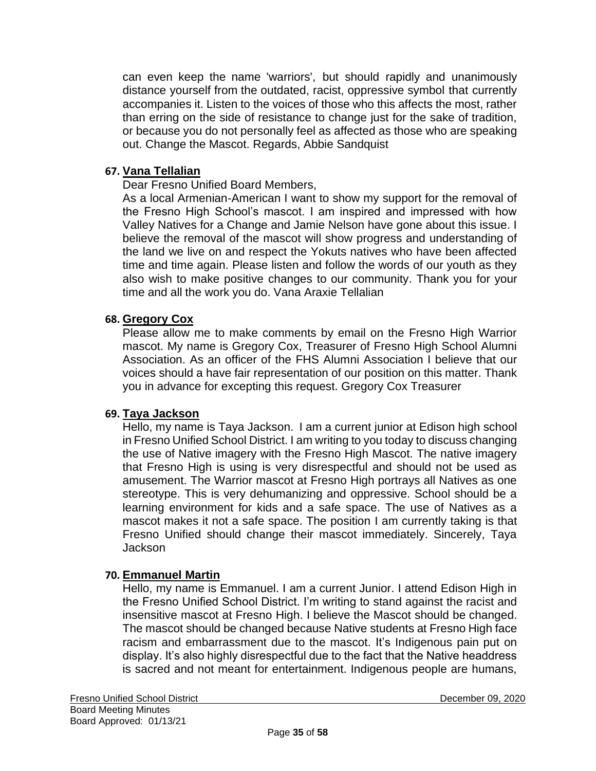can even keep the name 'warriors', but should rapidly and unanimously distance yourself from the outdated, racist, oppressive symbol that currently accompanies it. Listen to the voices of those who this affects the most, rather than erring on the side of resistance to change just for the sake of tradition, or because you do not personally feel as affected as those who are speaking out. Change the Mascot. Regards, Abbie Sandquist

**67. Vana Tellalian**

Dear Fresno Unified Board Members,

As a local Armenian-American I want to show my support for the removal of the Fresno High School's mascot. I am inspired and impressed with how Valley Natives for a Change and Jamie Nelson have gone about this issue. I believe the removal of the mascot will show progress and understanding of the land we live on and respect the Yokuts natives who have been affected time and time again. Please listen and follow the words of our youth as they also wish to make positive changes to our community. Thank you for your time and all the work you do. Vana Araxie Tellalian

**68. Gregory Cox**

Please allow me to make comments by email on the Fresno High Warrior mascot. My name is Gregory Cox, Treasurer of Fresno High School Alumni Association. As an officer of the FHS Alumni Association I believe that our voices should a have fair representation of our position on this matter. Thank you in advance for excepting this request. Gregory Cox Treasurer

**69. Taya Jackson**

Hello, my name is Taya Jackson. I am a current junior at Edison high school in Fresno Unified School District. I am writing to you today to discuss changing the use of Native imagery with the Fresno High Mascot. The native imagery that Fresno High is using is very disrespectful and should not be used as amusement. The Warrior mascot at Fresno High portrays all Natives as one stereotype. This is very dehumanizing and oppressive. School should be a learning environment for kids and a safe space. The use of Natives as a mascot makes it not a safe space. The position I am currently taking is that Fresno Unified should change their mascot immediately. Sincerely, Taya Jackson

**70. Emmanuel Martin**

Hello, my name is Emmanuel. I am a current Junior. I attend Edison High in the Fresno Unified School District. I'm writing to stand against the racist and insensitive mascot at Fresno High. I believe the Mascot should be changed. The mascot should be changed because Native students at Fresno High face racism and embarrassment due to the mascot. It's Indigenous pain put on display. It's also highly disrespectful due to the fact that the Native headdress is sacred and not meant for entertainment. Indigenous people are humans,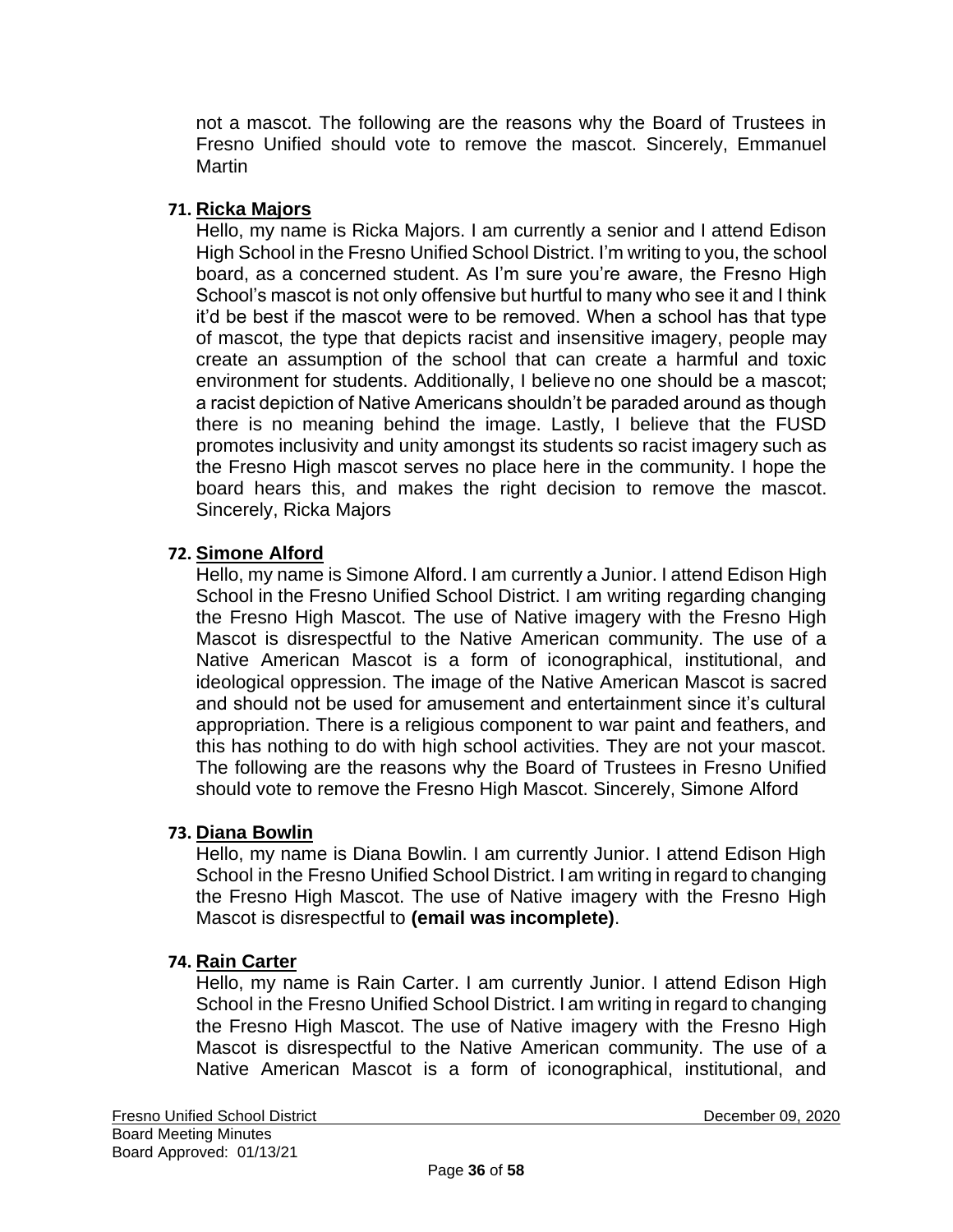not a mascot. The following are the reasons why the Board of Trustees in Fresno Unified should vote to remove the mascot. Sincerely, Emmanuel Martin

**71. Ricka Majors**

Hello, my name is Ricka Majors. I am currently a senior and I attend Edison High School in the Fresno Unified School District. I'm writing to you, the school board, as a concerned student. As I'm sure you're aware, the Fresno High School's mascot is not only offensive but hurtful to many who see it and I think it'd be best if the mascot were to be removed. When a school has that type of mascot, the type that depicts racist and insensitive imagery, people may create an assumption of the school that can create a harmful and toxic environment for students. Additionally, I believe no one should be a mascot; a racist depiction of Native Americans shouldn't be paraded around as though there is no meaning behind the image. Lastly, I believe that the FUSD promotes inclusivity and unity amongst its students so racist imagery such as the Fresno High mascot serves no place here in the community. I hope the board hears this, and makes the right decision to remove the mascot. Sincerely, Ricka Majors

**72. Simone Alford**

Hello, my name is Simone Alford. I am currently a Junior. I attend Edison High School in the Fresno Unified School District. I am writing regarding changing the Fresno High Mascot. The use of Native imagery with the Fresno High Mascot is disrespectful to the Native American community. The use of a Native American Mascot is a form of iconographical, institutional, and ideological oppression. The image of the Native American Mascot is sacred and should not be used for amusement and entertainment since it's cultural appropriation. There is a religious component to war paint and feathers, and this has nothing to do with high school activities. They are not your mascot. The following are the reasons why the Board of Trustees in Fresno Unified should vote to remove the Fresno High Mascot. Sincerely, Simone Alford

**73. Diana Bowlin**

Hello, my name is Diana Bowlin. I am currently Junior. I attend Edison High School in the Fresno Unified School District. I am writing in regard to changing the Fresno High Mascot. The use of Native imagery with the Fresno High Mascot is disrespectful to **(email was incomplete)**.

**74. Rain Carter**

Hello, my name is Rain Carter. I am currently Junior. I attend Edison High School in the Fresno Unified School District. I am writing in regard to changing the Fresno High Mascot. The use of Native imagery with the Fresno High Mascot is disrespectful to the Native American community. The use of a Native American Mascot is a form of iconographical, institutional, and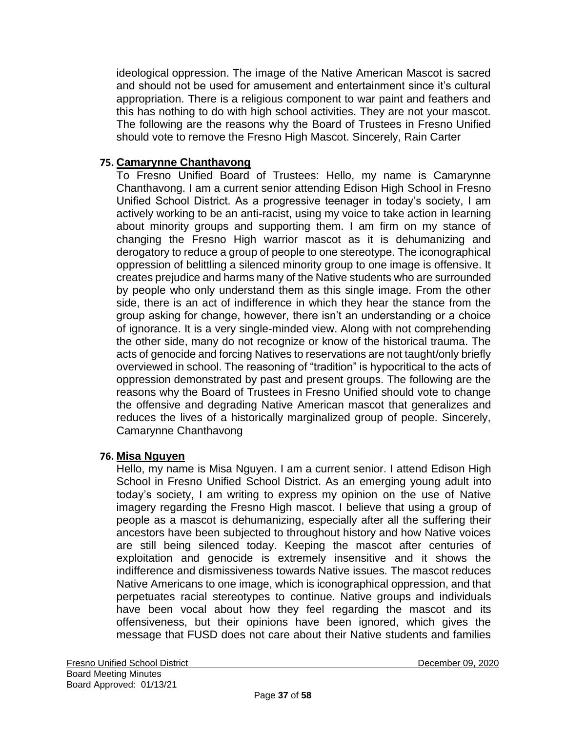ideological oppression. The image of the Native American Mascot is sacred and should not be used for amusement and entertainment since it's cultural appropriation. There is a religious component to war paint and feathers and this has nothing to do with high school activities. They are not your mascot. The following are the reasons why the Board of Trustees in Fresno Unified should vote to remove the Fresno High Mascot. Sincerely, Rain Carter

**75. Camarynne Chanthavong**

To Fresno Unified Board of Trustees: Hello, my name is Camarynne Chanthavong. I am a current senior attending Edison High School in Fresno Unified School District. As a progressive teenager in today's society, I am actively working to be an anti-racist, using my voice to take action in learning about minority groups and supporting them. I am firm on my stance of changing the Fresno High warrior mascot as it is dehumanizing and derogatory to reduce a group of people to one stereotype. The iconographical oppression of belittling a silenced minority group to one image is offensive. It creates prejudice and harms many of the Native students who are surrounded by people who only understand them as this single image. From the other side, there is an act of indifference in which they hear the stance from the group asking for change, however, there isn't an understanding or a choice of ignorance. It is a very single-minded view. Along with not comprehending the other side, many do not recognize or know of the historical trauma. The acts of genocide and forcing Natives to reservations are not taught/only briefly overviewed in school. The reasoning of "tradition" is hypocritical to the acts of oppression demonstrated by past and present groups. The following are the reasons why the Board of Trustees in Fresno Unified should vote to change the offensive and degrading Native American mascot that generalizes and reduces the lives of a historically marginalized group of people. Sincerely, Camarynne Chanthavong

**76. Misa Nguyen**

Hello, my name is Misa Nguyen. I am a current senior. I attend Edison High School in Fresno Unified School District. As an emerging young adult into today's society, I am writing to express my opinion on the use of Native imagery regarding the Fresno High mascot. I believe that using a group of people as a mascot is dehumanizing, especially after all the suffering their ancestors have been subjected to throughout history and how Native voices are still being silenced today. Keeping the mascot after centuries of exploitation and genocide is extremely insensitive and it shows the indifference and dismissiveness towards Native issues. The mascot reduces Native Americans to one image, which is iconographical oppression, and that perpetuates racial stereotypes to continue. Native groups and individuals have been vocal about how they feel regarding the mascot and its offensiveness, but their opinions have been ignored, which gives the message that FUSD does not care about their Native students and families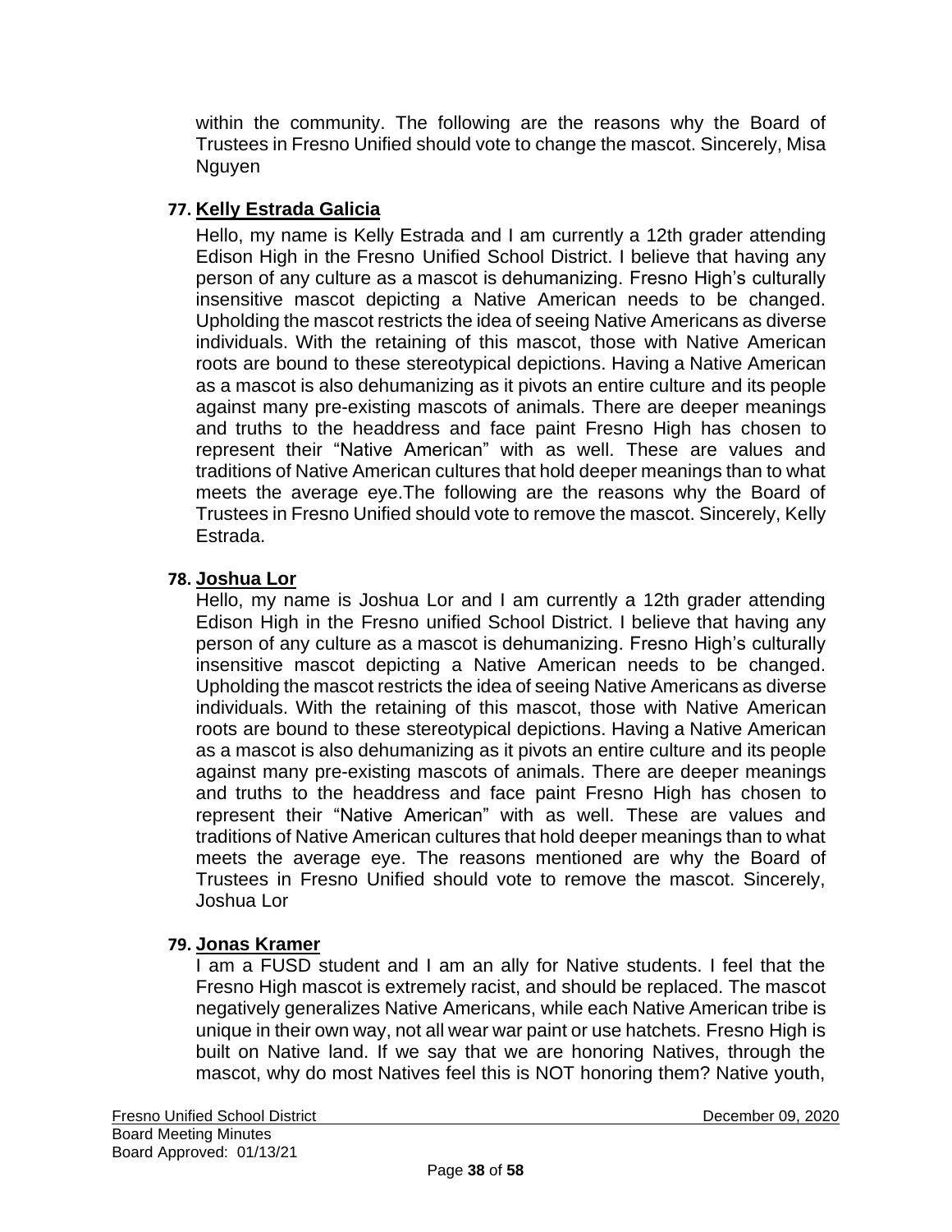within the community. The following are the reasons why the Board of Trustees in Fresno Unified should vote to change the mascot. Sincerely, Misa Nguyen

77. **Kelly Estrada Galicia**

Hello, my name is Kelly Estrada and I am currently a 12th grader attending Edison High in the Fresno Unified School District. I believe that having any person of any culture as a mascot is dehumanizing. Fresno High's culturally insensitive mascot depicting a Native American needs to be changed. Upholding the mascot restricts the idea of seeing Native Americans as diverse individuals. With the retaining of this mascot, those with Native American roots are bound to these stereotypical depictions. Having a Native American as a mascot is also dehumanizing as it pivots an entire culture and its people against many pre-existing mascots of animals. There are deeper meanings and truths to the headdress and face paint Fresno High has chosen to represent their "Native American" with as well. These are values and traditions of Native American cultures that hold deeper meanings than to what meets the average eye.The following are the reasons why the Board of Trustees in Fresno Unified should vote to remove the mascot. Sincerely, Kelly Estrada.

78. **Joshua Lor**

Hello, my name is Joshua Lor and I am currently a 12th grader attending Edison High in the Fresno unified School District. I believe that having any person of any culture as a mascot is dehumanizing. Fresno High's culturally insensitive mascot depicting a Native American needs to be changed. Upholding the mascot restricts the idea of seeing Native Americans as diverse individuals. With the retaining of this mascot, those with Native American roots are bound to these stereotypical depictions. Having a Native American as a mascot is also dehumanizing as it pivots an entire culture and its people against many pre-existing mascots of animals. There are deeper meanings and truths to the headdress and face paint Fresno High has chosen to represent their "Native American" with as well. These are values and traditions of Native American cultures that hold deeper meanings than to what meets the average eye. The reasons mentioned are why the Board of Trustees in Fresno Unified should vote to remove the mascot. Sincerely, Joshua Lor

79. **Jonas Kramer**

I am a FUSD student and I am an ally for Native students. I feel that the Fresno High mascot is extremely racist, and should be replaced. The mascot negatively generalizes Native Americans, while each Native American tribe is unique in their own way, not all wear war paint or use hatchets. Fresno High is built on Native land. If we say that we are honoring Natives, through the mascot, why do most Natives feel this is NOT honoring them? Native youth,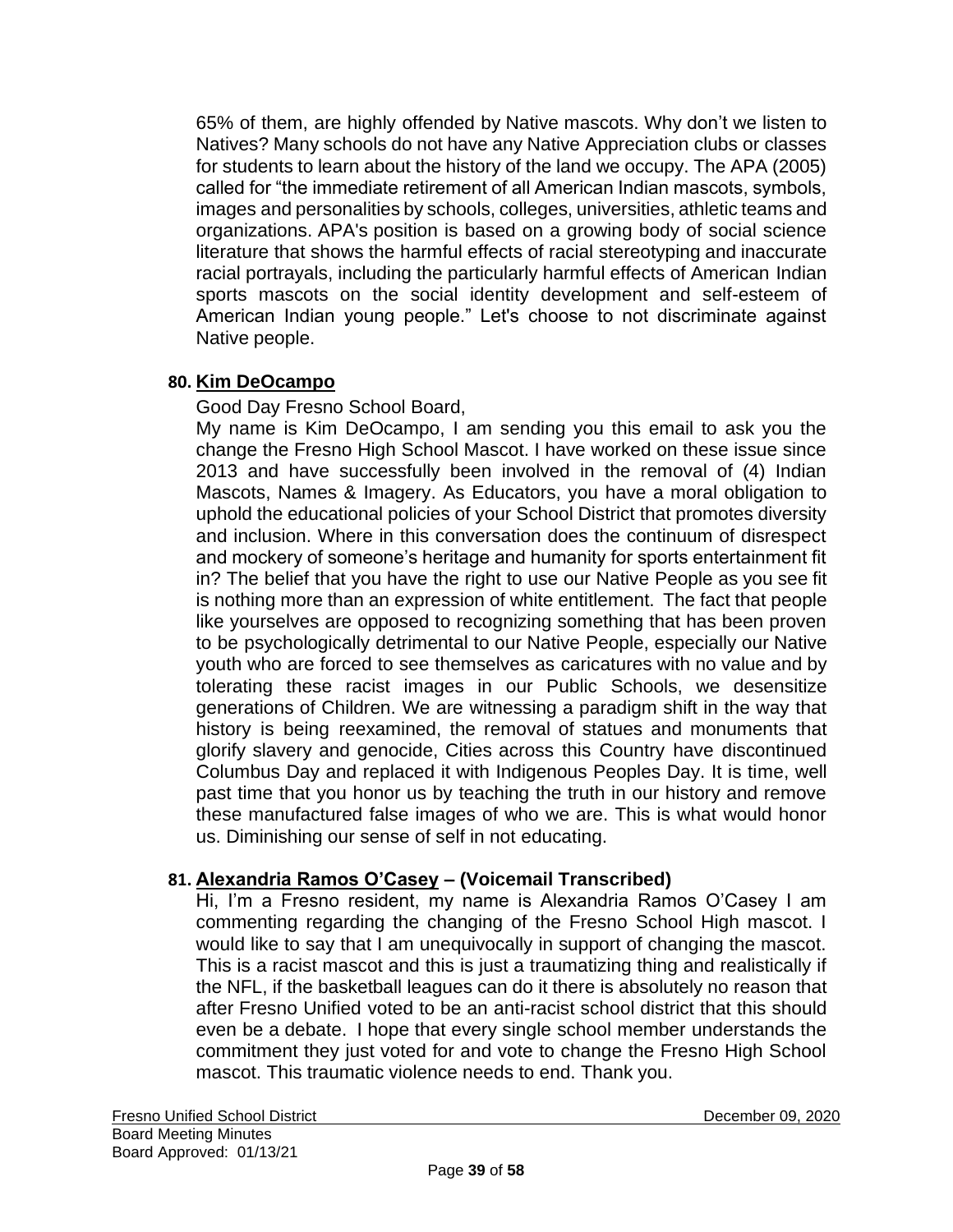65% of them, are highly offended by Native mascots. Why don't we listen to Natives? Many schools do not have any Native Appreciation clubs or classes for students to learn about the history of the land we occupy. The APA (2005) called for "the immediate retirement of all American Indian mascots, symbols, images and personalities by schools, colleges, universities, athletic teams and organizations. APA's position is based on a growing body of social science literature that shows the harmful effects of racial stereotyping and inaccurate racial portrayals, including the particularly harmful effects of American Indian sports mascots on the social identity development and self-esteem of American Indian young people." Let's choose to not discriminate against Native people.

**80. Kim DeOcampo**

Good Day Fresno School Board,

My name is Kim DeOcampo, I am sending you this email to ask you the change the Fresno High School Mascot. I have worked on these issue since 2013 and have successfully been involved in the removal of (4) Indian Mascots, Names & Imagery. As Educators, you have a moral obligation to uphold the educational policies of your School District that promotes diversity and inclusion. Where in this conversation does the continuum of disrespect and mockery of someone's heritage and humanity for sports entertainment fit in? The belief that you have the right to use our Native People as you see fit is nothing more than an expression of white entitlement. The fact that people like yourselves are opposed to recognizing something that has been proven to be psychologically detrimental to our Native People, especially our Native youth who are forced to see themselves as caricatures with no value and by tolerating these racist images in our Public Schools, we desensitize generations of Children. We are witnessing a paradigm shift in the way that history is being reexamined, the removal of statues and monuments that glorify slavery and genocide, Cities across this Country have discontinued Columbus Day and replaced it with Indigenous Peoples Day. It is time, well past time that you honor us by teaching the truth in our history and remove these manufactured false images of who we are. This is what would honor us. Diminishing our sense of self in not educating.

**81. Alexandria Ramos O'Casey – (Voicemail Transcribed)**

Hi, I'm a Fresno resident, my name is Alexandria Ramos O'Casey I am commenting regarding the changing of the Fresno School High mascot. I would like to say that I am unequivocally in support of changing the mascot. This is a racist mascot and this is just a traumatizing thing and realistically if the NFL, if the basketball leagues can do it there is absolutely no reason that after Fresno Unified voted to be an anti-racist school district that this should even be a debate. I hope that every single school member understands the commitment they just voted for and vote to change the Fresno High School mascot. This traumatic violence needs to end. Thank you.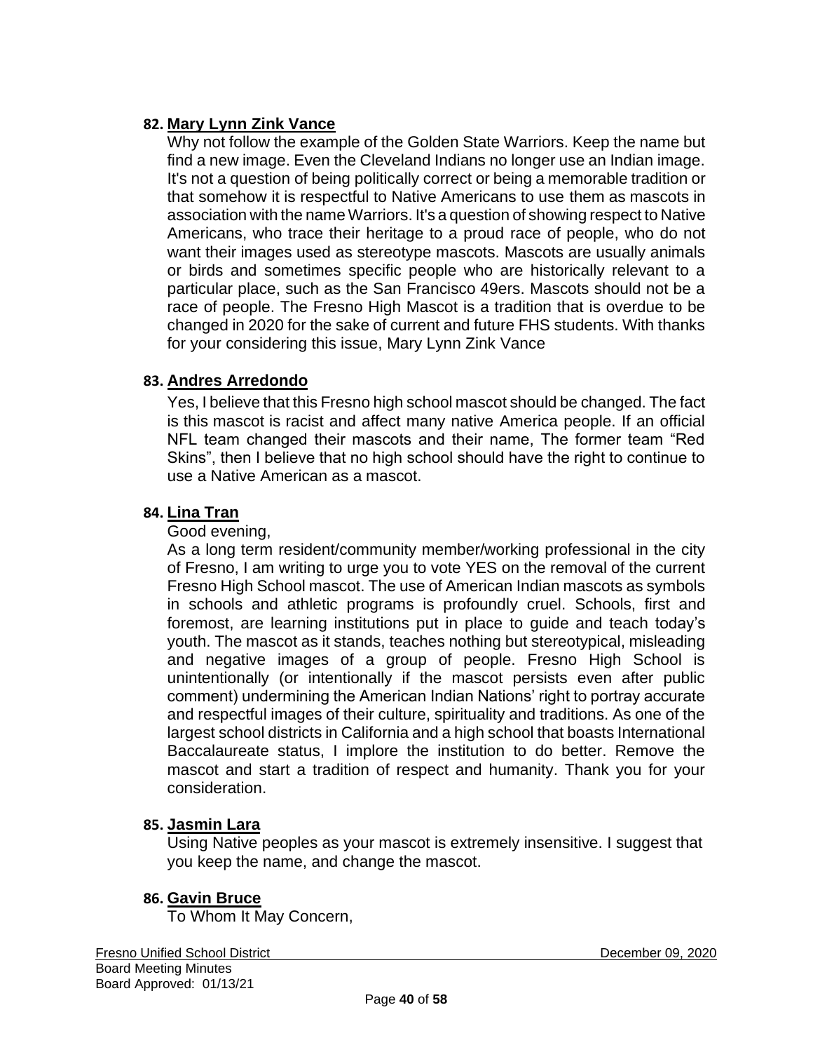**82. Mary Lynn Zink Vance**

Why not follow the example of the Golden State Warriors. Keep the name but find a new image. Even the Cleveland Indians no longer use an Indian image. It's not a question of being politically correct or being a memorable tradition or that somehow it is respectful to Native Americans to use them as mascots in association with the name Warriors. It's a question of showing respect to Native Americans, who trace their heritage to a proud race of people, who do not want their images used as stereotype mascots. Mascots are usually animals or birds and sometimes specific people who are historically relevant to a particular place, such as the San Francisco 49ers. Mascots should not be a race of people. The Fresno High Mascot is a tradition that is overdue to be changed in 2020 for the sake of current and future FHS students. With thanks for your considering this issue, Mary Lynn Zink Vance

**83. Andres Arredondo**

Yes, I believe that this Fresno high school mascot should be changed. The fact is this mascot is racist and affect many native America people. If an official NFL team changed their mascots and their name, The former team "Red Skins", then I believe that no high school should have the right to continue to use a Native American as a mascot.

**84. Lina Tran**

Good evening,

As a long term resident/community member/working professional in the city of Fresno, I am writing to urge you to vote YES on the removal of the current Fresno High School mascot. The use of American Indian mascots as symbols in schools and athletic programs is profoundly cruel. Schools, first and foremost, are learning institutions put in place to guide and teach today's youth. The mascot as it stands, teaches nothing but stereotypical, misleading and negative images of a group of people. Fresno High School is unintentionally (or intentionally if the mascot persists even after public comment) undermining the American Indian Nations' right to portray accurate and respectful images of their culture, spirituality and traditions. As one of the largest school districts in California and a high school that boasts International Baccalaureate status, I implore the institution to do better. Remove the mascot and start a tradition of respect and humanity. Thank you for your consideration.

**85. Jasmin Lara**

Using Native peoples as your mascot is extremely insensitive. I suggest that you keep the name, and change the mascot.

**86. Gavin Bruce**

To Whom It May Concern,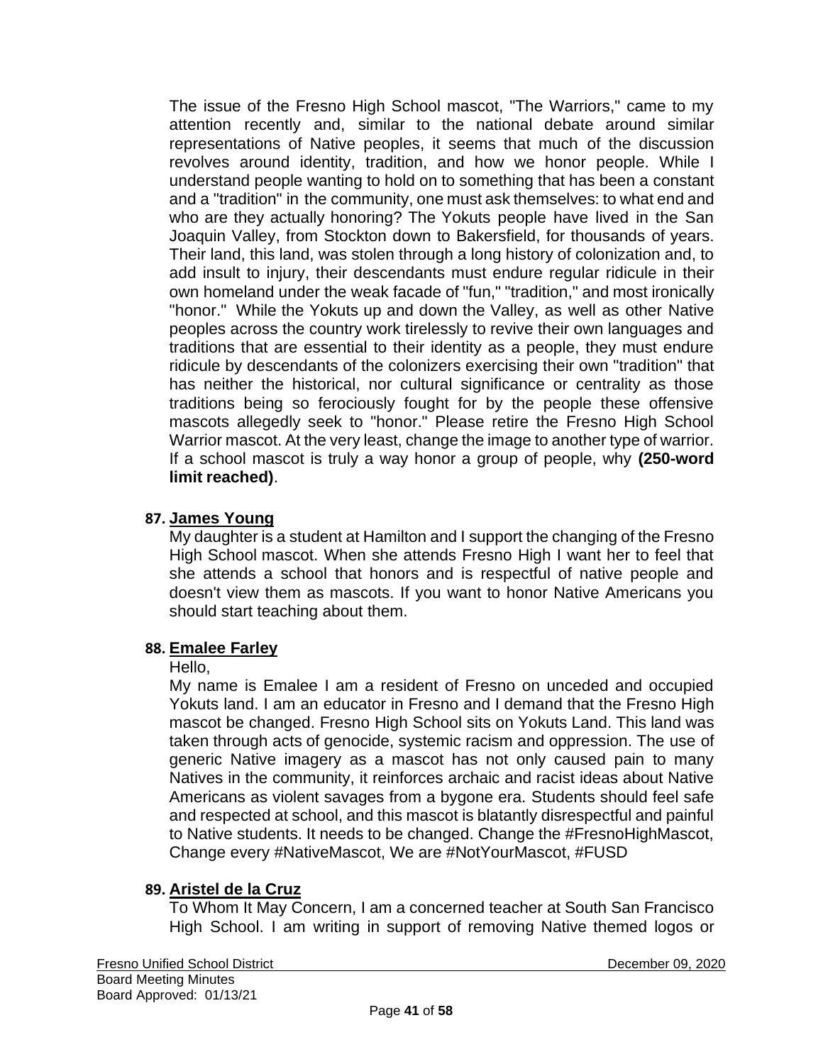The issue of the Fresno High School mascot, "The Warriors," came to my attention recently and, similar to the national debate around similar representations of Native peoples, it seems that much of the discussion revolves around identity, tradition, and how we honor people. While I understand people wanting to hold on to something that has been a constant and a "tradition" in the community, one must ask themselves: to what end and who are they actually honoring? The Yokuts people have lived in the San Joaquin Valley, from Stockton down to Bakersfield, for thousands of years. Their land, this land, was stolen through a long history of colonization and, to add insult to injury, their descendants must endure regular ridicule in their own homeland under the weak facade of "fun," "tradition," and most ironically "honor." While the Yokuts up and down the Valley, as well as other Native peoples across the country work tirelessly to revive their own languages and traditions that are essential to their identity as a people, they must endure ridicule by descendants of the colonizers exercising their own "tradition" that has neither the historical, nor cultural significance or centrality as those traditions being so ferociously fought for by the people these offensive mascots allegedly seek to "honor." Please retire the Fresno High School Warrior mascot. At the very least, change the image to another type of warrior. If a school mascot is truly a way honor a group of people, why **(250-word limit reached)**.

87. **James Young**
My daughter is a student at Hamilton and I support the changing of the Fresno High School mascot. When she attends Fresno High I want her to feel that she attends a school that honors and is respectful of native people and doesn't view them as mascots. If you want to honor Native Americans you should start teaching about them.

88. **Emalee Farley**
Hello,
My name is Emalee I am a resident of Fresno on unceded and occupied Yokuts land. I am an educator in Fresno and I demand that the Fresno High mascot be changed. Fresno High School sits on Yokuts Land. This land was taken through acts of genocide, systemic racism and oppression. The use of generic Native imagery as a mascot has not only caused pain to many Natives in the community, it reinforces archaic and racist ideas about Native Americans as violent savages from a bygone era. Students should feel safe and respected at school, and this mascot is blatantly disrespectful and painful to Native students. It needs to be changed. Change the #FresnoHighMascot, Change every #NativeMascot, We are #NotYourMascot, #FUSD

89. **Aristel de la Cruz**
To Whom It May Concern, I am a concerned teacher at South San Francisco High School. I am writing in support of removing Native themed logos or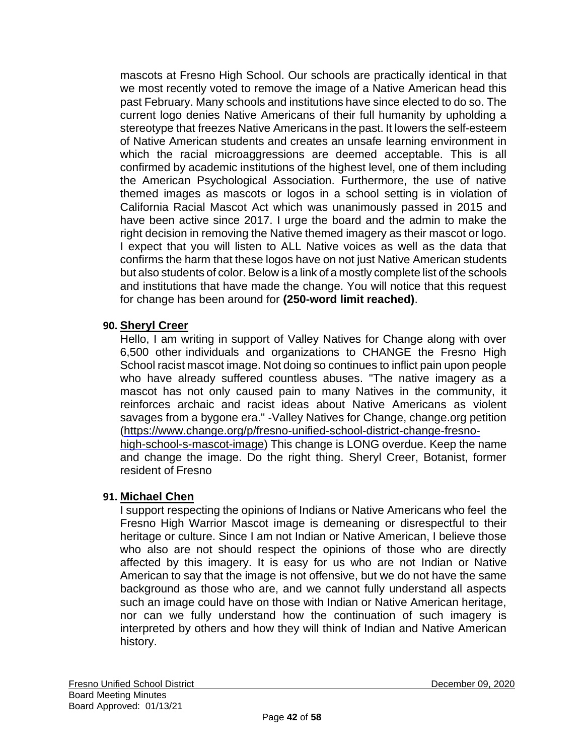mascots at Fresno High School. Our schools are practically identical in that we most recently voted to remove the image of a Native American head this past February. Many schools and institutions have since elected to do so. The current logo denies Native Americans of their full humanity by upholding a stereotype that freezes Native Americans in the past. It lowers the self-esteem of Native American students and creates an unsafe learning environment in which the racial microaggressions are deemed acceptable. This is all confirmed by academic institutions of the highest level, one of them including the American Psychological Association. Furthermore, the use of native themed images as mascots or logos in a school setting is in violation of California Racial Mascot Act which was unanimously passed in 2015 and have been active since 2017. I urge the board and the admin to make the right decision in removing the Native themed imagery as their mascot or logo. I expect that you will listen to ALL Native voices as well as the data that confirms the harm that these logos have on not just Native American students but also students of color. Below is a link of a mostly complete list of the schools and institutions that have made the change. You will notice that this request for change has been around for **(250-word limit reached)**.

**90. Sheryl Creer**

Hello, I am writing in support of Valley Natives for Change along with over 6,500 other individuals and organizations to CHANGE the Fresno High School racist mascot image. Not doing so continues to inflict pain upon people who have already suffered countless abuses. "The native imagery as a mascot has not only caused pain to many Natives in the community, it reinforces archaic and racist ideas about Native Americans as violent savages from a bygone era." -Valley Natives for Change, change.org petition (https://www.change.org/p/fresno-unified-school-district-change-fresno-high-school-s-mascot-image) This change is LONG overdue. Keep the name and change the image. Do the right thing. Sheryl Creer, Botanist, former resident of Fresno

**91. Michael Chen**

I support respecting the opinions of Indians or Native Americans who feel the Fresno High Warrior Mascot image is demeaning or disrespectful to their heritage or culture. Since I am not Indian or Native American, I believe those who also are not should respect the opinions of those who are directly affected by this imagery. It is easy for us who are not Indian or Native American to say that the image is not offensive, but we do not have the same background as those who are, and we cannot fully understand all aspects such an image could have on those with Indian or Native American heritage, nor can we fully understand how the continuation of such imagery is interpreted by others and how they will think of Indian and Native American history.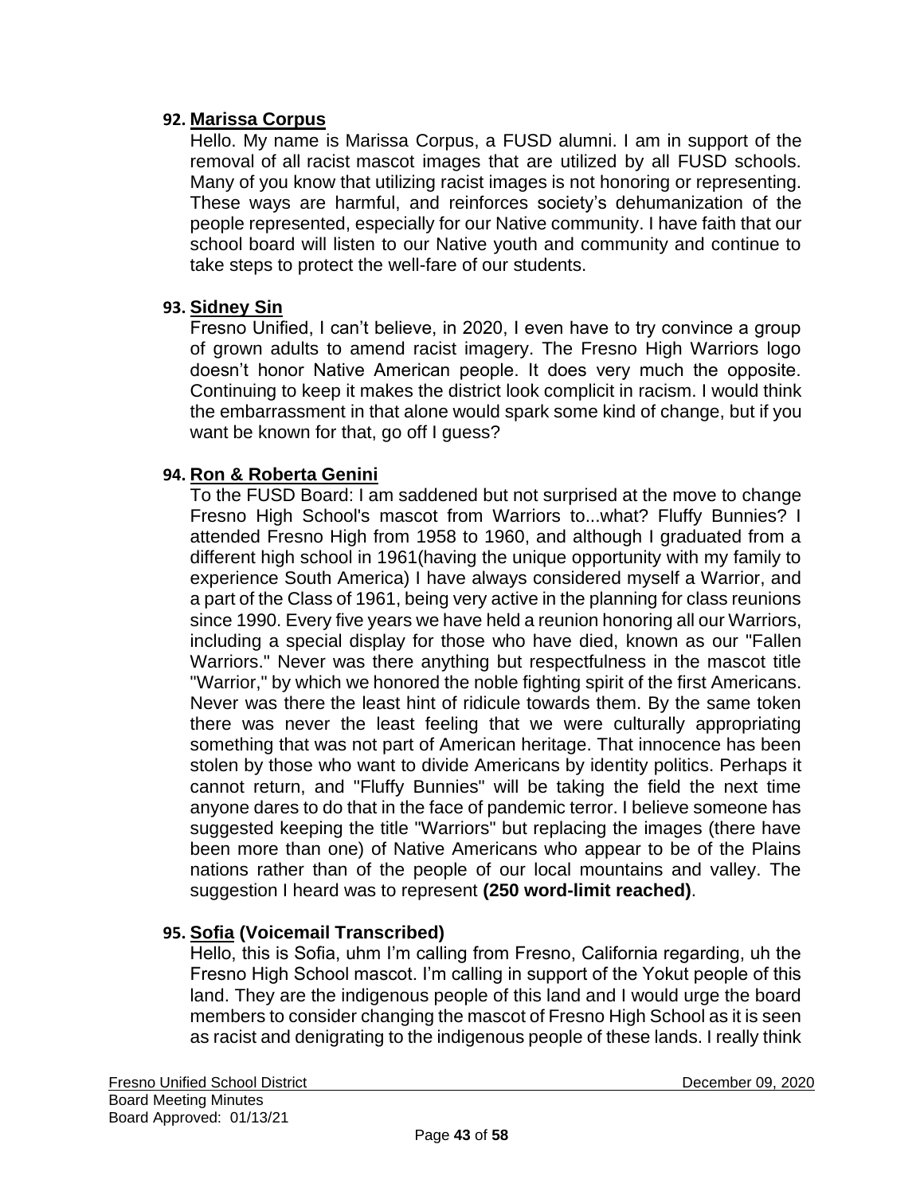**92. Marissa Corpus**

Hello. My name is Marissa Corpus, a FUSD alumni. I am in support of the removal of all racist mascot images that are utilized by all FUSD schools. Many of you know that utilizing racist images is not honoring or representing. These ways are harmful, and reinforces society's dehumanization of the people represented, especially for our Native community. I have faith that our school board will listen to our Native youth and community and continue to take steps to protect the well-fare of our students.

**93. Sidney Sin**

Fresno Unified, I can't believe, in 2020, I even have to try convince a group of grown adults to amend racist imagery. The Fresno High Warriors logo doesn't honor Native American people. It does very much the opposite. Continuing to keep it makes the district look complicit in racism. I would think the embarrassment in that alone would spark some kind of change, but if you want be known for that, go off I guess?

**94. Ron & Roberta Genini**

To the FUSD Board: I am saddened but not surprised at the move to change Fresno High School's mascot from Warriors to...what? Fluffy Bunnies? I attended Fresno High from 1958 to 1960, and although I graduated from a different high school in 1961(having the unique opportunity with my family to experience South America) I have always considered myself a Warrior, and a part of the Class of 1961, being very active in the planning for class reunions since 1990. Every five years we have held a reunion honoring all our Warriors, including a special display for those who have died, known as our "Fallen Warriors." Never was there anything but respectfulness in the mascot title "Warrior," by which we honored the noble fighting spirit of the first Americans. Never was there the least hint of ridicule towards them. By the same token there was never the least feeling that we were culturally appropriating something that was not part of American heritage. That innocence has been stolen by those who want to divide Americans by identity politics. Perhaps it cannot return, and "Fluffy Bunnies" will be taking the field the next time anyone dares to do that in the face of pandemic terror. I believe someone has suggested keeping the title "Warriors" but replacing the images (there have been more than one) of Native Americans who appear to be of the Plains nations rather than of the people of our local mountains and valley. The suggestion I heard was to represent **(250 word-limit reached)**.

**95. Sofia (Voicemail Transcribed)**

Hello, this is Sofia, uhm I'm calling from Fresno, California regarding, uh the Fresno High School mascot. I'm calling in support of the Yokut people of this land. They are the indigenous people of this land and I would urge the board members to consider changing the mascot of Fresno High School as it is seen as racist and denigrating to the indigenous people of these lands. I really think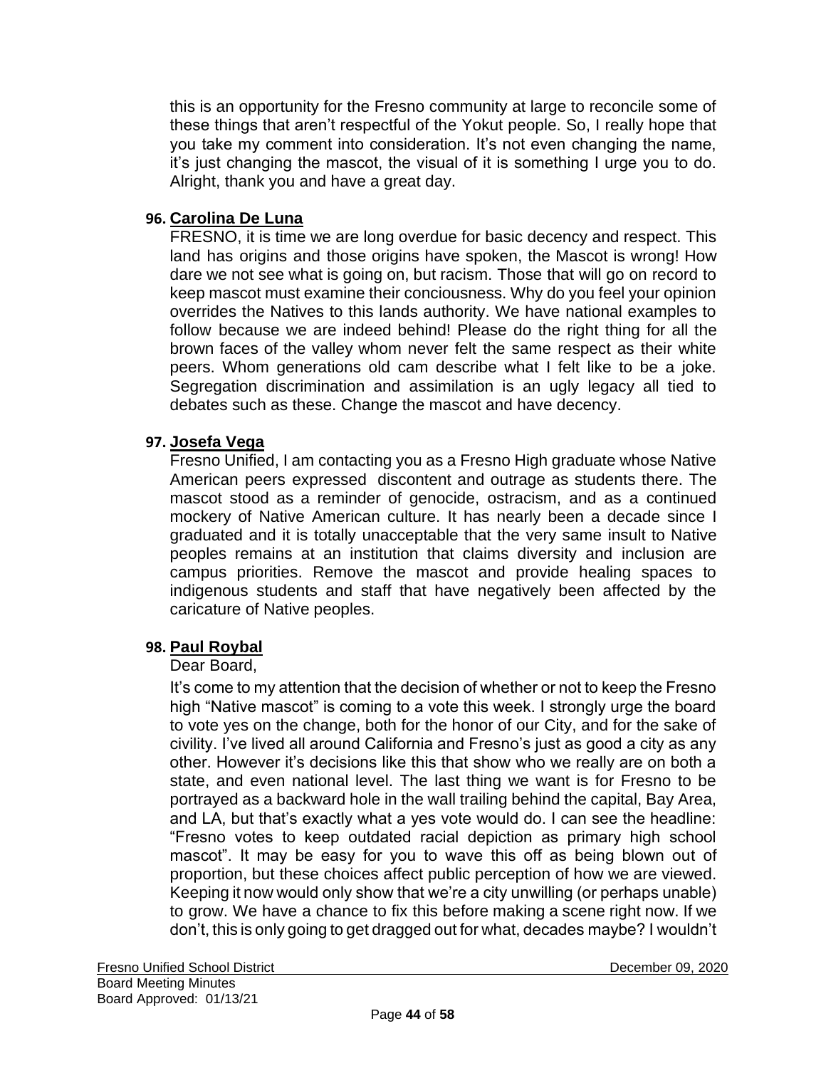this is an opportunity for the Fresno community at large to reconcile some of these things that aren't respectful of the Yokut people. So, I really hope that you take my comment into consideration. It's not even changing the name, it's just changing the mascot, the visual of it is something I urge you to do. Alright, thank you and have a great day.

**96. Carolina De Luna**

FRESNO, it is time we are long overdue for basic decency and respect. This land has origins and those origins have spoken, the Mascot is wrong! How dare we not see what is going on, but racism. Those that will go on record to keep mascot must examine their conciousness. Why do you feel your opinion overrides the Natives to this lands authority. We have national examples to follow because we are indeed behind! Please do the right thing for all the brown faces of the valley whom never felt the same respect as their white peers. Whom generations old cam describe what I felt like to be a joke. Segregation discrimination and assimilation is an ugly legacy all tied to debates such as these. Change the mascot and have decency.

**97. Josefa Vega**

Fresno Unified, I am contacting you as a Fresno High graduate whose Native American peers expressed discontent and outrage as students there. The mascot stood as a reminder of genocide, ostracism, and as a continued mockery of Native American culture. It has nearly been a decade since I graduated and it is totally unacceptable that the very same insult to Native peoples remains at an institution that claims diversity and inclusion are campus priorities. Remove the mascot and provide healing spaces to indigenous students and staff that have negatively been affected by the caricature of Native peoples.

**98. Paul Roybal**

Dear Board,

It's come to my attention that the decision of whether or not to keep the Fresno high "Native mascot" is coming to a vote this week. I strongly urge the board to vote yes on the change, both for the honor of our City, and for the sake of civility. I've lived all around California and Fresno's just as good a city as any other. However it's decisions like this that show who we really are on both a state, and even national level. The last thing we want is for Fresno to be portrayed as a backward hole in the wall trailing behind the capital, Bay Area, and LA, but that's exactly what a yes vote would do. I can see the headline: "Fresno votes to keep outdated racial depiction as primary high school mascot". It may be easy for you to wave this off as being blown out of proportion, but these choices affect public perception of how we are viewed. Keeping it now would only show that we're a city unwilling (or perhaps unable) to grow. We have a chance to fix this before making a scene right now. If we don't, this is only going to get dragged out for what, decades maybe? I wouldn't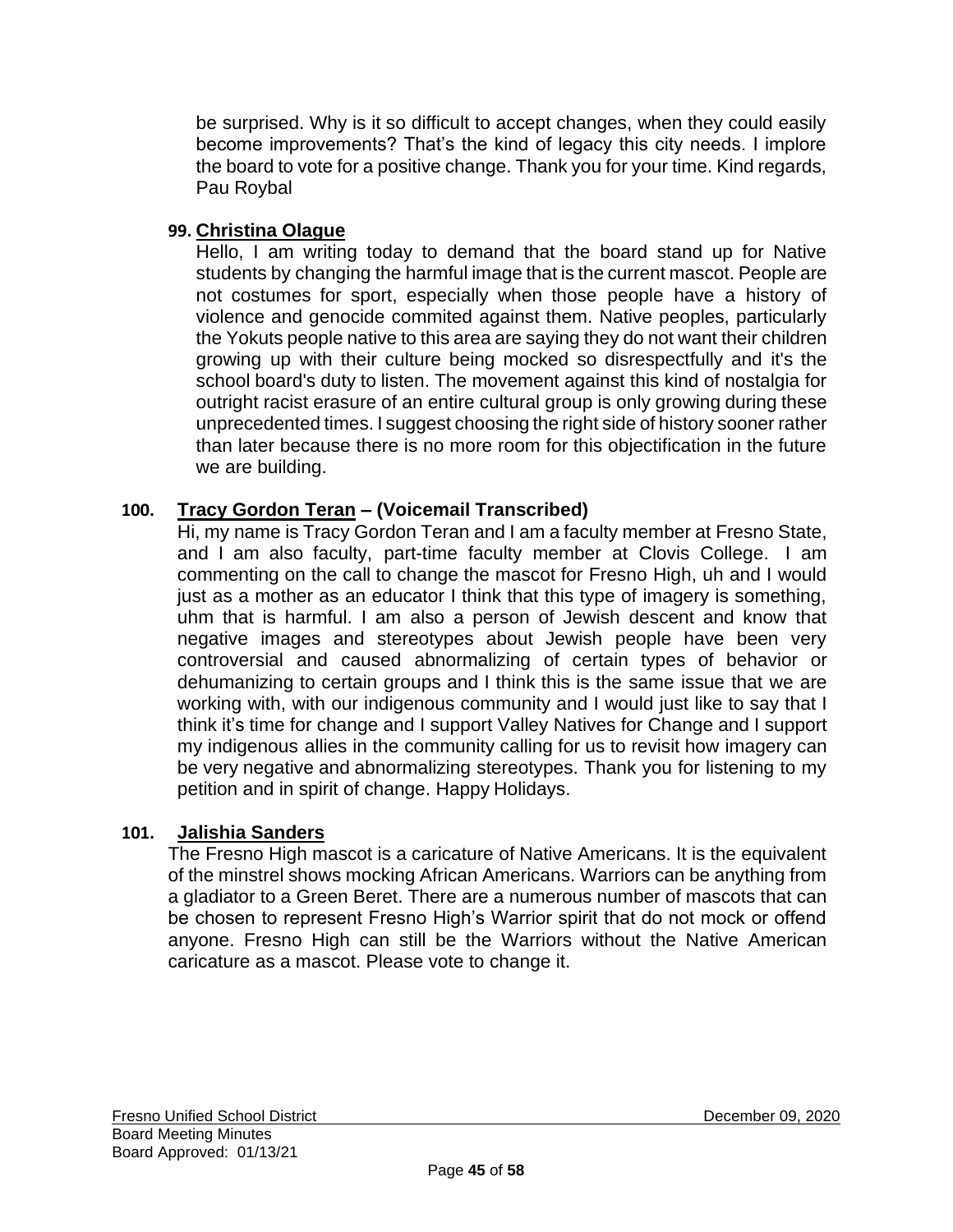be surprised. Why is it so difficult to accept changes, when they could easily become improvements? That's the kind of legacy this city needs. I implore the board to vote for a positive change. Thank you for your time. Kind regards, Pau Roybal

99. **Christina Olague**

Hello, I am writing today to demand that the board stand up for Native students by changing the harmful image that is the current mascot. People are not costumes for sport, especially when those people have a history of violence and genocide commited against them. Native peoples, particularly the Yokuts people native to this area are saying they do not want their children growing up with their culture being mocked so disrespectfully and it's the school board's duty to listen. The movement against this kind of nostalgia for outright racist erasure of an entire cultural group is only growing during these unprecedented times. I suggest choosing the right side of history sooner rather than later because there is no more room for this objectification in the future we are building.

100. **Tracy Gordon Teran – (Voicemail Transcribed)**

Hi, my name is Tracy Gordon Teran and I am a faculty member at Fresno State, and I am also faculty, part-time faculty member at Clovis College. I am commenting on the call to change the mascot for Fresno High, uh and I would just as a mother as an educator I think that this type of imagery is something, uhm that is harmful. I am also a person of Jewish descent and know that negative images and stereotypes about Jewish people have been very controversial and caused abnormalizing of certain types of behavior or dehumanizing to certain groups and I think this is the same issue that we are working with, with our indigenous community and I would just like to say that I think it's time for change and I support Valley Natives for Change and I support my indigenous allies in the community calling for us to revisit how imagery can be very negative and abnormalizing stereotypes. Thank you for listening to my petition and in spirit of change. Happy Holidays.

101. **Jalishia Sanders**

The Fresno High mascot is a caricature of Native Americans. It is the equivalent of the minstrel shows mocking African Americans. Warriors can be anything from a gladiator to a Green Beret. There are a numerous number of mascots that can be chosen to represent Fresno High's Warrior spirit that do not mock or offend anyone. Fresno High can still be the Warriors without the Native American caricature as a mascot. Please vote to change it.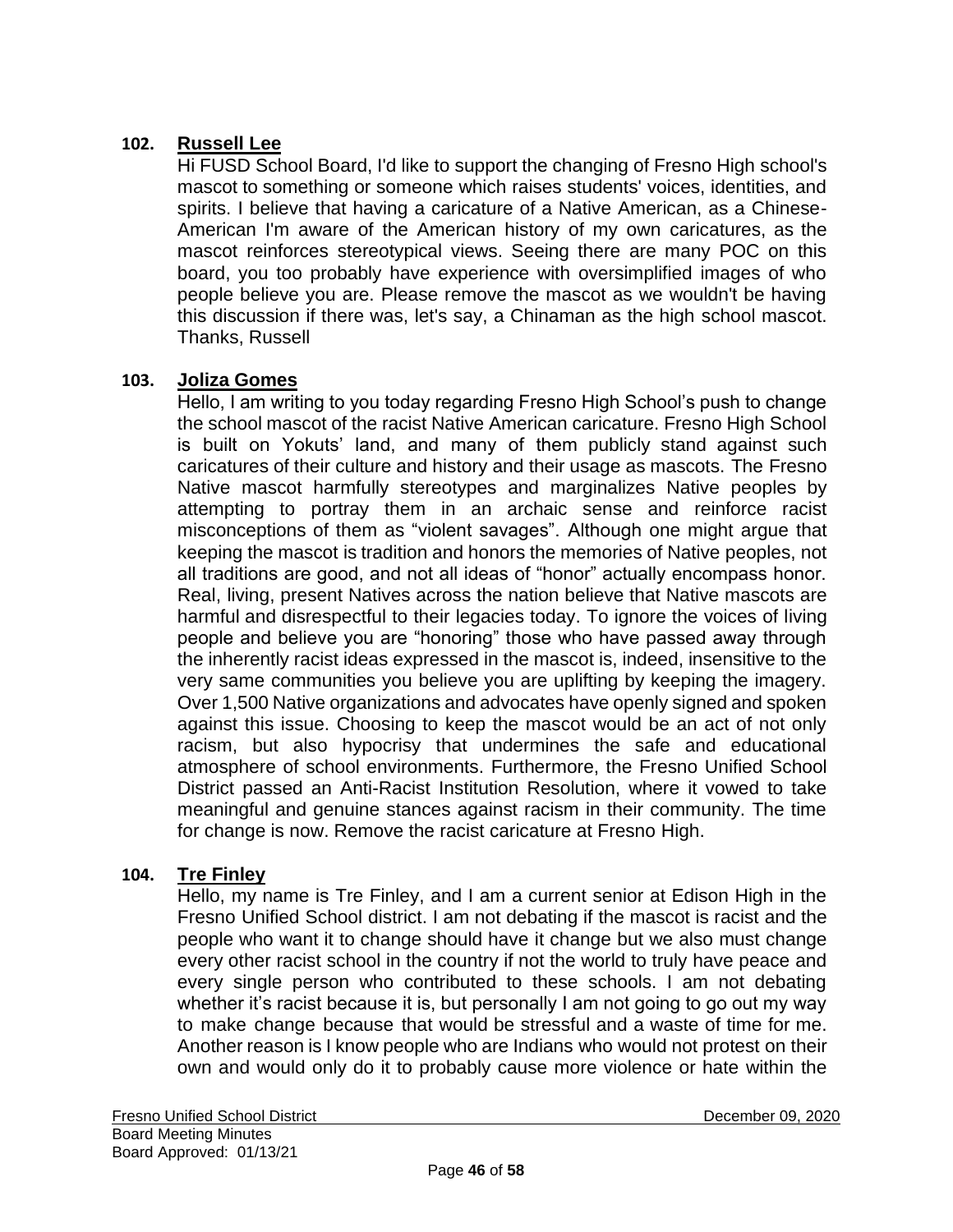**102. Russell Lee**

Hi FUSD School Board, I'd like to support the changing of Fresno High school's mascot to something or someone which raises students' voices, identities, and spirits. I believe that having a caricature of a Native American, as a Chinese-American I'm aware of the American history of my own caricatures, as the mascot reinforces stereotypical views. Seeing there are many POC on this board, you too probably have experience with oversimplified images of who people believe you are. Please remove the mascot as we wouldn't be having this discussion if there was, let's say, a Chinaman as the high school mascot. Thanks, Russell

**103. Joliza Gomes**

Hello, I am writing to you today regarding Fresno High School's push to change the school mascot of the racist Native American caricature. Fresno High School is built on Yokuts' land, and many of them publicly stand against such caricatures of their culture and history and their usage as mascots. The Fresno Native mascot harmfully stereotypes and marginalizes Native peoples by attempting to portray them in an archaic sense and reinforce racist misconceptions of them as "violent savages". Although one might argue that keeping the mascot is tradition and honors the memories of Native peoples, not all traditions are good, and not all ideas of "honor" actually encompass honor. Real, living, present Natives across the nation believe that Native mascots are harmful and disrespectful to their legacies today. To ignore the voices of living people and believe you are "honoring" those who have passed away through the inherently racist ideas expressed in the mascot is, indeed, insensitive to the very same communities you believe you are uplifting by keeping the imagery. Over 1,500 Native organizations and advocates have openly signed and spoken against this issue. Choosing to keep the mascot would be an act of not only racism, but also hypocrisy that undermines the safe and educational atmosphere of school environments. Furthermore, the Fresno Unified School District passed an Anti-Racist Institution Resolution, where it vowed to take meaningful and genuine stances against racism in their community. The time for change is now. Remove the racist caricature at Fresno High.

**104. Tre Finley**

Hello, my name is Tre Finley, and I am a current senior at Edison High in the Fresno Unified School district. I am not debating if the mascot is racist and the people who want it to change should have it change but we also must change every other racist school in the country if not the world to truly have peace and every single person who contributed to these schools. I am not debating whether it's racist because it is, but personally I am not going to go out my way to make change because that would be stressful and a waste of time for me. Another reason is I know people who are Indians who would not protest on their own and would only do it to probably cause more violence or hate within the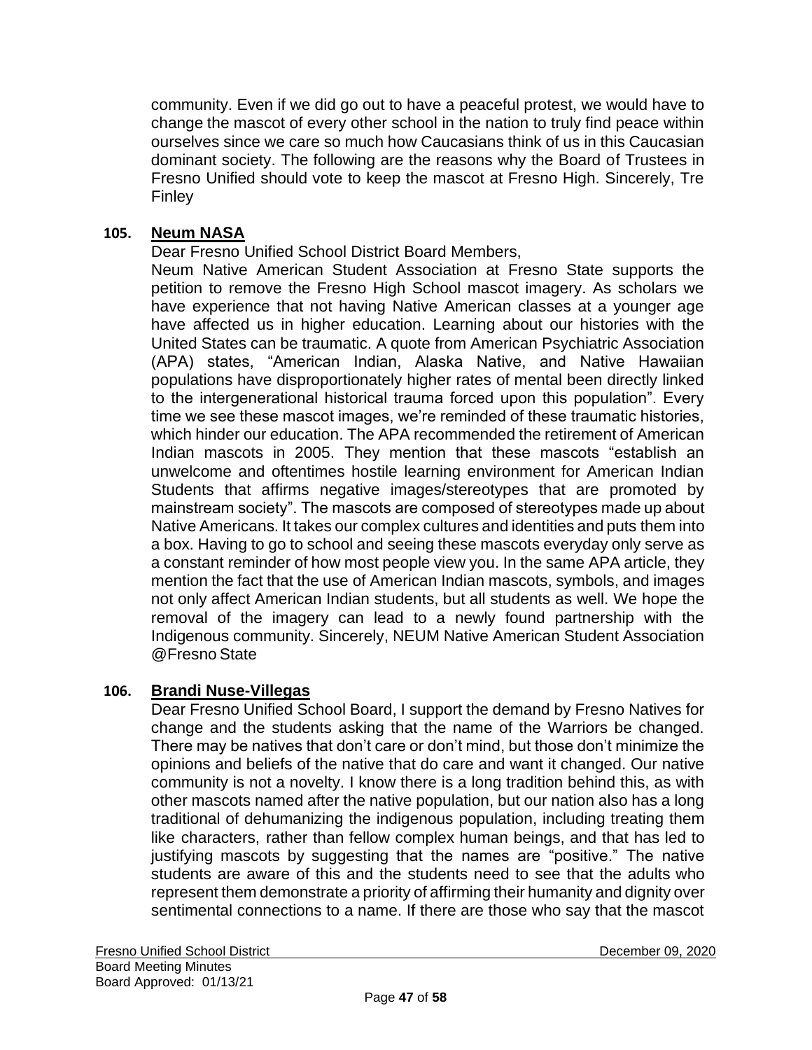community. Even if we did go out to have a peaceful protest, we would have to change the mascot of every other school in the nation to truly find peace within ourselves since we care so much how Caucasians think of us in this Caucasian dominant society. The following are the reasons why the Board of Trustees in Fresno Unified should vote to keep the mascot at Fresno High. Sincerely, Tre Finley

**105. Neum NASA**

Dear Fresno Unified School District Board Members,

Neum Native American Student Association at Fresno State supports the petition to remove the Fresno High School mascot imagery. As scholars we have experience that not having Native American classes at a younger age have affected us in higher education. Learning about our histories with the United States can be traumatic. A quote from American Psychiatric Association (APA) states, "American Indian, Alaska Native, and Native Hawaiian populations have disproportionately higher rates of mental been directly linked to the intergenerational historical trauma forced upon this population". Every time we see these mascot images, we're reminded of these traumatic histories, which hinder our education. The APA recommended the retirement of American Indian mascots in 2005. They mention that these mascots "establish an unwelcome and oftentimes hostile learning environment for American Indian Students that affirms negative images/stereotypes that are promoted by mainstream society". The mascots are composed of stereotypes made up about Native Americans. It takes our complex cultures and identities and puts them into a box. Having to go to school and seeing these mascots everyday only serve as a constant reminder of how most people view you. In the same APA article, they mention the fact that the use of American Indian mascots, symbols, and images not only affect American Indian students, but all students as well. We hope the removal of the imagery can lead to a newly found partnership with the Indigenous community. Sincerely, NEUM Native American Student Association @Fresno State

**106. Brandi Nuse-Villegas**

Dear Fresno Unified School Board, I support the demand by Fresno Natives for change and the students asking that the name of the Warriors be changed. There may be natives that don't care or don't mind, but those don't minimize the opinions and beliefs of the native that do care and want it changed. Our native community is not a novelty. I know there is a long tradition behind this, as with other mascots named after the native population, but our nation also has a long traditional of dehumanizing the indigenous population, including treating them like characters, rather than fellow complex human beings, and that has led to justifying mascots by suggesting that the names are "positive." The native students are aware of this and the students need to see that the adults who represent them demonstrate a priority of affirming their humanity and dignity over sentimental connections to a name. If there are those who say that the mascot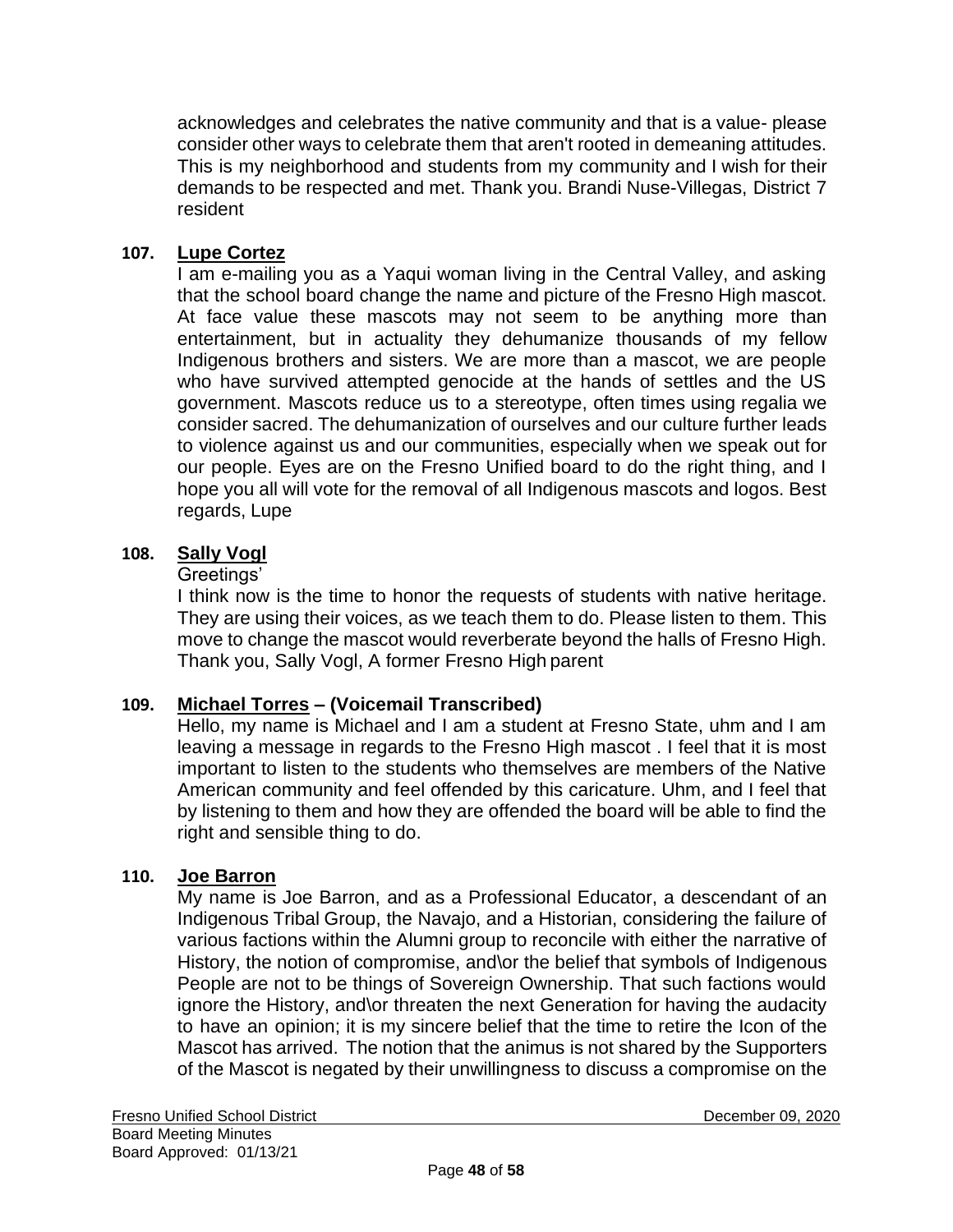acknowledges and celebrates the native community and that is a value- please consider other ways to celebrate them that aren't rooted in demeaning attitudes. This is my neighborhood and students from my community and I wish for their demands to be respected and met. Thank you. Brandi Nuse-Villegas, District 7 resident

**107. Lupe Cortez**

I am e-mailing you as a Yaqui woman living in the Central Valley, and asking that the school board change the name and picture of the Fresno High mascot. At face value these mascots may not seem to be anything more than entertainment, but in actuality they dehumanize thousands of my fellow Indigenous brothers and sisters. We are more than a mascot, we are people who have survived attempted genocide at the hands of settles and the US government. Mascots reduce us to a stereotype, often times using regalia we consider sacred. The dehumanization of ourselves and our culture further leads to violence against us and our communities, especially when we speak out for our people. Eyes are on the Fresno Unified board to do the right thing, and I hope you all will vote for the removal of all Indigenous mascots and logos. Best regards, Lupe

**108. Sally Vogl**

Greetings'

I think now is the time to honor the requests of students with native heritage. They are using their voices, as we teach them to do. Please listen to them. This move to change the mascot would reverberate beyond the halls of Fresno High. Thank you, Sally Vogl, A former Fresno High parent

**109. Michael Torres – (Voicemail Transcribed)**

Hello, my name is Michael and I am a student at Fresno State, uhm and I am leaving a message in regards to the Fresno High mascot . I feel that it is most important to listen to the students who themselves are members of the Native American community and feel offended by this caricature. Uhm, and I feel that by listening to them and how they are offended the board will be able to find the right and sensible thing to do.

**110. Joe Barron**

My name is Joe Barron, and as a Professional Educator, a descendant of an Indigenous Tribal Group, the Navajo, and a Historian, considering the failure of various factions within the Alumni group to reconcile with either the narrative of History, the notion of compromise, and\or the belief that symbols of Indigenous People are not to be things of Sovereign Ownership. That such factions would ignore the History, and\or threaten the next Generation for having the audacity to have an opinion; it is my sincere belief that the time to retire the Icon of the Mascot has arrived. The notion that the animus is not shared by the Supporters of the Mascot is negated by their unwillingness to discuss a compromise on the

Fresno Unified School District — December 09, 2020
Board Meeting Minutes
Board Approved: 01/13/21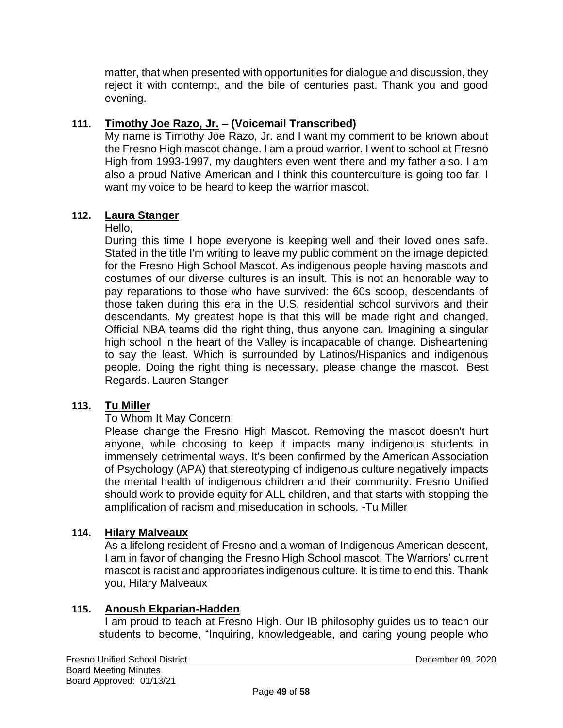matter, that when presented with opportunities for dialogue and discussion, they reject it with contempt, and the bile of centuries past. Thank you and good evening.

**111. Timothy Joe Razo, Jr. – (Voicemail Transcribed)**

My name is Timothy Joe Razo, Jr. and I want my comment to be known about the Fresno High mascot change. I am a proud warrior. I went to school at Fresno High from 1993-1997, my daughters even went there and my father also. I am also a proud Native American and I think this counterculture is going too far. I want my voice to be heard to keep the warrior mascot.

**112. Laura Stanger**

Hello,

During this time I hope everyone is keeping well and their loved ones safe. Stated in the title I'm writing to leave my public comment on the image depicted for the Fresno High School Mascot. As indigenous people having mascots and costumes of our diverse cultures is an insult. This is not an honorable way to pay reparations to those who have survived: the 60s scoop, descendants of those taken during this era in the U.S, residential school survivors and their descendants. My greatest hope is that this will be made right and changed. Official NBA teams did the right thing, thus anyone can. Imagining a singular high school in the heart of the Valley is incapacable of change. Disheartening to say the least. Which is surrounded by Latinos/Hispanics and indigenous people. Doing the right thing is necessary, please change the mascot. Best Regards. Lauren Stanger

**113. Tu Miller**

To Whom It May Concern,

Please change the Fresno High Mascot. Removing the mascot doesn't hurt anyone, while choosing to keep it impacts many indigenous students in immensely detrimental ways. It's been confirmed by the American Association of Psychology (APA) that stereotyping of indigenous culture negatively impacts the mental health of indigenous children and their community. Fresno Unified should work to provide equity for ALL children, and that starts with stopping the amplification of racism and miseducation in schools. -Tu Miller

**114. Hilary Malveaux**

As a lifelong resident of Fresno and a woman of Indigenous American descent, I am in favor of changing the Fresno High School mascot. The Warriors' current mascot is racist and appropriates indigenous culture. It is time to end this. Thank you, Hilary Malveaux

**115. Anoush Ekparian-Hadden**

I am proud to teach at Fresno High. Our IB philosophy guides us to teach our students to become, "Inquiring, knowledgeable, and caring young people who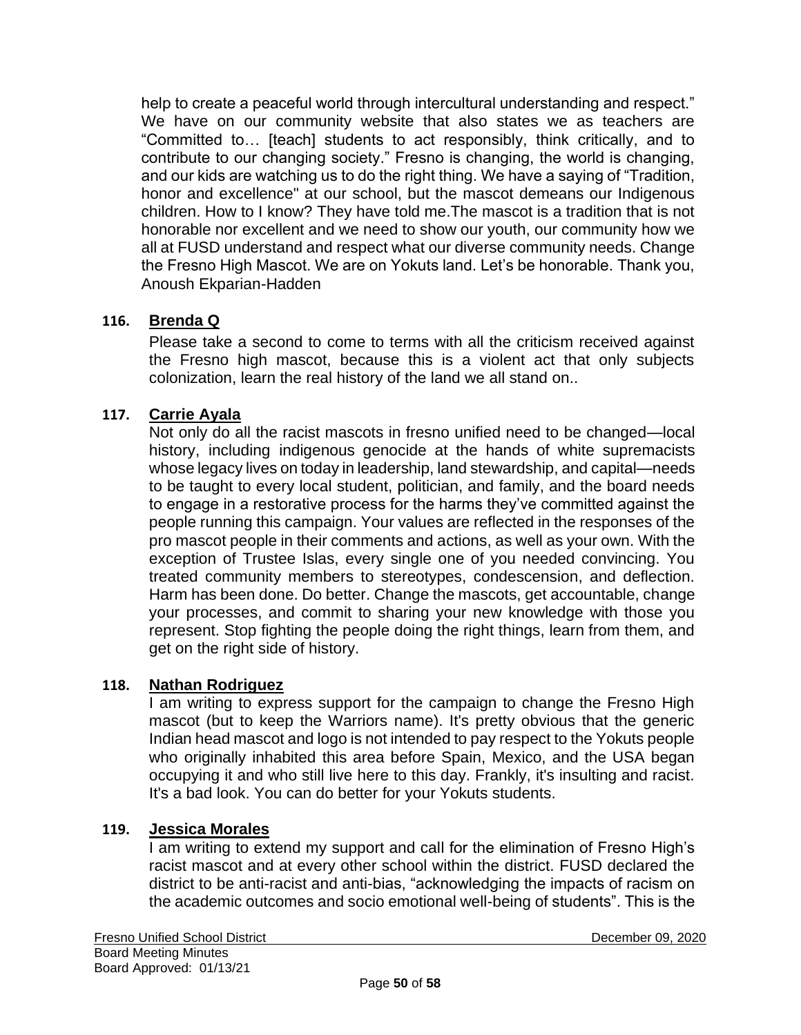help to create a peaceful world through intercultural understanding and respect." We have on our community website that also states we as teachers are "Committed to… [teach] students to act responsibly, think critically, and to contribute to our changing society." Fresno is changing, the world is changing, and our kids are watching us to do the right thing. We have a saying of "Tradition, honor and excellence" at our school, but the mascot demeans our Indigenous children. How to I know? They have told me.The mascot is a tradition that is not honorable nor excellent and we need to show our youth, our community how we all at FUSD understand and respect what our diverse community needs. Change the Fresno High Mascot. We are on Yokuts land. Let's be honorable. Thank you, Anoush Ekparian-Hadden

**116. Brenda Q**

Please take a second to come to terms with all the criticism received against the Fresno high mascot, because this is a violent act that only subjects colonization, learn the real history of the land we all stand on..

**117. Carrie Ayala**

Not only do all the racist mascots in fresno unified need to be changed—local history, including indigenous genocide at the hands of white supremacists whose legacy lives on today in leadership, land stewardship, and capital—needs to be taught to every local student, politician, and family, and the board needs to engage in a restorative process for the harms they've committed against the people running this campaign. Your values are reflected in the responses of the pro mascot people in their comments and actions, as well as your own. With the exception of Trustee Islas, every single one of you needed convincing. You treated community members to stereotypes, condescension, and deflection. Harm has been done. Do better. Change the mascots, get accountable, change your processes, and commit to sharing your new knowledge with those you represent. Stop fighting the people doing the right things, learn from them, and get on the right side of history.

**118. Nathan Rodriguez**

I am writing to express support for the campaign to change the Fresno High mascot (but to keep the Warriors name). It's pretty obvious that the generic Indian head mascot and logo is not intended to pay respect to the Yokuts people who originally inhabited this area before Spain, Mexico, and the USA began occupying it and who still live here to this day. Frankly, it's insulting and racist. It's a bad look. You can do better for your Yokuts students.

**119. Jessica Morales**

I am writing to extend my support and call for the elimination of Fresno High's racist mascot and at every other school within the district. FUSD declared the district to be anti-racist and anti-bias, "acknowledging the impacts of racism on the academic outcomes and socio emotional well-being of students". This is the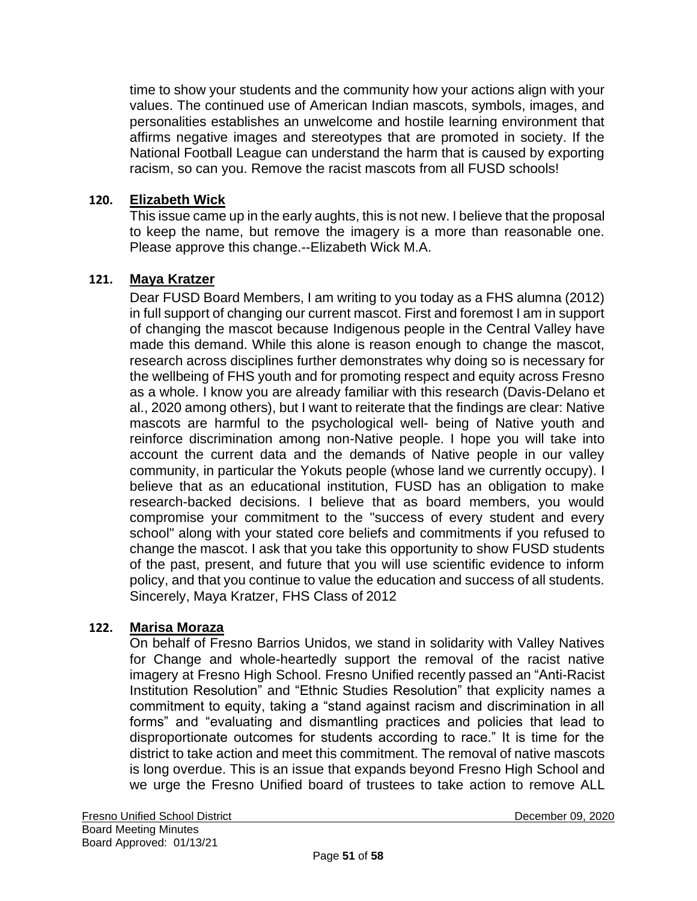time to show your students and the community how your actions align with your values. The continued use of American Indian mascots, symbols, images, and personalities establishes an unwelcome and hostile learning environment that affirms negative images and stereotypes that are promoted in society. If the National Football League can understand the harm that is caused by exporting racism, so can you. Remove the racist mascots from all FUSD schools!

**120. Elizabeth Wick**

This issue came up in the early aughts, this is not new. I believe that the proposal to keep the name, but remove the imagery is a more than reasonable one. Please approve this change.--Elizabeth Wick M.A.

**121. Maya Kratzer**

Dear FUSD Board Members, I am writing to you today as a FHS alumna (2012) in full support of changing our current mascot. First and foremost I am in support of changing the mascot because Indigenous people in the Central Valley have made this demand. While this alone is reason enough to change the mascot, research across disciplines further demonstrates why doing so is necessary for the wellbeing of FHS youth and for promoting respect and equity across Fresno as a whole. I know you are already familiar with this research (Davis-Delano et al., 2020 among others), but I want to reiterate that the findings are clear: Native mascots are harmful to the psychological well- being of Native youth and reinforce discrimination among non-Native people. I hope you will take into account the current data and the demands of Native people in our valley community, in particular the Yokuts people (whose land we currently occupy). I believe that as an educational institution, FUSD has an obligation to make research-backed decisions. I believe that as board members, you would compromise your commitment to the "success of every student and every school" along with your stated core beliefs and commitments if you refused to change the mascot. I ask that you take this opportunity to show FUSD students of the past, present, and future that you will use scientific evidence to inform policy, and that you continue to value the education and success of all students. Sincerely, Maya Kratzer, FHS Class of 2012

**122. Marisa Moraza**

On behalf of Fresno Barrios Unidos, we stand in solidarity with Valley Natives for Change and whole-heartedly support the removal of the racist native imagery at Fresno High School. Fresno Unified recently passed an “Anti-Racist Institution Resolution” and “Ethnic Studies Resolution” that explicity names a commitment to equity, taking a “stand against racism and discrimination in all forms” and “evaluating and dismantling practices and policies that lead to disproportionate outcomes for students according to race.” It is time for the district to take action and meet this commitment. The removal of native mascots is long overdue. This is an issue that expands beyond Fresno High School and we urge the Fresno Unified board of trustees to take action to remove ALL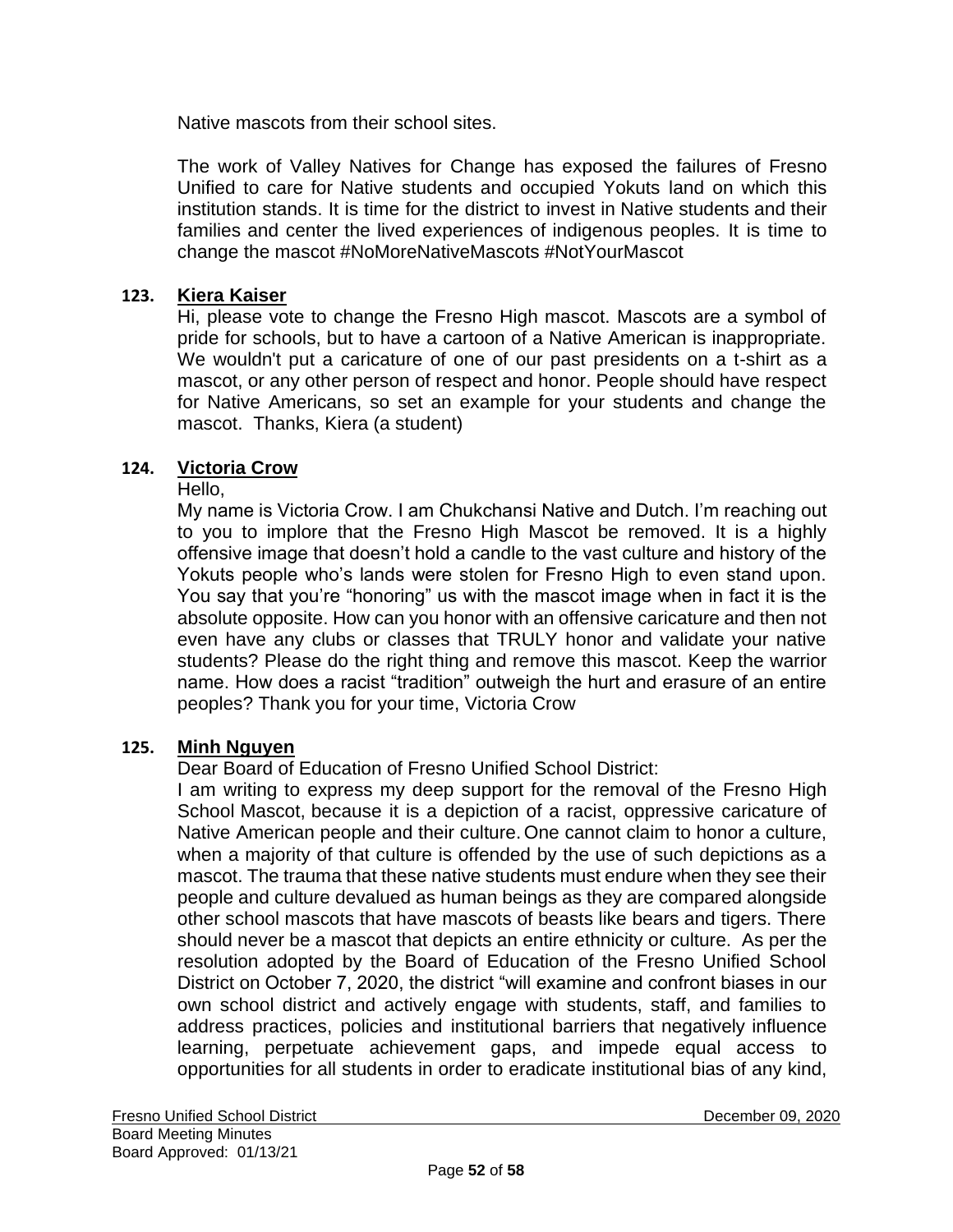Native mascots from their school sites.

The work of Valley Natives for Change has exposed the failures of Fresno Unified to care for Native students and occupied Yokuts land on which this institution stands. It is time for the district to invest in Native students and their families and center the lived experiences of indigenous peoples. It is time to change the mascot #NoMoreNativeMascots #NotYourMascot

**123. Kiera Kaiser**

Hi, please vote to change the Fresno High mascot. Mascots are a symbol of pride for schools, but to have a cartoon of a Native American is inappropriate. We wouldn't put a caricature of one of our past presidents on a t-shirt as a mascot, or any other person of respect and honor. People should have respect for Native Americans, so set an example for your students and change the mascot. Thanks, Kiera (a student)

**124. Victoria Crow**

Hello,

My name is Victoria Crow. I am Chukchansi Native and Dutch. I'm reaching out to you to implore that the Fresno High Mascot be removed. It is a highly offensive image that doesn't hold a candle to the vast culture and history of the Yokuts people who's lands were stolen for Fresno High to even stand upon. You say that you're "honoring" us with the mascot image when in fact it is the absolute opposite. How can you honor with an offensive caricature and then not even have any clubs or classes that TRULY honor and validate your native students? Please do the right thing and remove this mascot. Keep the warrior name. How does a racist "tradition" outweigh the hurt and erasure of an entire peoples? Thank you for your time, Victoria Crow

**125. Minh Nguyen**

Dear Board of Education of Fresno Unified School District:

I am writing to express my deep support for the removal of the Fresno High School Mascot, because it is a depiction of a racist, oppressive caricature of Native American people and their culture. One cannot claim to honor a culture, when a majority of that culture is offended by the use of such depictions as a mascot. The trauma that these native students must endure when they see their people and culture devalued as human beings as they are compared alongside other school mascots that have mascots of beasts like bears and tigers. There should never be a mascot that depicts an entire ethnicity or culture. As per the resolution adopted by the Board of Education of the Fresno Unified School District on October 7, 2020, the district "will examine and confront biases in our own school district and actively engage with students, staff, and families to address practices, policies and institutional barriers that negatively influence learning, perpetuate achievement gaps, and impede equal access to opportunities for all students in order to eradicate institutional bias of any kind,

Fresno Unified School District December 09, 2020
Board Meeting Minutes
Board Approved: 01/13/21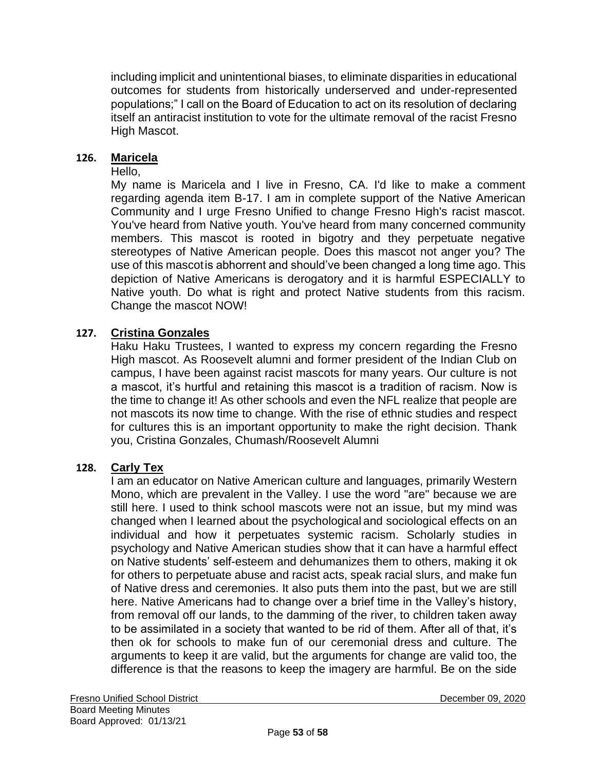including implicit and unintentional biases, to eliminate disparities in educational outcomes for students from historically underserved and under-represented populations;" I call on the Board of Education to act on its resolution of declaring itself an antiracist institution to vote for the ultimate removal of the racist Fresno High Mascot.

**126. Maricela**

Hello,

My name is Maricela and I live in Fresno, CA. I'd like to make a comment regarding agenda item B-17. I am in complete support of the Native American Community and I urge Fresno Unified to change Fresno High's racist mascot. You've heard from Native youth. You've heard from many concerned community members. This mascot is rooted in bigotry and they perpetuate negative stereotypes of Native American people. Does this mascot not anger you? The use of this mascotis abhorrent and should've been changed a long time ago. This depiction of Native Americans is derogatory and it is harmful ESPECIALLY to Native youth. Do what is right and protect Native students from this racism. Change the mascot NOW!

**127. Cristina Gonzales**

Haku Haku Trustees, I wanted to express my concern regarding the Fresno High mascot. As Roosevelt alumni and former president of the Indian Club on campus, I have been against racist mascots for many years. Our culture is not a mascot, it's hurtful and retaining this mascot is a tradition of racism. Now is the time to change it! As other schools and even the NFL realize that people are not mascots its now time to change. With the rise of ethnic studies and respect for cultures this is an important opportunity to make the right decision. Thank you, Cristina Gonzales, Chumash/Roosevelt Alumni

**128. Carly Tex**

I am an educator on Native American culture and languages, primarily Western Mono, which are prevalent in the Valley. I use the word "are" because we are still here. I used to think school mascots were not an issue, but my mind was changed when I learned about the psychological and sociological effects on an individual and how it perpetuates systemic racism. Scholarly studies in psychology and Native American studies show that it can have a harmful effect on Native students' self-esteem and dehumanizes them to others, making it ok for others to perpetuate abuse and racist acts, speak racial slurs, and make fun of Native dress and ceremonies. It also puts them into the past, but we are still here. Native Americans had to change over a brief time in the Valley's history, from removal off our lands, to the damming of the river, to children taken away to be assimilated in a society that wanted to be rid of them. After all of that, it's then ok for schools to make fun of our ceremonial dress and culture. The arguments to keep it are valid, but the arguments for change are valid too, the difference is that the reasons to keep the imagery are harmful. Be on the side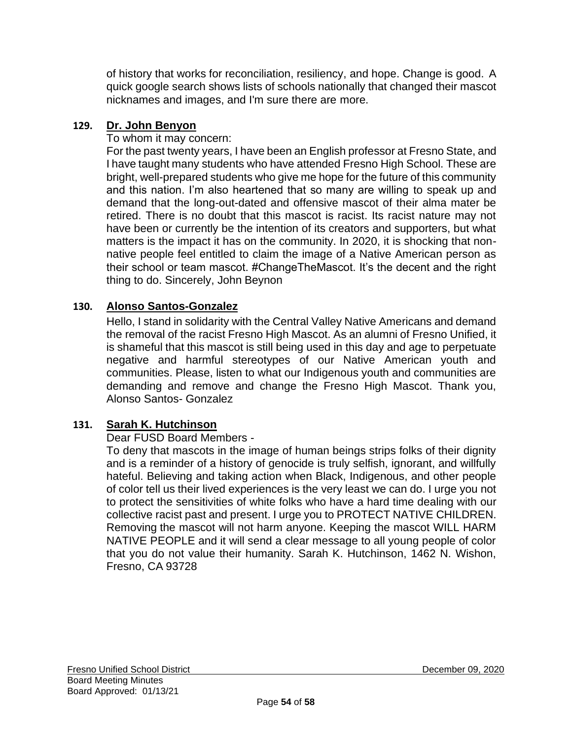of history that works for reconciliation, resiliency, and hope. Change is good. A quick google search shows lists of schools nationally that changed their mascot nicknames and images, and I'm sure there are more.

**129. Dr. John Benyon**

To whom it may concern:

For the past twenty years, I have been an English professor at Fresno State, and I have taught many students who have attended Fresno High School. These are bright, well-prepared students who give me hope for the future of this community and this nation. I'm also heartened that so many are willing to speak up and demand that the long-out-dated and offensive mascot of their alma mater be retired. There is no doubt that this mascot is racist. Its racist nature may not have been or currently be the intention of its creators and supporters, but what matters is the impact it has on the community. In 2020, it is shocking that non-native people feel entitled to claim the image of a Native American person as their school or team mascot. #ChangeTheMascot. It's the decent and the right thing to do. Sincerely, John Beynon

**130. Alonso Santos-Gonzalez**

Hello, I stand in solidarity with the Central Valley Native Americans and demand the removal of the racist Fresno High Mascot. As an alumni of Fresno Unified, it is shameful that this mascot is still being used in this day and age to perpetuate negative and harmful stereotypes of our Native American youth and communities. Please, listen to what our Indigenous youth and communities are demanding and remove and change the Fresno High Mascot. Thank you, Alonso Santos- Gonzalez

**131. Sarah K. Hutchinson**

Dear FUSD Board Members -

To deny that mascots in the image of human beings strips folks of their dignity and is a reminder of a history of genocide is truly selfish, ignorant, and willfully hateful. Believing and taking action when Black, Indigenous, and other people of color tell us their lived experiences is the very least we can do. I urge you not to protect the sensitivities of white folks who have a hard time dealing with our collective racist past and present. I urge you to PROTECT NATIVE CHILDREN. Removing the mascot will not harm anyone. Keeping the mascot WILL HARM NATIVE PEOPLE and it will send a clear message to all young people of color that you do not value their humanity. Sarah K. Hutchinson, 1462 N. Wishon, Fresno, CA 93728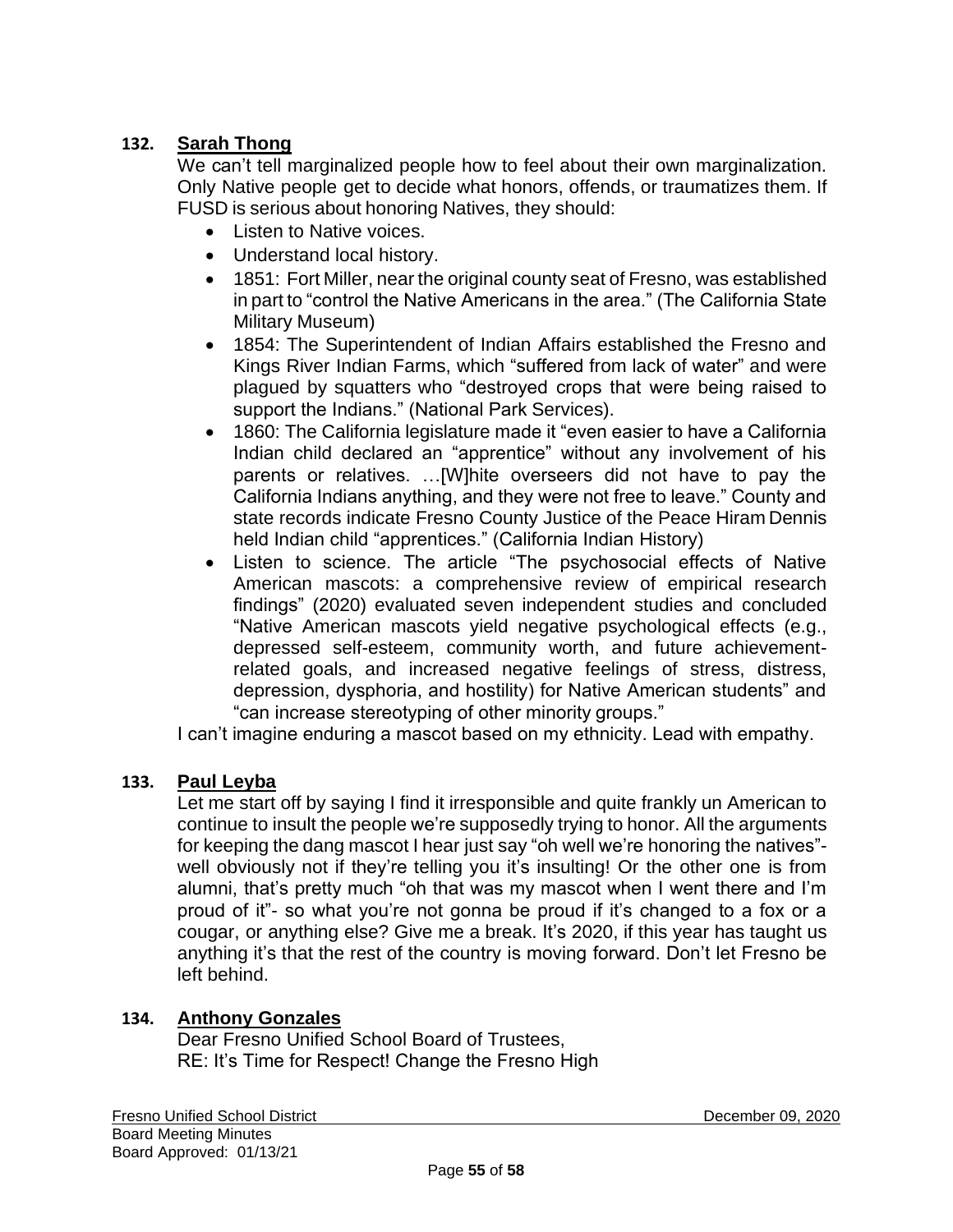**132. <u>Sarah Thong</u>**

We can't tell marginalized people how to feel about their own marginalization. Only Native people get to decide what honors, offends, or traumatizes them. If FUSD is serious about honoring Natives, they should:

- Listen to Native voices.
- Understand local history.
- 1851: Fort Miller, near the original county seat of Fresno, was established in part to "control the Native Americans in the area." (The California State Military Museum)
- 1854: The Superintendent of Indian Affairs established the Fresno and Kings River Indian Farms, which "suffered from lack of water" and were plagued by squatters who "destroyed crops that were being raised to support the Indians." (National Park Services).
- 1860: The California legislature made it "even easier to have a California Indian child declared an "apprentice" without any involvement of his parents or relatives. …[W]hite overseers did not have to pay the California Indians anything, and they were not free to leave." County and state records indicate Fresno County Justice of the Peace Hiram Dennis held Indian child "apprentices." (California Indian History)
- Listen to science. The article "The psychosocial effects of Native American mascots: a comprehensive review of empirical research findings" (2020) evaluated seven independent studies and concluded "Native American mascots yield negative psychological effects (e.g., depressed self-esteem, community worth, and future achievement-related goals, and increased negative feelings of stress, distress, depression, dysphoria, and hostility) for Native American students" and "can increase stereotyping of other minority groups."

I can't imagine enduring a mascot based on my ethnicity. Lead with empathy.

**133. <u>Paul Leyba</u>**

Let me start off by saying I find it irresponsible and quite frankly un American to continue to insult the people we're supposedly trying to honor. All the arguments for keeping the dang mascot I hear just say "oh well we're honoring the natives"- well obviously not if they're telling you it's insulting! Or the other one is from alumni, that's pretty much "oh that was my mascot when I went there and I'm proud of it"- so what you're not gonna be proud if it's changed to a fox or a cougar, or anything else? Give me a break. It's 2020, if this year has taught us anything it's that the rest of the country is moving forward. Don't let Fresno be left behind.

**134. <u>Anthony Gonzales</u>**

Dear Fresno Unified School Board of Trustees,
RE: It's Time for Respect! Change the Fresno High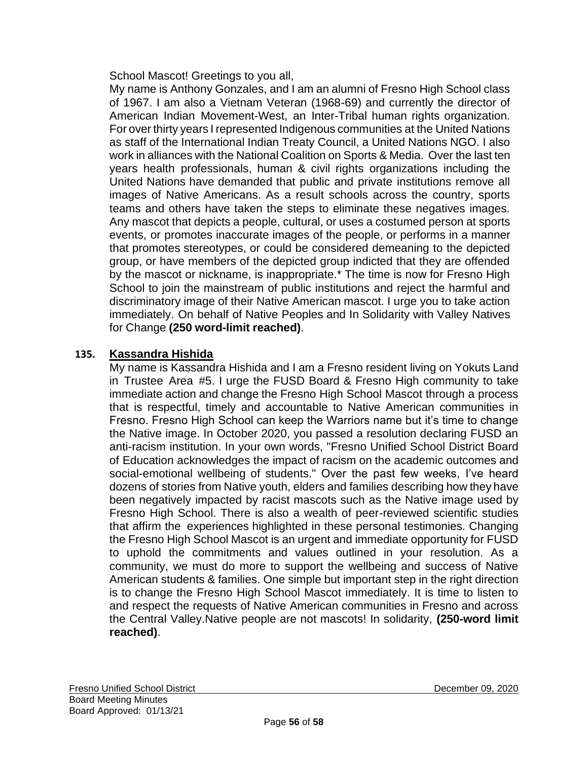School Mascot! Greetings to you all,

My name is Anthony Gonzales, and I am an alumni of Fresno High School class of 1967. I am also a Vietnam Veteran (1968-69) and currently the director of American Indian Movement-West, an Inter-Tribal human rights organization. For over thirty years I represented Indigenous communities at the United Nations as staff of the International Indian Treaty Council, a United Nations NGO. I also work in alliances with the National Coalition on Sports & Media. Over the last ten years health professionals, human & civil rights organizations including the United Nations have demanded that public and private institutions remove all images of Native Americans. As a result schools across the country, sports teams and others have taken the steps to eliminate these negatives images. Any mascot that depicts a people, cultural, or uses a costumed person at sports events, or promotes inaccurate images of the people, or performs in a manner that promotes stereotypes, or could be considered demeaning to the depicted group, or have members of the depicted group indicted that they are offended by the mascot or nickname, is inappropriate.* The time is now for Fresno High School to join the mainstream of public institutions and reject the harmful and discriminatory image of their Native American mascot. I urge you to take action immediately. On behalf of Native Peoples and In Solidarity with Valley Natives for Change **(250 word-limit reached)**.

**135. Kassandra Hishida**

My name is Kassandra Hishida and I am a Fresno resident living on Yokuts Land in Trustee Area #5. I urge the FUSD Board & Fresno High community to take immediate action and change the Fresno High School Mascot through a process that is respectful, timely and accountable to Native American communities in Fresno. Fresno High School can keep the Warriors name but it's time to change the Native image. In October 2020, you passed a resolution declaring FUSD an anti-racism institution. In your own words, "Fresno Unified School District Board of Education acknowledges the impact of racism on the academic outcomes and social-emotional wellbeing of students." Over the past few weeks, I've heard dozens of stories from Native youth, elders and families describing how they have been negatively impacted by racist mascots such as the Native image used by Fresno High School. There is also a wealth of peer-reviewed scientific studies that affirm the experiences highlighted in these personal testimonies. Changing the Fresno High School Mascot is an urgent and immediate opportunity for FUSD to uphold the commitments and values outlined in your resolution. As a community, we must do more to support the wellbeing and success of Native American students & families. One simple but important step in the right direction is to change the Fresno High School Mascot immediately. It is time to listen to and respect the requests of Native American communities in Fresno and across the Central Valley.Native people are not mascots! In solidarity, **(250-word limit reached)**.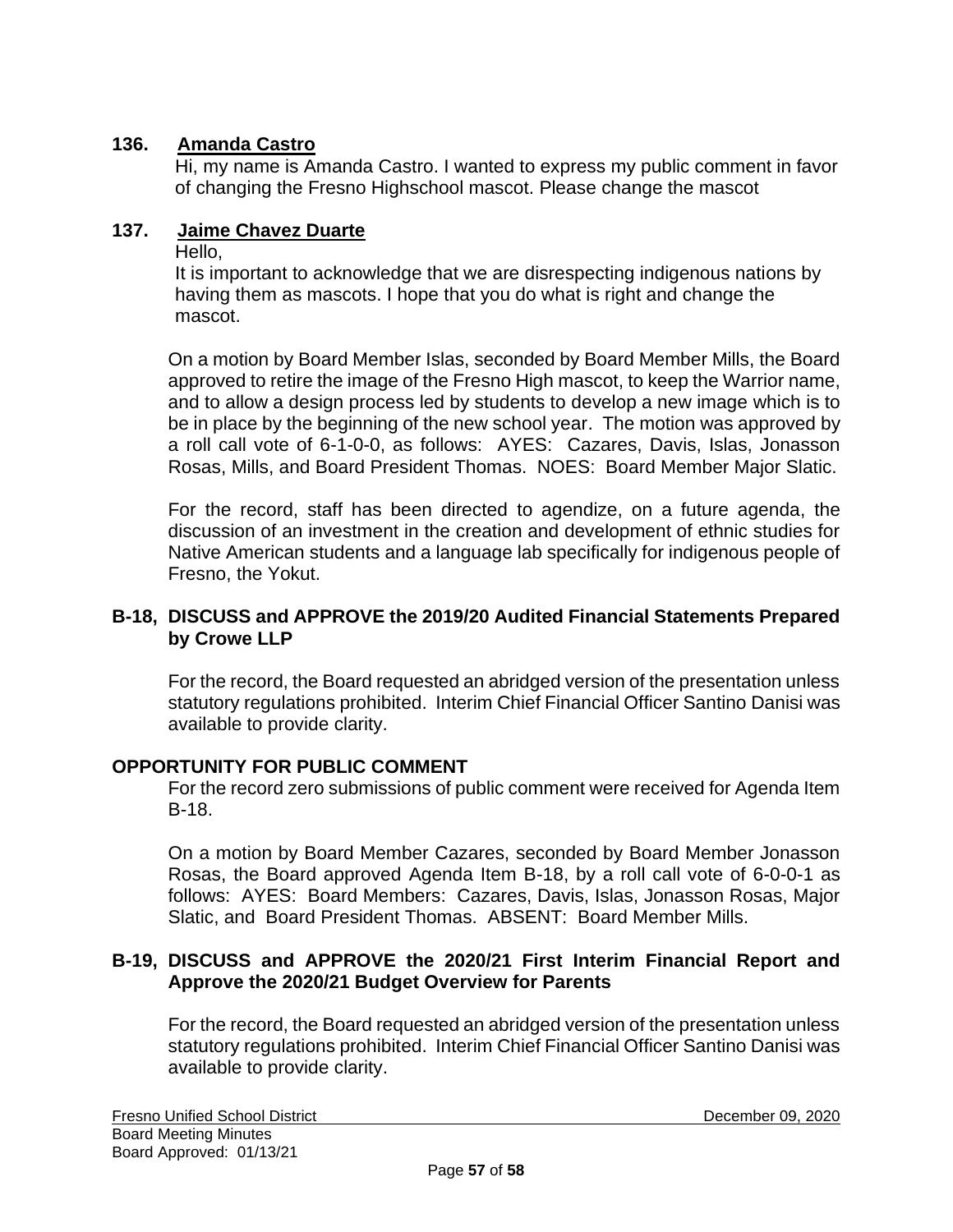**136. Amanda Castro**

Hi, my name is Amanda Castro. I wanted to express my public comment in favor of changing the Fresno Highschool mascot. Please change the mascot

**137. Jaime Chavez Duarte**

Hello,

It is important to acknowledge that we are disrespecting indigenous nations by having them as mascots. I hope that you do what is right and change the mascot.

On a motion by Board Member Islas, seconded by Board Member Mills, the Board approved to retire the image of the Fresno High mascot, to keep the Warrior name, and to allow a design process led by students to develop a new image which is to be in place by the beginning of the new school year. The motion was approved by a roll call vote of 6-1-0-0, as follows: AYES: Cazares, Davis, Islas, Jonasson Rosas, Mills, and Board President Thomas. NOES: Board Member Major Slatic.

For the record, staff has been directed to agendize, on a future agenda, the discussion of an investment in the creation and development of ethnic studies for Native American students and a language lab specifically for indigenous people of Fresno, the Yokut.

## B-18, DISCUSS and APPROVE the 2019/20 Audited Financial Statements Prepared by Crowe LLP

For the record, the Board requested an abridged version of the presentation unless statutory regulations prohibited. Interim Chief Financial Officer Santino Danisi was available to provide clarity.

## OPPORTUNITY FOR PUBLIC COMMENT

For the record zero submissions of public comment were received for Agenda Item B-18.

On a motion by Board Member Cazares, seconded by Board Member Jonasson Rosas, the Board approved Agenda Item B-18, by a roll call vote of 6-0-0-1 as follows: AYES: Board Members: Cazares, Davis, Islas, Jonasson Rosas, Major Slatic, and Board President Thomas. ABSENT: Board Member Mills.

## B-19, DISCUSS and APPROVE the 2020/21 First Interim Financial Report and Approve the 2020/21 Budget Overview for Parents

For the record, the Board requested an abridged version of the presentation unless statutory regulations prohibited. Interim Chief Financial Officer Santino Danisi was available to provide clarity.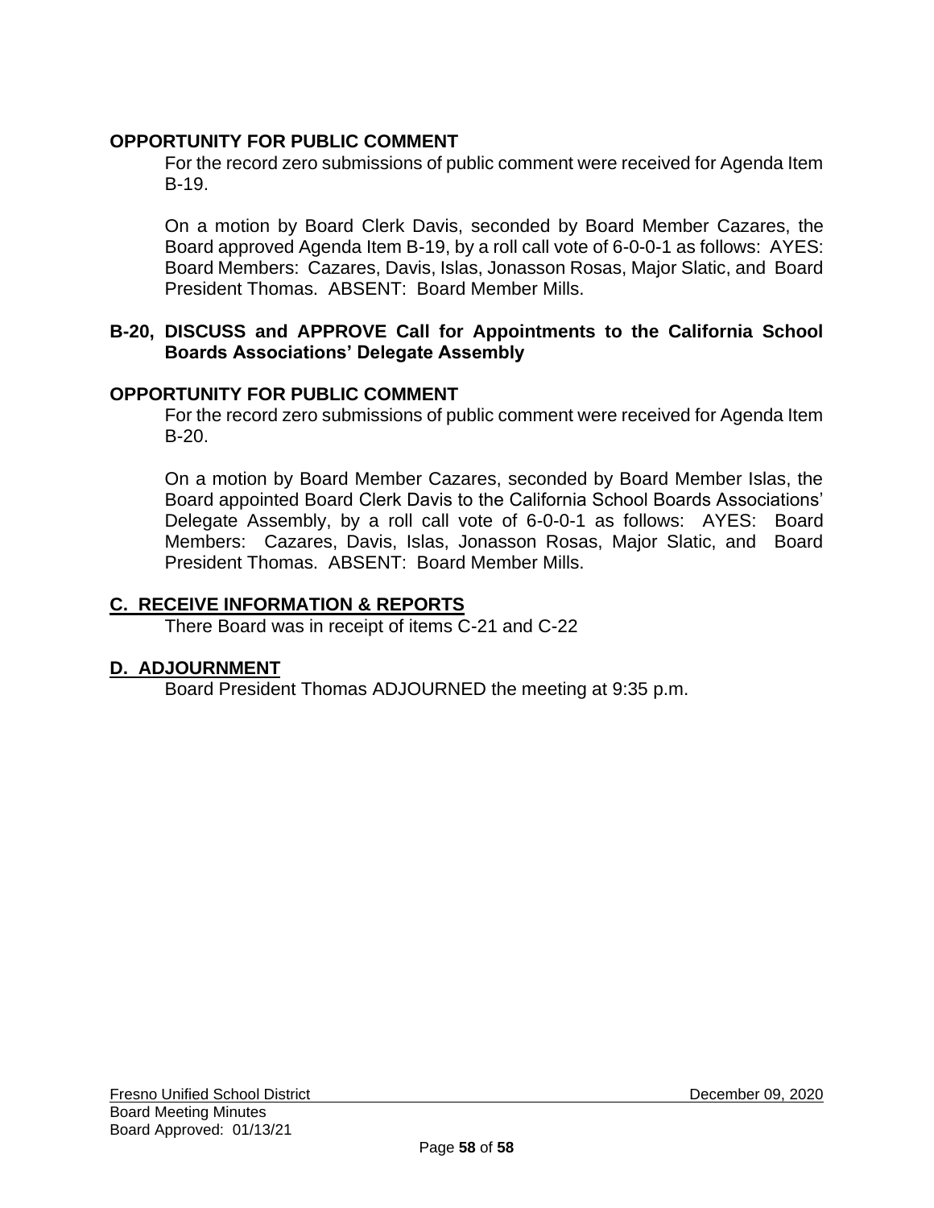**OPPORTUNITY FOR PUBLIC COMMENT**

For the record zero submissions of public comment were received for Agenda Item B-19.

On a motion by Board Clerk Davis, seconded by Board Member Cazares, the Board approved Agenda Item B-19, by a roll call vote of 6-0-0-1 as follows: AYES: Board Members: Cazares, Davis, Islas, Jonasson Rosas, Major Slatic, and Board President Thomas. ABSENT: Board Member Mills.

**B-20, DISCUSS and APPROVE Call for Appointments to the California School Boards Associations' Delegate Assembly**

**OPPORTUNITY FOR PUBLIC COMMENT**

For the record zero submissions of public comment were received for Agenda Item B-20.

On a motion by Board Member Cazares, seconded by Board Member Islas, the Board appointed Board Clerk Davis to the California School Boards Associations' Delegate Assembly, by a roll call vote of 6-0-0-1 as follows: AYES: Board Members: Cazares, Davis, Islas, Jonasson Rosas, Major Slatic, and Board President Thomas. ABSENT: Board Member Mills.

**C. RECEIVE INFORMATION & REPORTS**

There Board was in receipt of items C-21 and C-22

**D. ADJOURNMENT**

Board President Thomas ADJOURNED the meeting at 9:35 p.m.